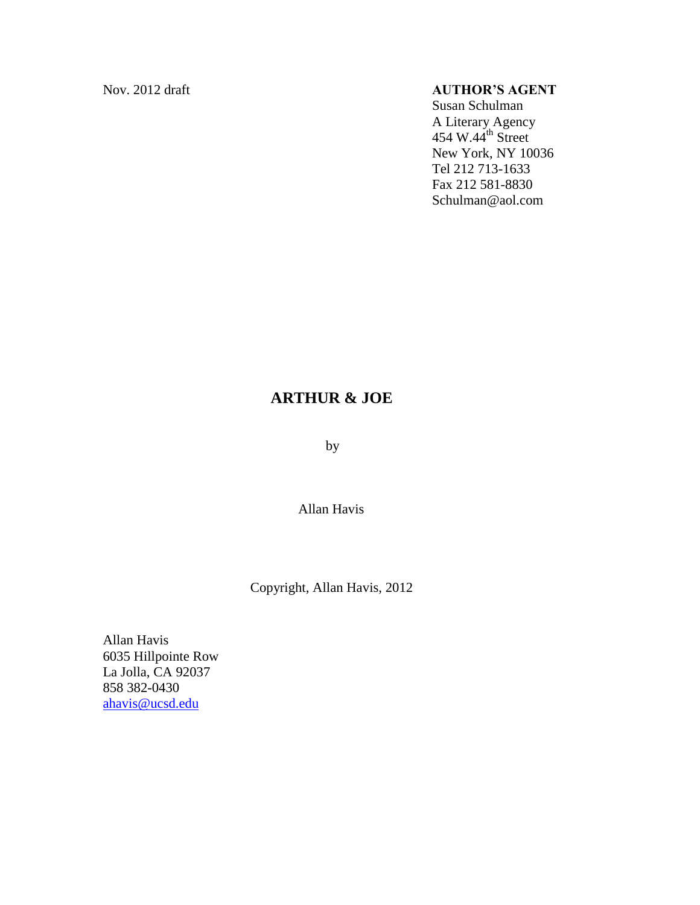Nov. 2012 draft

**AUTHOR'S AGENT**
Susan Schulman
A Literary Agency
454 W.44th Street
New York, NY 10036
Tel 212 713-1633
Fax 212 581-8830
Schulman@aol.com

# ARTHUR & JOE

by

Allan Havis

Copyright, Allan Havis, 2012

Allan Havis
6035 Hillpointe Row
La Jolla, CA 92037
858 382-0430
ahavis@ucsd.edu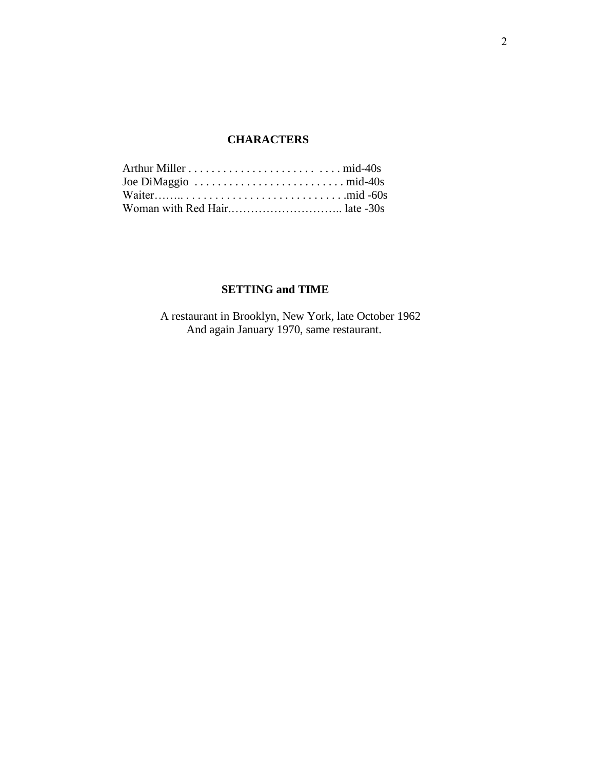## CHARACTERS

Arthur Miller . . . . . . . . . . . . . . . . . . . . . . . . . . . . mid-40s
Joe DiMaggio . . . . . . . . . . . . . . . . . . . . . . . . . . . mid-40s
Waiter…….. . . . . . . . . . . . . . . . . . . . . . . . . . . . .mid -60s
Woman with Red Hair.……………………….. late -30s

## SETTING and TIME

A restaurant in Brooklyn, New York, late October 1962
And again January 1970, same restaurant.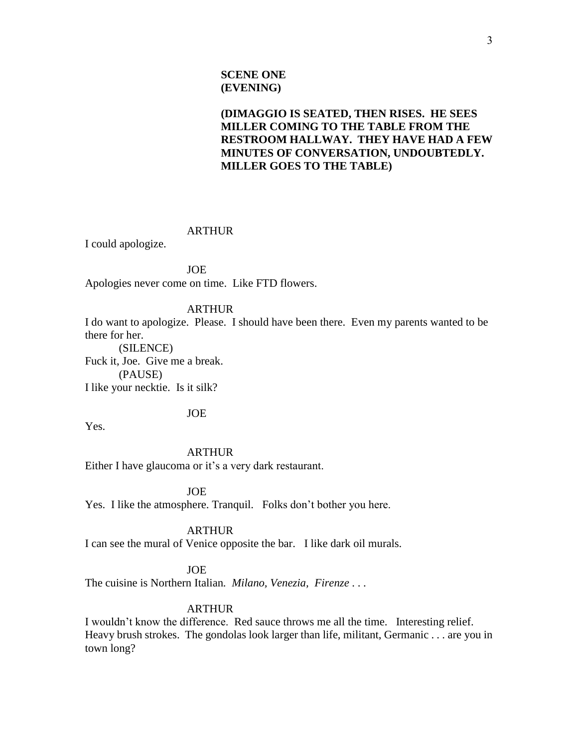**SCENE ONE**
**(EVENING)**

**(DIMAGGIO IS SEATED, THEN RISES. HE SEES MILLER COMING TO THE TABLE FROM THE RESTROOM HALLWAY. THEY HAVE HAD A FEW MINUTES OF CONVERSATION, UNDOUBTEDLY. MILLER GOES TO THE TABLE)**

ARTHUR

I could apologize.

JOE

Apologies never come on time. Like FTD flowers.

ARTHUR

I do want to apologize. Please. I should have been there. Even my parents wanted to be there for her.

(SILENCE)

Fuck it, Joe. Give me a break.

(PAUSE)

I like your necktie. Is it silk?

JOE

Yes.

ARTHUR

Either I have glaucoma or it's a very dark restaurant.

JOE

Yes. I like the atmosphere. Tranquil. Folks don't bother you here.

ARTHUR

I can see the mural of Venice opposite the bar. I like dark oil murals.

JOE

The cuisine is Northern Italian. *Milano, Venezia, Firenze* . . .

ARTHUR

I wouldn't know the difference. Red sauce throws me all the time. Interesting relief. Heavy brush strokes. The gondolas look larger than life, militant, Germanic . . . are you in town long?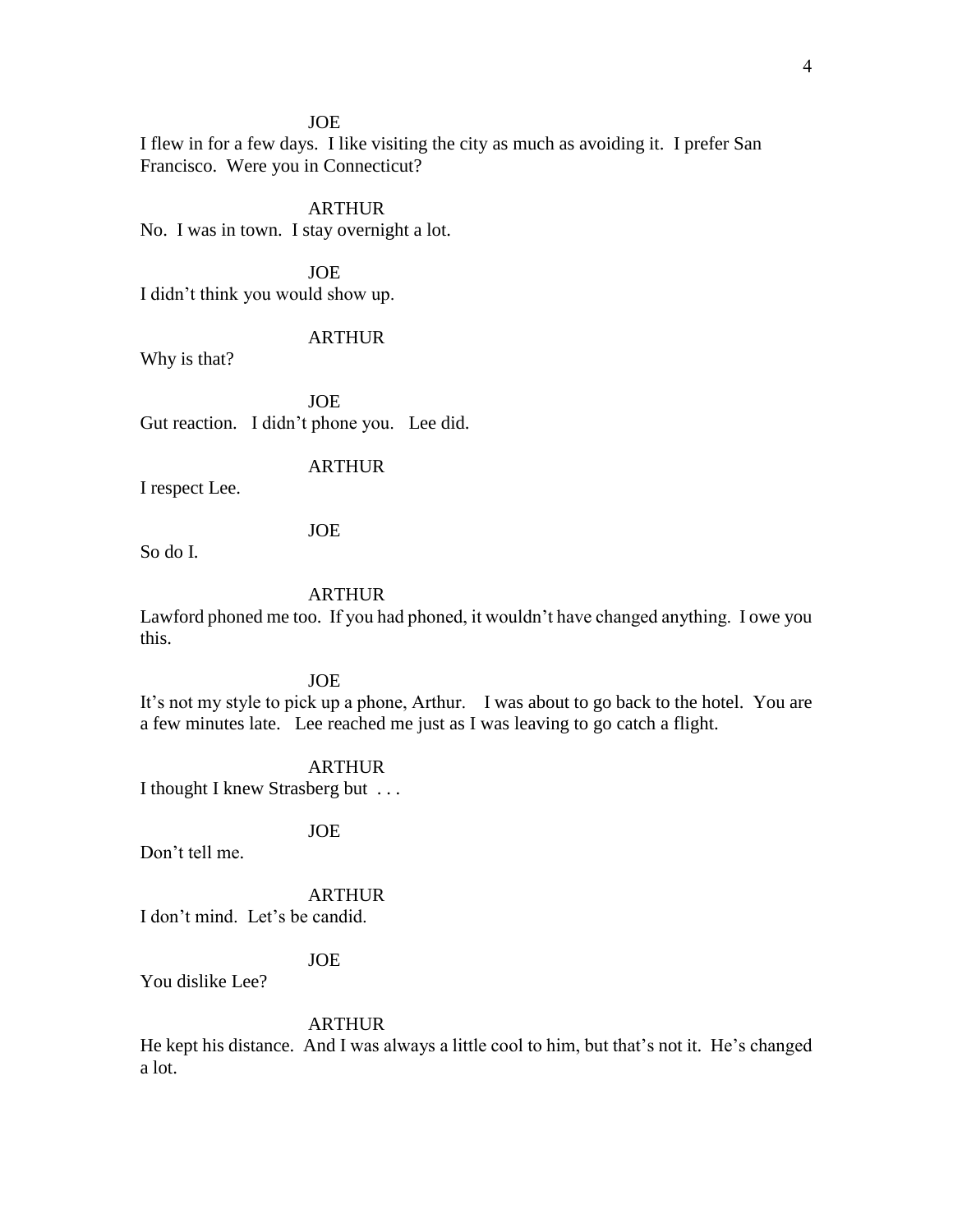JOE

I flew in for a few days. I like visiting the city as much as avoiding it. I prefer San Francisco. Were you in Connecticut?

ARTHUR

No. I was in town. I stay overnight a lot.

JOE

I didn't think you would show up.

ARTHUR

Why is that?

JOE

Gut reaction. I didn't phone you. Lee did.

ARTHUR

I respect Lee.

JOE

So do I.

ARTHUR

Lawford phoned me too. If you had phoned, it wouldn't have changed anything. I owe you this.

JOE

It's not my style to pick up a phone, Arthur. I was about to go back to the hotel. You are a few minutes late. Lee reached me just as I was leaving to go catch a flight.

ARTHUR

I thought I knew Strasberg but . . .

JOE

Don't tell me.

ARTHUR

I don't mind. Let's be candid.

JOE

You dislike Lee?

ARTHUR

He kept his distance. And I was always a little cool to him, but that's not it. He's changed a lot.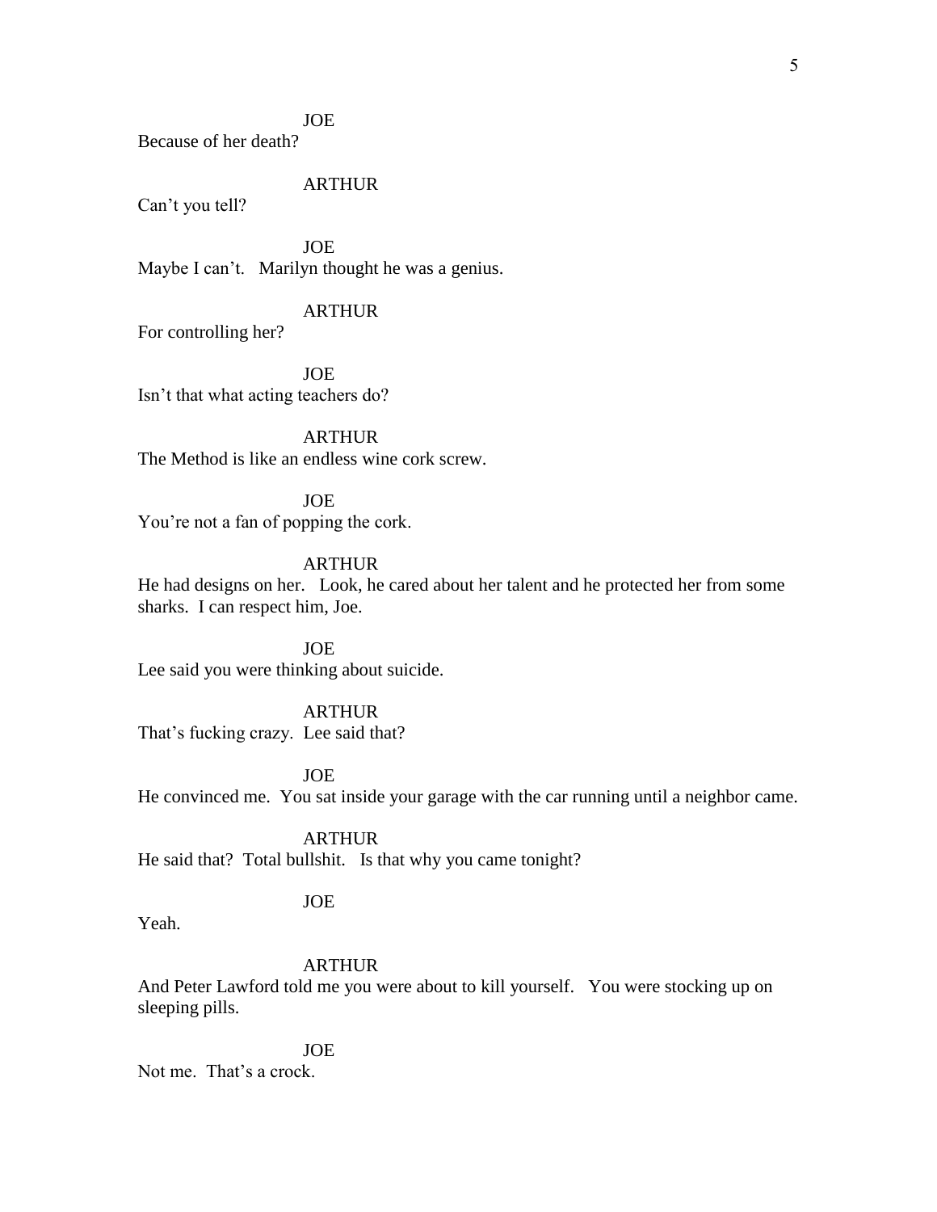JOE
Because of her death?

ARTHUR
Can't you tell?

JOE
Maybe I can't. Marilyn thought he was a genius.

ARTHUR
For controlling her?

JOE
Isn't that what acting teachers do?

ARTHUR
The Method is like an endless wine cork screw.

JOE
You're not a fan of popping the cork.

ARTHUR
He had designs on her. Look, he cared about her talent and he protected her from some sharks. I can respect him, Joe.

JOE
Lee said you were thinking about suicide.

ARTHUR
That's fucking crazy. Lee said that?

JOE
He convinced me. You sat inside your garage with the car running until a neighbor came.

ARTHUR
He said that? Total bullshit. Is that why you came tonight?

JOE
Yeah.

ARTHUR
And Peter Lawford told me you were about to kill yourself. You were stocking up on sleeping pills.

JOE
Not me. That's a crock.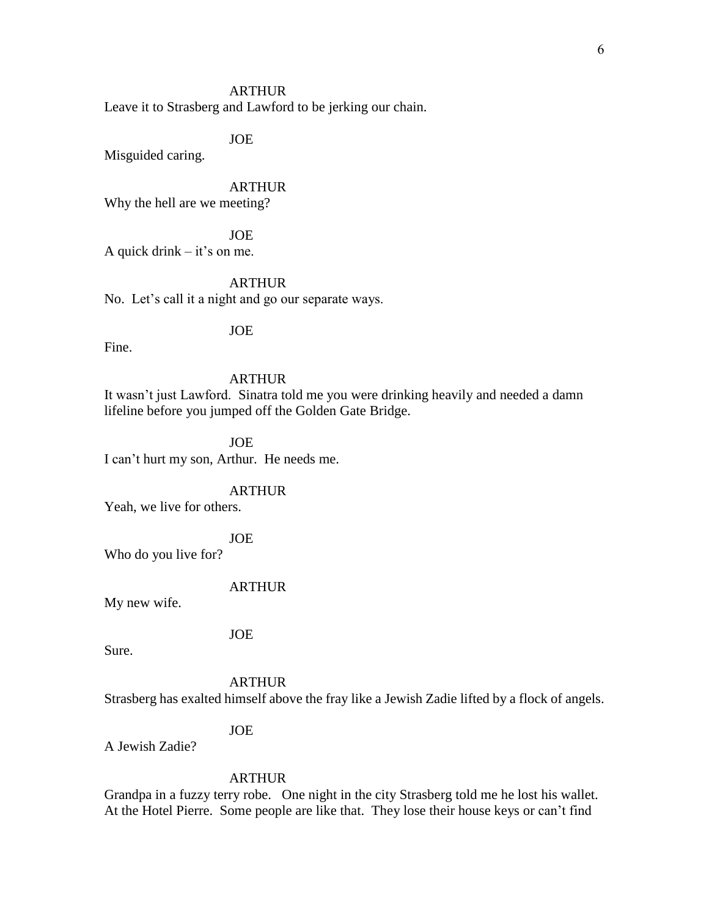ARTHUR

Leave it to Strasberg and Lawford to be jerking our chain.

JOE

Misguided caring.

ARTHUR

Why the hell are we meeting?

JOE

A quick drink – it's on me.

ARTHUR

No. Let's call it a night and go our separate ways.

JOE

Fine.

ARTHUR

It wasn't just Lawford. Sinatra told me you were drinking heavily and needed a damn lifeline before you jumped off the Golden Gate Bridge.

JOE

I can't hurt my son, Arthur. He needs me.

ARTHUR

Yeah, we live for others.

JOE

Who do you live for?

ARTHUR

My new wife.

JOE

Sure.

ARTHUR

Strasberg has exalted himself above the fray like a Jewish Zadie lifted by a flock of angels.

JOE

A Jewish Zadie?

ARTHUR

Grandpa in a fuzzy terry robe. One night in the city Strasberg told me he lost his wallet. At the Hotel Pierre. Some people are like that. They lose their house keys or can't find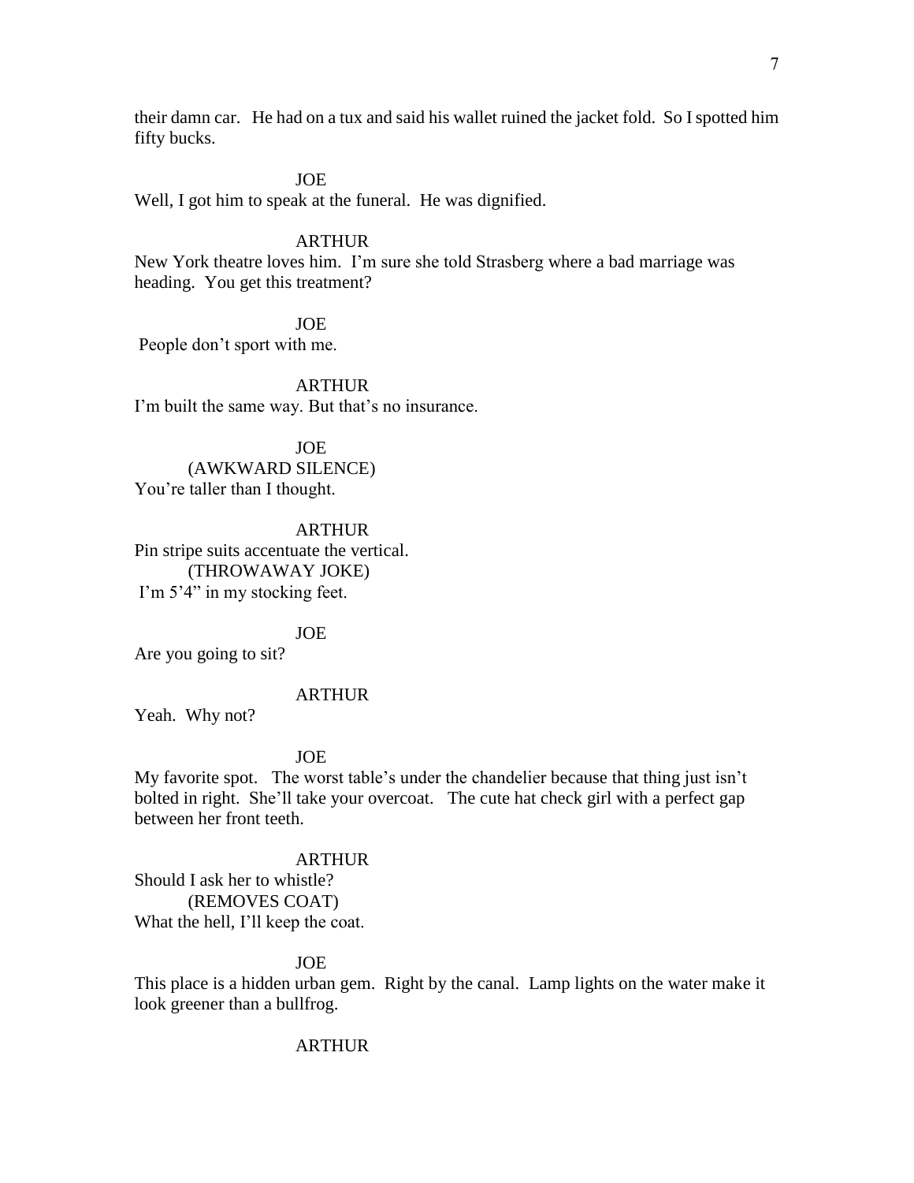their damn car.   He had on a tux and said his wallet ruined the jacket fold.  So I spotted him fifty bucks.

JOE

Well, I got him to speak at the funeral.  He was dignified.

ARTHUR

New York theatre loves him.  I'm sure she told Strasberg where a bad marriage was heading.  You get this treatment?

JOE

People don't sport with me.

ARTHUR

I'm built the same way. But that's no insurance.

JOE

(AWKWARD SILENCE)

You're taller than I thought.

ARTHUR

Pin stripe suits accentuate the vertical.

(THROWAWAY JOKE)

I'm 5'4" in my stocking feet.

JOE

Are you going to sit?

ARTHUR

Yeah.  Why not?

JOE

My favorite spot.   The worst table's under the chandelier because that thing just isn't bolted in right.  She'll take your overcoat.   The cute hat check girl with a perfect gap between her front teeth.

ARTHUR

Should I ask her to whistle?

(REMOVES COAT)

What the hell, I'll keep the coat.

JOE

This place is a hidden urban gem.  Right by the canal.  Lamp lights on the water make it look greener than a bullfrog.

ARTHUR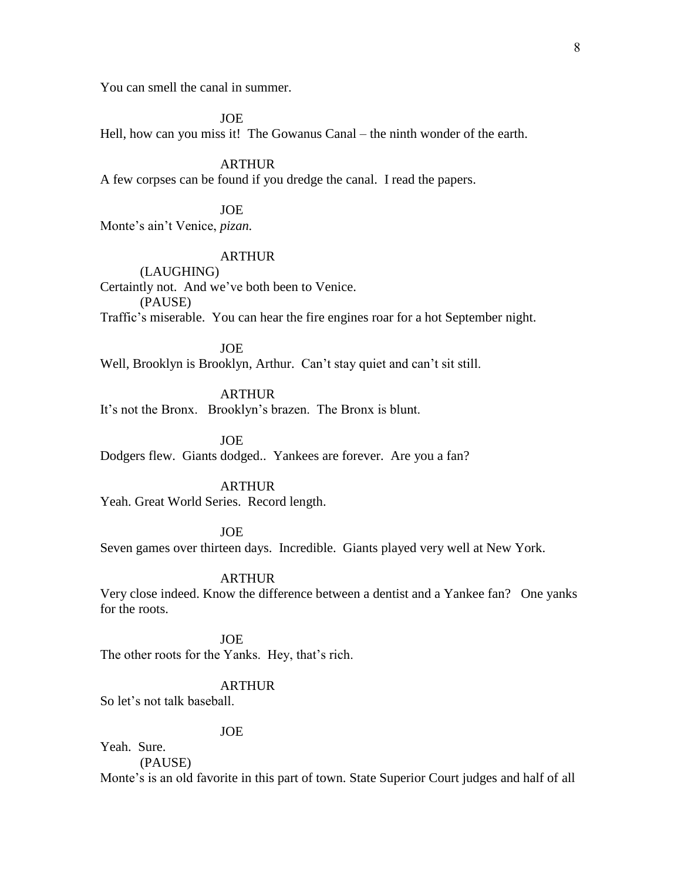You can smell the canal in summer.

JOE

Hell, how can you miss it! The Gowanus Canal – the ninth wonder of the earth.

ARTHUR

A few corpses can be found if you dredge the canal. I read the papers.

JOE

Monte's ain't Venice, *pizan.*

ARTHUR

(LAUGHING)

Certainly not. And we've both been to Venice.

(PAUSE)

Traffic's miserable. You can hear the fire engines roar for a hot September night.

JOE

Well, Brooklyn is Brooklyn, Arthur. Can't stay quiet and can't sit still.

ARTHUR

It's not the Bronx. Brooklyn's brazen. The Bronx is blunt.

JOE

Dodgers flew. Giants dodged.. Yankees are forever. Are you a fan?

ARTHUR

Yeah. Great World Series. Record length.

JOE

Seven games over thirteen days. Incredible. Giants played very well at New York.

ARTHUR

Very close indeed. Know the difference between a dentist and a Yankee fan? One yanks for the roots.

JOE

The other roots for the Yanks. Hey, that's rich.

ARTHUR

So let's not talk baseball.

JOE

Yeah. Sure.

(PAUSE)

Monte's is an old favorite in this part of town. State Superior Court judges and half of all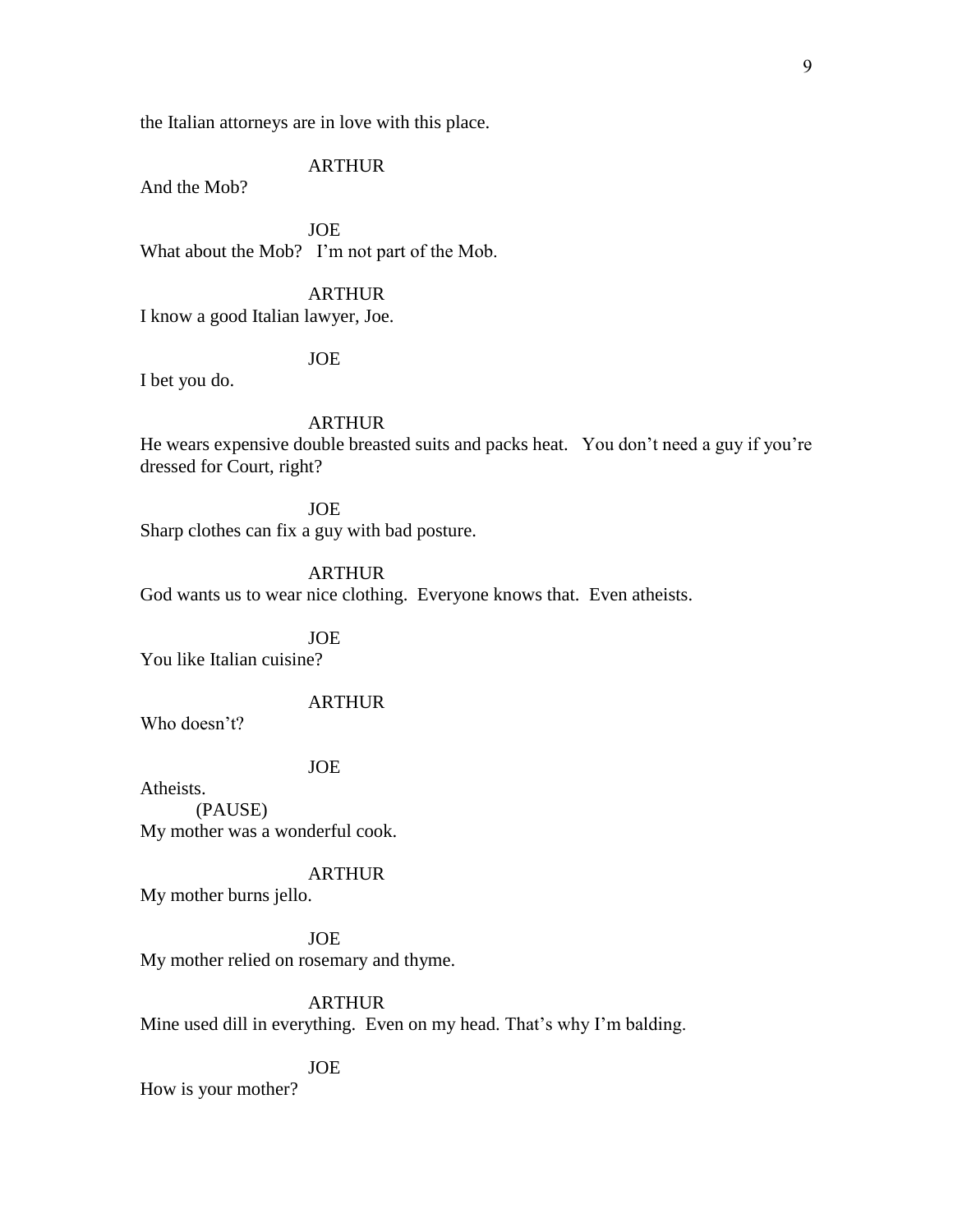the Italian attorneys are in love with this place.

ARTHUR
And the Mob?

JOE
What about the Mob?   I'm not part of the Mob.

ARTHUR
I know a good Italian lawyer, Joe.

JOE
I bet you do.

ARTHUR
He wears expensive double breasted suits and packs heat.   You don't need a guy if you're dressed for Court, right?

JOE
Sharp clothes can fix a guy with bad posture.

ARTHUR
God wants us to wear nice clothing.  Everyone knows that.  Even atheists.

JOE
You like Italian cuisine?

ARTHUR
Who doesn't?

JOE
Atheists.
(PAUSE)
My mother was a wonderful cook.

ARTHUR
My mother burns jello.

JOE
My mother relied on rosemary and thyme.

ARTHUR
Mine used dill in everything.  Even on my head. That's why I'm balding.

JOE
How is your mother?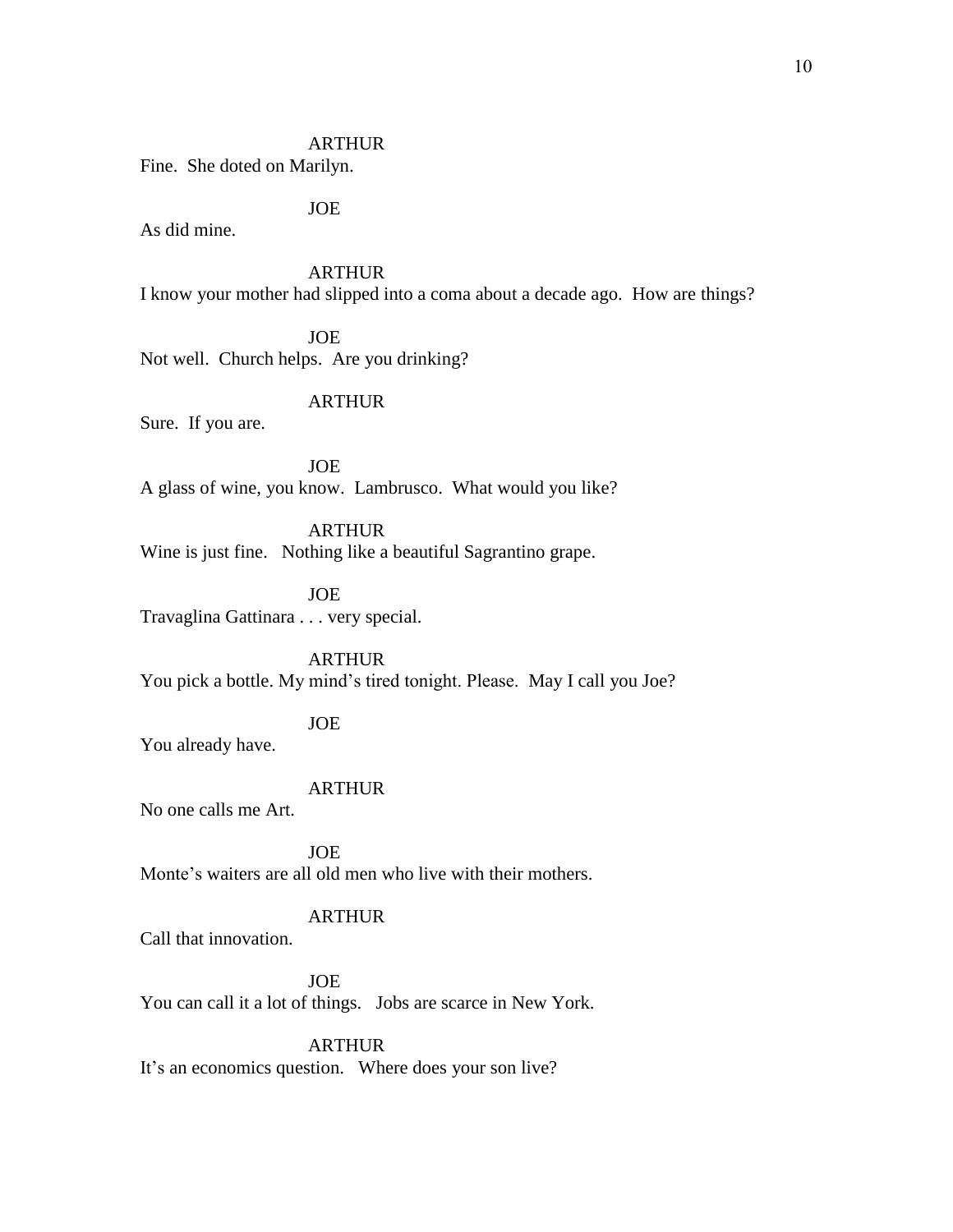ARTHUR

Fine. She doted on Marilyn.

JOE

As did mine.

ARTHUR

I know your mother had slipped into a coma about a decade ago. How are things?

JOE

Not well. Church helps. Are you drinking?

ARTHUR

Sure. If you are.

JOE

A glass of wine, you know. Lambrusco. What would you like?

ARTHUR

Wine is just fine. Nothing like a beautiful Sagrantino grape.

JOE

Travaglina Gattinara . . . very special.

ARTHUR

You pick a bottle. My mind's tired tonight. Please. May I call you Joe?

JOE

You already have.

ARTHUR

No one calls me Art.

JOE

Monte's waiters are all old men who live with their mothers.

ARTHUR

Call that innovation.

JOE

You can call it a lot of things. Jobs are scarce in New York.

ARTHUR

It's an economics question. Where does your son live?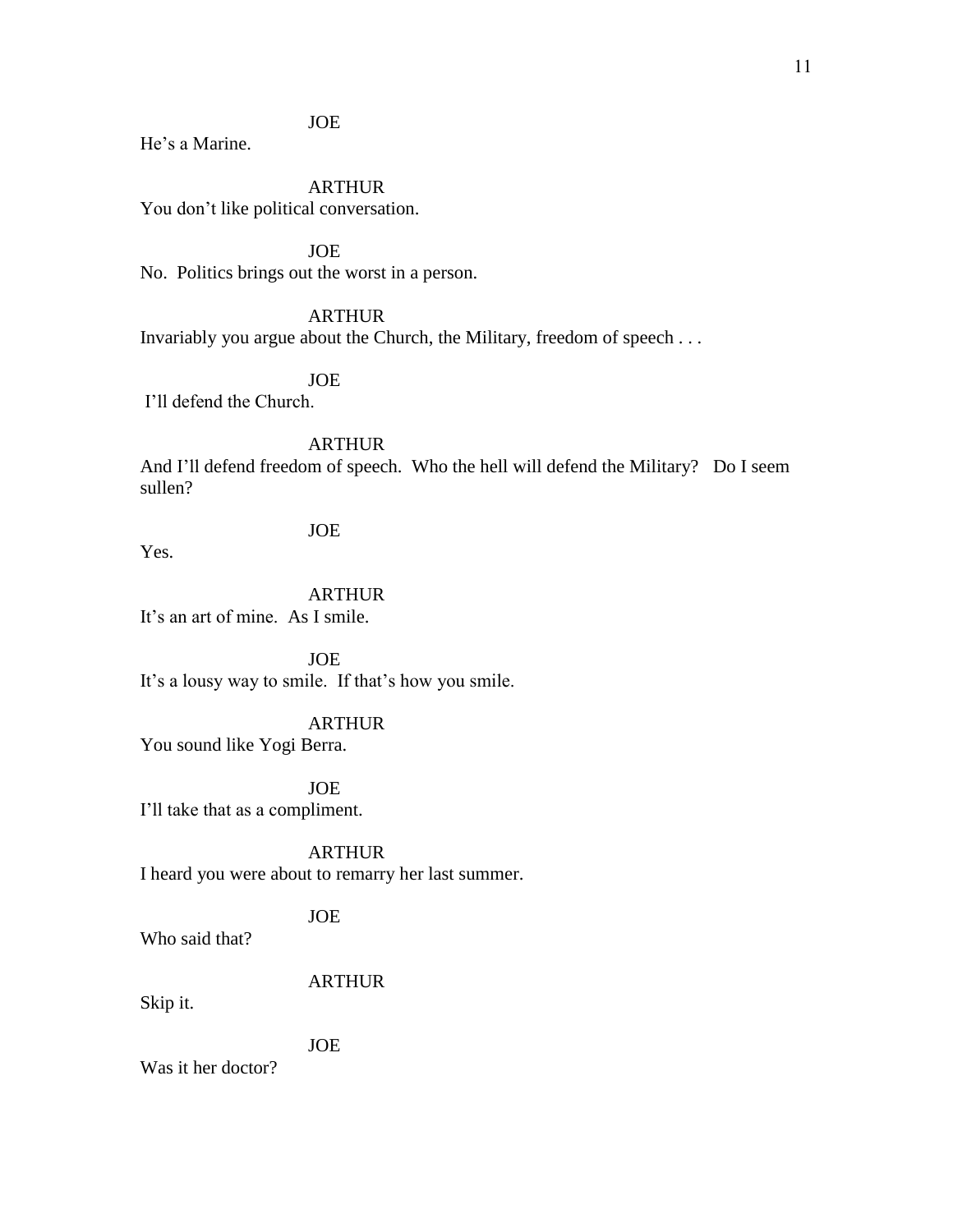JOE

He's a Marine.

ARTHUR

You don't like political conversation.

JOE

No. Politics brings out the worst in a person.

ARTHUR

Invariably you argue about the Church, the Military, freedom of speech . . .

JOE

I'll defend the Church.

ARTHUR

And I'll defend freedom of speech. Who the hell will defend the Military? Do I seem sullen?

JOE

Yes.

ARTHUR

It's an art of mine. As I smile.

JOE

It's a lousy way to smile. If that's how you smile.

ARTHUR

You sound like Yogi Berra.

JOE

I'll take that as a compliment.

ARTHUR

I heard you were about to remarry her last summer.

JOE

Who said that?

ARTHUR

Skip it.

JOE

Was it her doctor?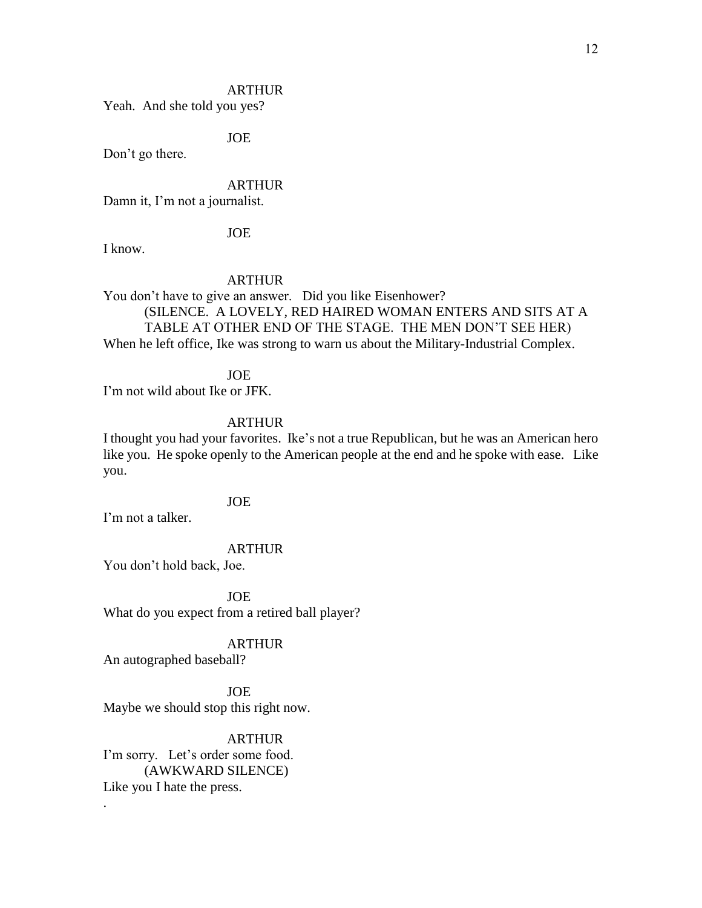ARTHUR

Yeah. And she told you yes?

JOE

Don't go there.

ARTHUR

Damn it, I'm not a journalist.

JOE

I know.

ARTHUR

You don't have to give an answer. Did you like Eisenhower?

(SILENCE. A LOVELY, RED HAIRED WOMAN ENTERS AND SITS AT A TABLE AT OTHER END OF THE STAGE. THE MEN DON'T SEE HER)

When he left office, Ike was strong to warn us about the Military-Industrial Complex.

JOE

I'm not wild about Ike or JFK.

ARTHUR

I thought you had your favorites. Ike's not a true Republican, but he was an American hero like you. He spoke openly to the American people at the end and he spoke with ease. Like you.

JOE

I'm not a talker.

ARTHUR

You don't hold back, Joe.

JOE

What do you expect from a retired ball player?

ARTHUR

An autographed baseball?

JOE

Maybe we should stop this right now.

ARTHUR

I'm sorry. Let's order some food.

(AWKWARD SILENCE)

Like you I hate the press.

.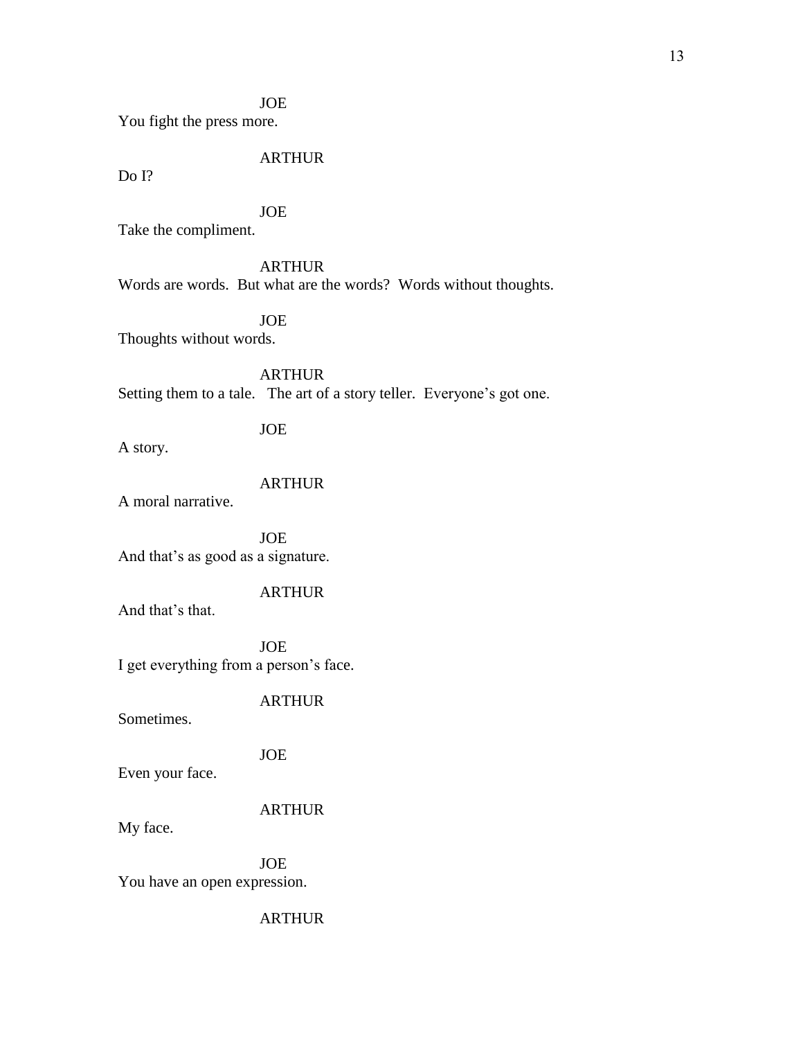JOE
You fight the press more.

ARTHUR
Do I?

JOE
Take the compliment.

ARTHUR
Words are words.  But what are the words?  Words without thoughts.

JOE
Thoughts without words.

ARTHUR
Setting them to a tale.   The art of a story teller.  Everyone's got one.

JOE
A story.

ARTHUR
A moral narrative.

JOE
And that's as good as a signature.

ARTHUR
And that's that.

JOE
I get everything from a person's face.

ARTHUR
Sometimes.

JOE
Even your face.

ARTHUR
My face.

JOE
You have an open expression.

ARTHUR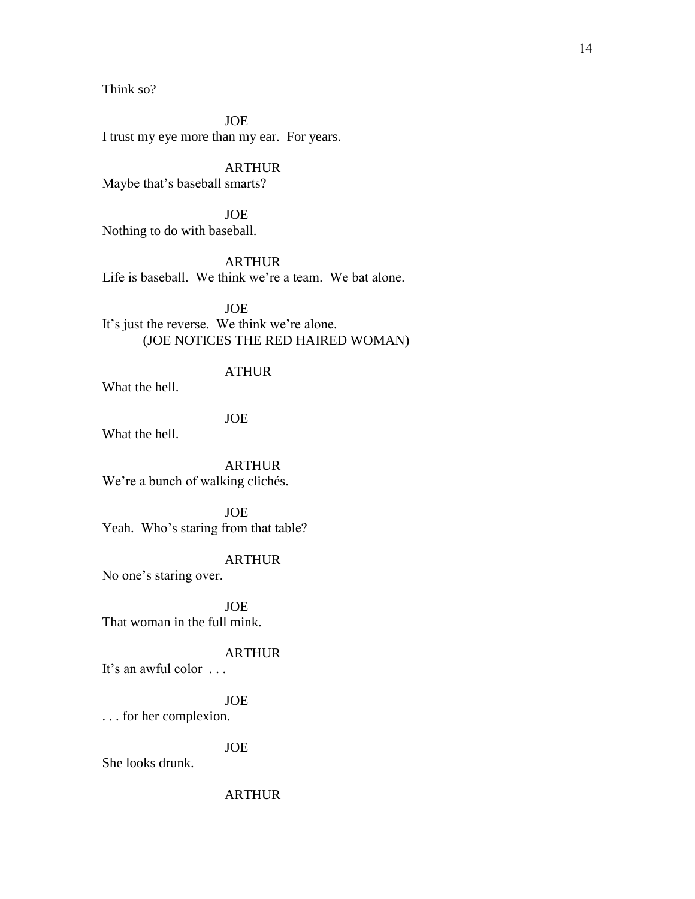Think so?

JOE

I trust my eye more than my ear.  For years.

ARTHUR

Maybe that's baseball smarts?

JOE

Nothing to do with baseball.

ARTHUR

Life is baseball.  We think we're a team.  We bat alone.

JOE

It's just the reverse.  We think we're alone.

(JOE NOTICES THE RED HAIRED WOMAN)

ATHUR

What the hell.

JOE

What the hell.

ARTHUR

We're a bunch of walking clichés.

JOE

Yeah.  Who's staring from that table?

ARTHUR

No one's staring over.

JOE

That woman in the full mink.

ARTHUR

It's an awful color  . . .

JOE

. . . for her complexion.

JOE

She looks drunk.

ARTHUR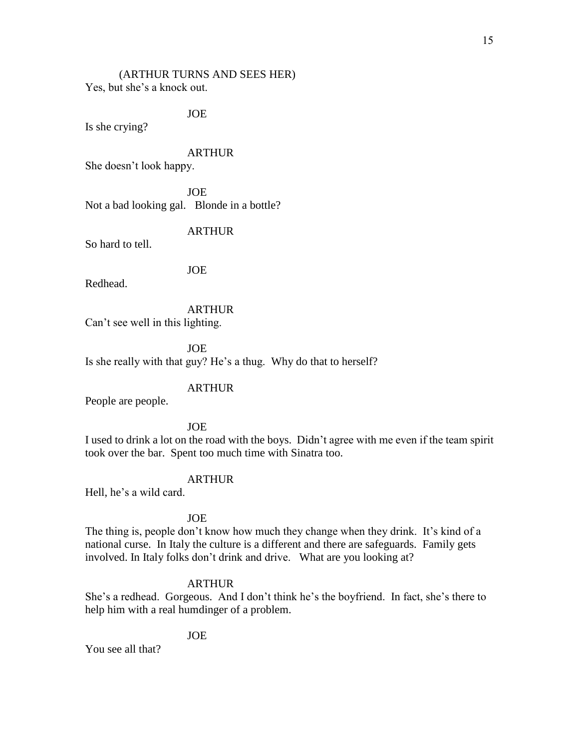(ARTHUR TURNS AND SEES HER)
Yes, but she's a knock out.

JOE
Is she crying?

ARTHUR
She doesn't look happy.

JOE
Not a bad looking gal. Blonde in a bottle?

ARTHUR
So hard to tell.

JOE
Redhead.

ARTHUR
Can't see well in this lighting.

JOE
Is she really with that guy? He's a thug. Why do that to herself?

ARTHUR
People are people.

JOE
I used to drink a lot on the road with the boys. Didn't agree with me even if the team spirit took over the bar. Spent too much time with Sinatra too.

ARTHUR
Hell, he's a wild card.

JOE
The thing is, people don't know how much they change when they drink. It's kind of a national curse. In Italy the culture is a different and there are safeguards. Family gets involved. In Italy folks don't drink and drive. What are you looking at?

ARTHUR
She's a redhead. Gorgeous. And I don't think he's the boyfriend. In fact, she's there to help him with a real humdinger of a problem.

JOE
You see all that?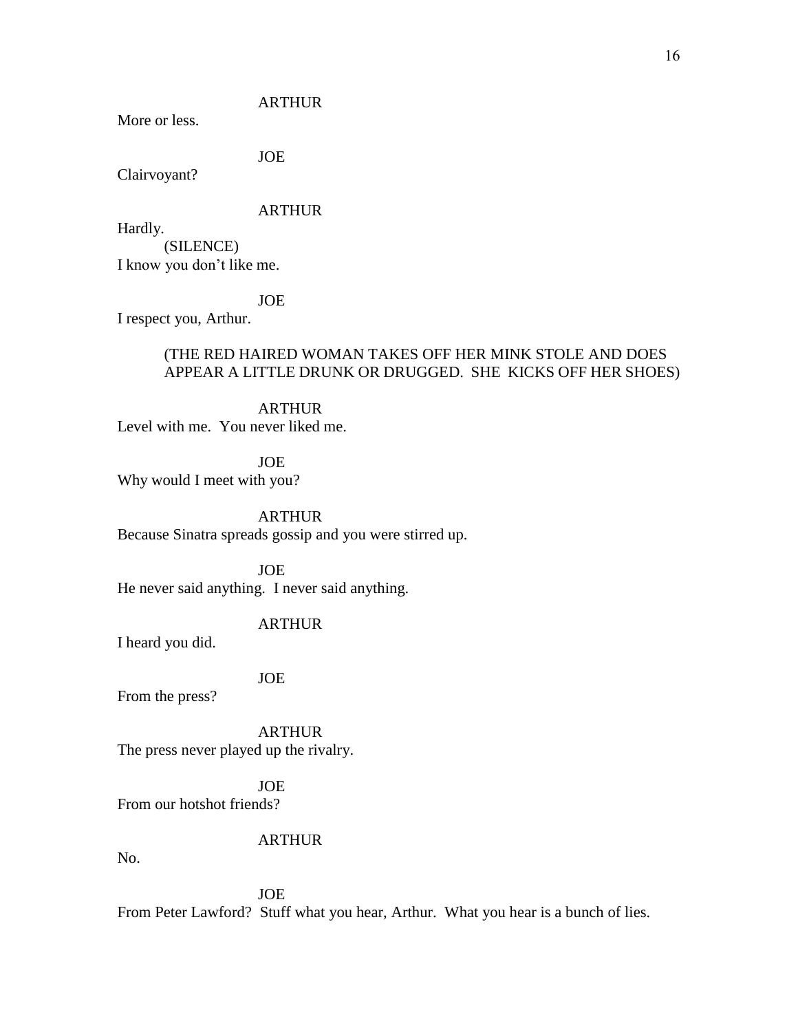ARTHUR

More or less.

JOE

Clairvoyant?

ARTHUR

Hardly.

(SILENCE)

I know you don't like me.

JOE

I respect you, Arthur.

(THE RED HAIRED WOMAN TAKES OFF HER MINK STOLE AND DOES APPEAR A LITTLE DRUNK OR DRUGGED. SHE KICKS OFF HER SHOES)

ARTHUR

Level with me. You never liked me.

JOE

Why would I meet with you?

ARTHUR

Because Sinatra spreads gossip and you were stirred up.

JOE

He never said anything. I never said anything.

ARTHUR

I heard you did.

JOE

From the press?

ARTHUR

The press never played up the rivalry.

JOE

From our hotshot friends?

ARTHUR

No.

JOE

From Peter Lawford? Stuff what you hear, Arthur. What you hear is a bunch of lies.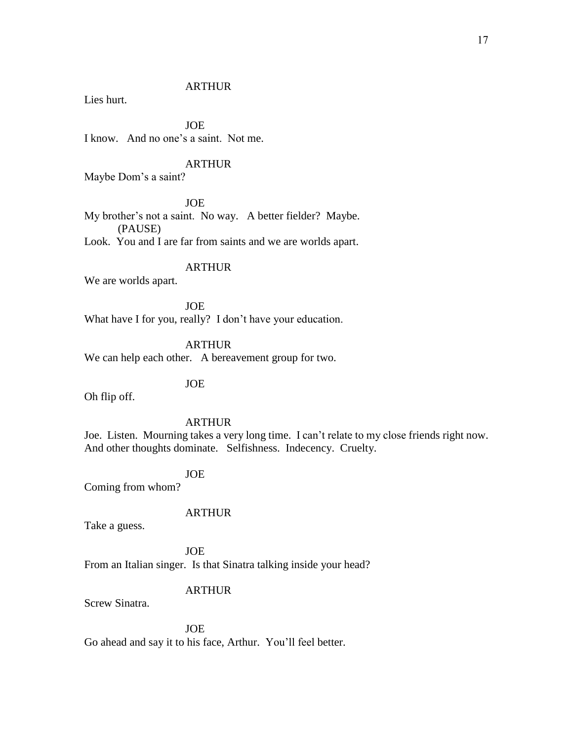ARTHUR

Lies hurt.

JOE

I know. And no one's a saint. Not me.

ARTHUR

Maybe Dom's a saint?

JOE

My brother's not a saint. No way. A better fielder? Maybe.

(PAUSE)

Look. You and I are far from saints and we are worlds apart.

ARTHUR

We are worlds apart.

JOE

What have I for you, really? I don't have your education.

ARTHUR

We can help each other. A bereavement group for two.

JOE

Oh flip off.

ARTHUR

Joe. Listen. Mourning takes a very long time. I can't relate to my close friends right now. And other thoughts dominate. Selfishness. Indecency. Cruelty.

JOE

Coming from whom?

ARTHUR

Take a guess.

JOE

From an Italian singer. Is that Sinatra talking inside your head?

ARTHUR

Screw Sinatra.

JOE

Go ahead and say it to his face, Arthur. You'll feel better.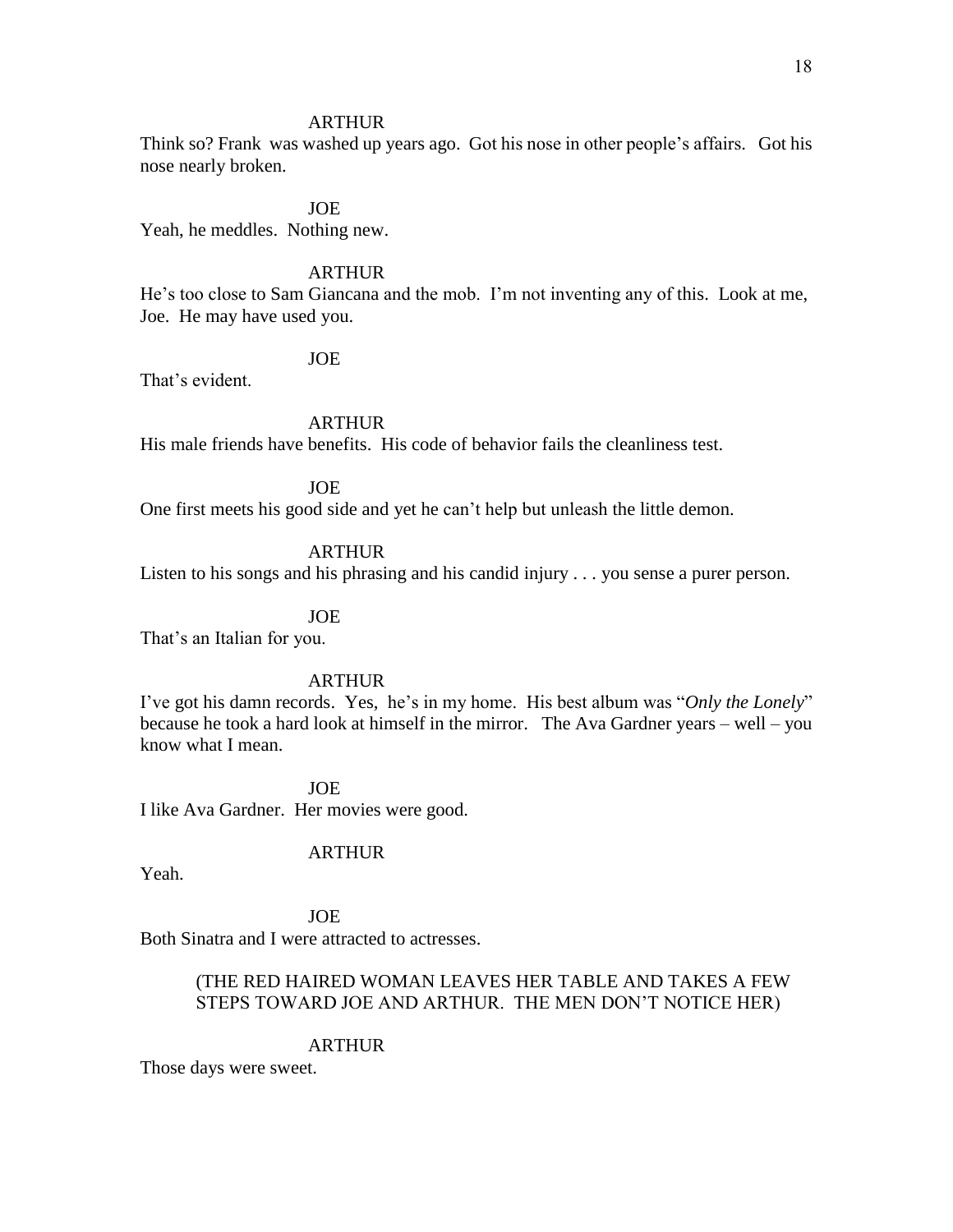ARTHUR

Think so? Frank was washed up years ago. Got his nose in other people's affairs. Got his nose nearly broken.

JOE

Yeah, he meddles. Nothing new.

ARTHUR

He's too close to Sam Giancana and the mob. I'm not inventing any of this. Look at me, Joe. He may have used you.

JOE

That's evident.

ARTHUR

His male friends have benefits. His code of behavior fails the cleanliness test.

JOE

One first meets his good side and yet he can't help but unleash the little demon.

ARTHUR

Listen to his songs and his phrasing and his candid injury . . . you sense a purer person.

JOE

That's an Italian for you.

ARTHUR

I've got his damn records. Yes, he's in my home. His best album was "*Only the Lonely*" because he took a hard look at himself in the mirror. The Ava Gardner years – well – you know what I mean.

JOE

I like Ava Gardner. Her movies were good.

ARTHUR

Yeah.

JOE

Both Sinatra and I were attracted to actresses.

(THE RED HAIRED WOMAN LEAVES HER TABLE AND TAKES A FEW STEPS TOWARD JOE AND ARTHUR. THE MEN DON'T NOTICE HER)

ARTHUR

Those days were sweet.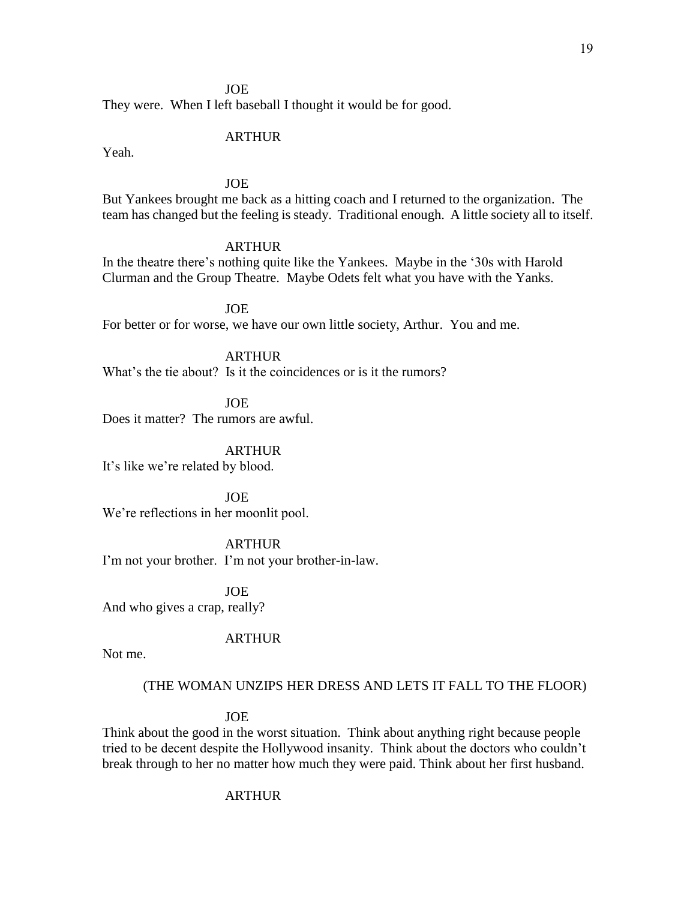JOE

They were. When I left baseball I thought it would be for good.

ARTHUR

Yeah.

JOE

But Yankees brought me back as a hitting coach and I returned to the organization. The team has changed but the feeling is steady. Traditional enough. A little society all to itself.

ARTHUR

In the theatre there's nothing quite like the Yankees. Maybe in the '30s with Harold Clurman and the Group Theatre. Maybe Odets felt what you have with the Yanks.

JOE

For better or for worse, we have our own little society, Arthur. You and me.

ARTHUR

What's the tie about? Is it the coincidences or is it the rumors?

JOE

Does it matter? The rumors are awful.

ARTHUR

It's like we're related by blood.

JOE

We're reflections in her moonlit pool.

ARTHUR

I'm not your brother. I'm not your brother-in-law.

JOE

And who gives a crap, really?

ARTHUR

Not me.

(THE WOMAN UNZIPS HER DRESS AND LETS IT FALL TO THE FLOOR)

JOE

Think about the good in the worst situation. Think about anything right because people tried to be decent despite the Hollywood insanity. Think about the doctors who couldn't break through to her no matter how much they were paid. Think about her first husband.

ARTHUR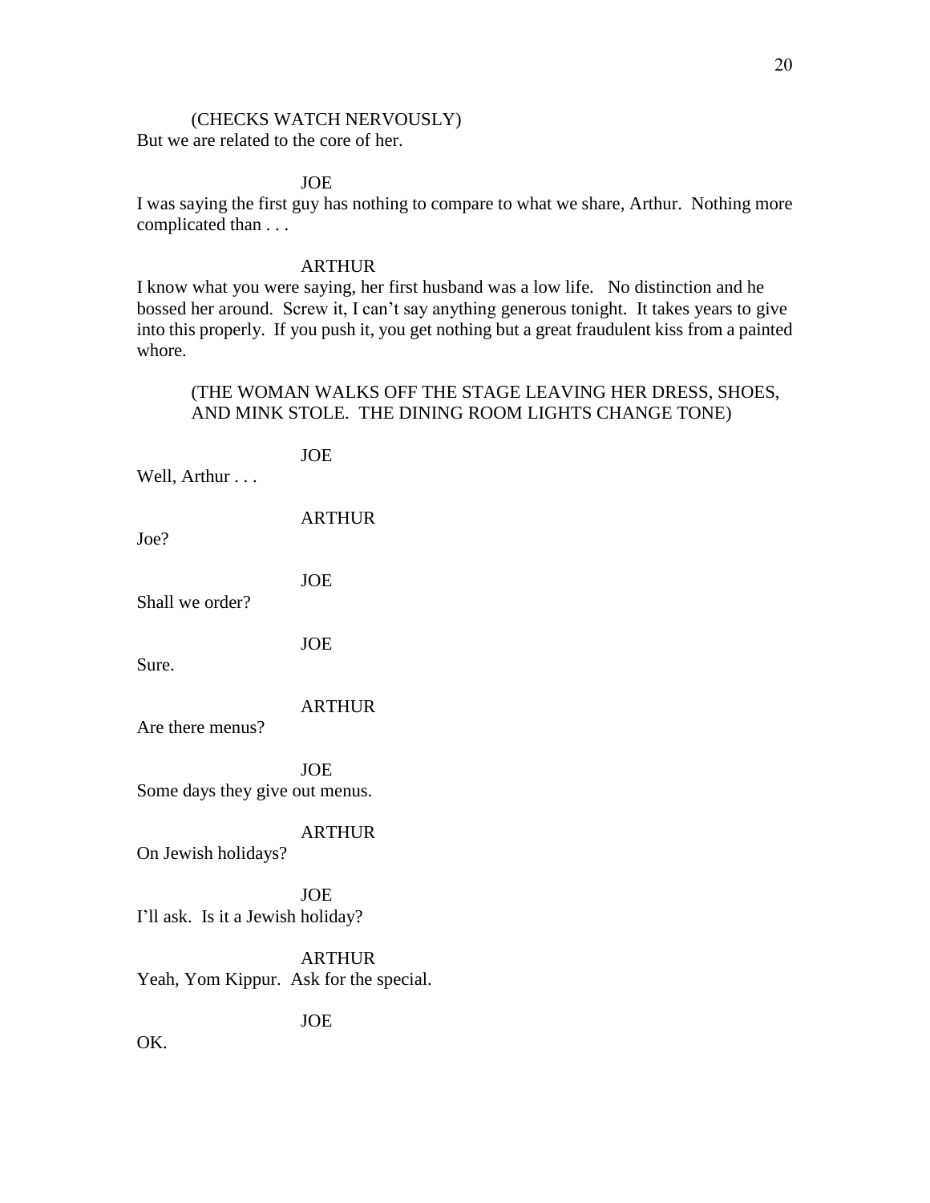(CHECKS WATCH NERVOUSLY)
But we are related to the core of her.

JOE
I was saying the first guy has nothing to compare to what we share, Arthur. Nothing more complicated than . . .

ARTHUR
I know what you were saying, her first husband was a low life. No distinction and he bossed her around. Screw it, I can't say anything generous tonight. It takes years to give into this properly. If you push it, you get nothing but a great fraudulent kiss from a painted whore.

(THE WOMAN WALKS OFF THE STAGE LEAVING HER DRESS, SHOES, AND MINK STOLE. THE DINING ROOM LIGHTS CHANGE TONE)

JOE
Well, Arthur . . .

ARTHUR
Joe?

JOE
Shall we order?

JOE
Sure.

ARTHUR
Are there menus?

JOE
Some days they give out menus.

ARTHUR
On Jewish holidays?

JOE
I'll ask. Is it a Jewish holiday?

ARTHUR
Yeah, Yom Kippur. Ask for the special.

JOE
OK.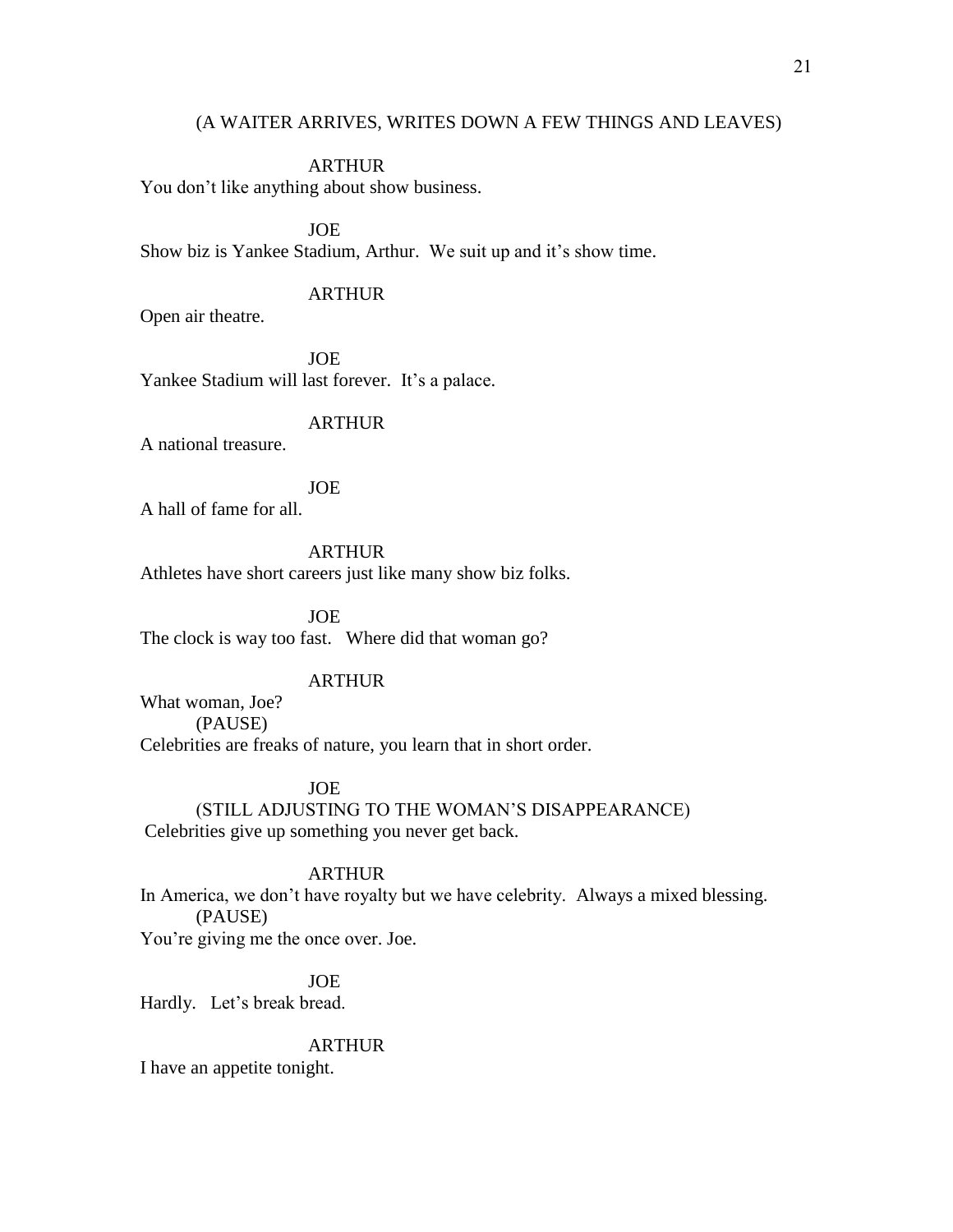(A WAITER ARRIVES, WRITES DOWN A FEW THINGS AND LEAVES)

ARTHUR

You don't like anything about show business.

JOE

Show biz is Yankee Stadium, Arthur. We suit up and it's show time.

ARTHUR

Open air theatre.

JOE

Yankee Stadium will last forever. It's a palace.

ARTHUR

A national treasure.

JOE

A hall of fame for all.

ARTHUR

Athletes have short careers just like many show biz folks.

JOE

The clock is way too fast. Where did that woman go?

ARTHUR

What woman, Joe?

(PAUSE)

Celebrities are freaks of nature, you learn that in short order.

JOE

(STILL ADJUSTING TO THE WOMAN'S DISAPPEARANCE)

Celebrities give up something you never get back.

ARTHUR

In America, we don't have royalty but we have celebrity. Always a mixed blessing.

(PAUSE)

You're giving me the once over. Joe.

JOE

Hardly. Let's break bread.

ARTHUR

I have an appetite tonight.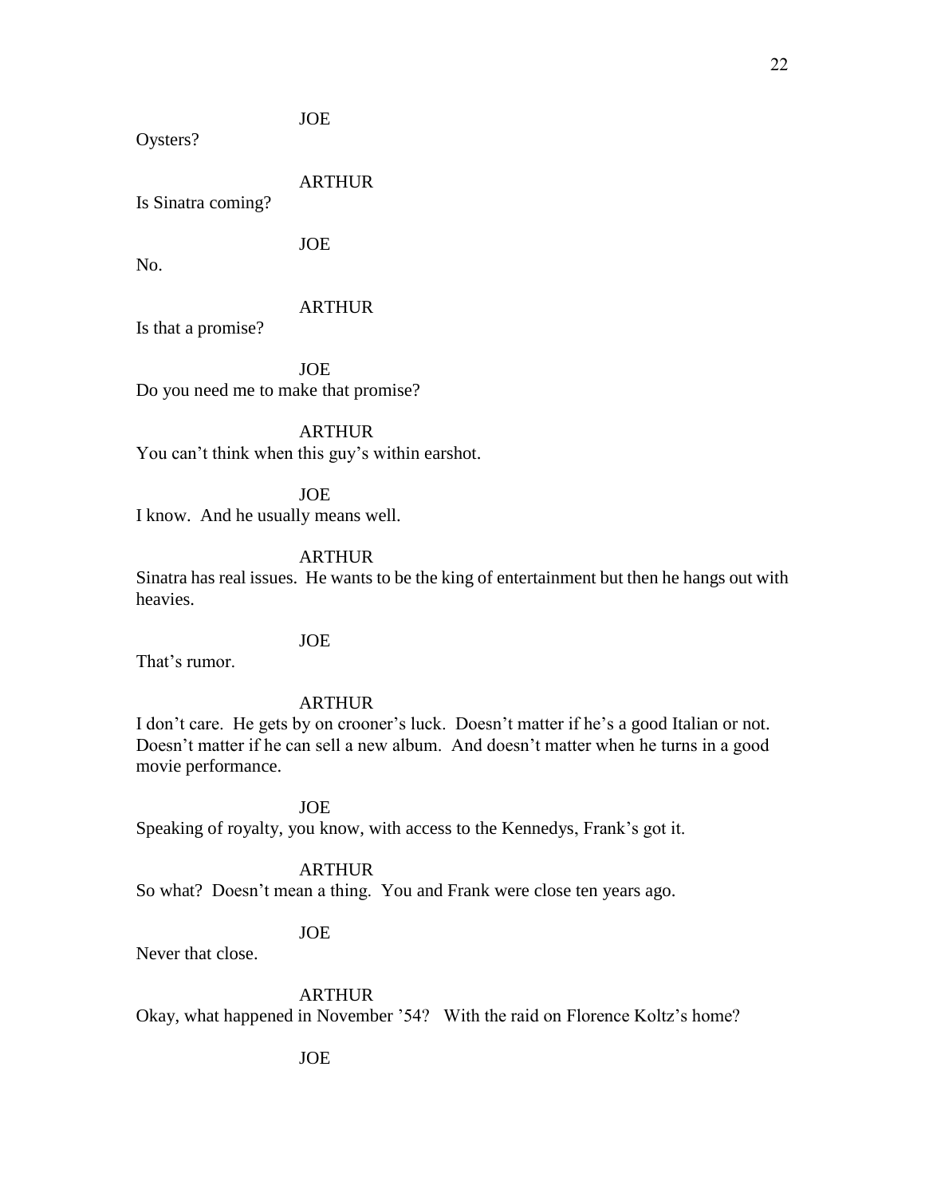JOE

Oysters?

ARTHUR

Is Sinatra coming?

JOE

No.

ARTHUR

Is that a promise?

JOE

Do you need me to make that promise?

ARTHUR

You can't think when this guy's within earshot.

JOE

I know. And he usually means well.

ARTHUR

Sinatra has real issues. He wants to be the king of entertainment but then he hangs out with heavies.

JOE

That's rumor.

ARTHUR

I don't care. He gets by on crooner's luck. Doesn't matter if he's a good Italian or not. Doesn't matter if he can sell a new album. And doesn't matter when he turns in a good movie performance.

JOE

Speaking of royalty, you know, with access to the Kennedys, Frank's got it.

ARTHUR

So what? Doesn't mean a thing. You and Frank were close ten years ago.

JOE

Never that close.

ARTHUR

Okay, what happened in November '54? With the raid on Florence Koltz's home?

JOE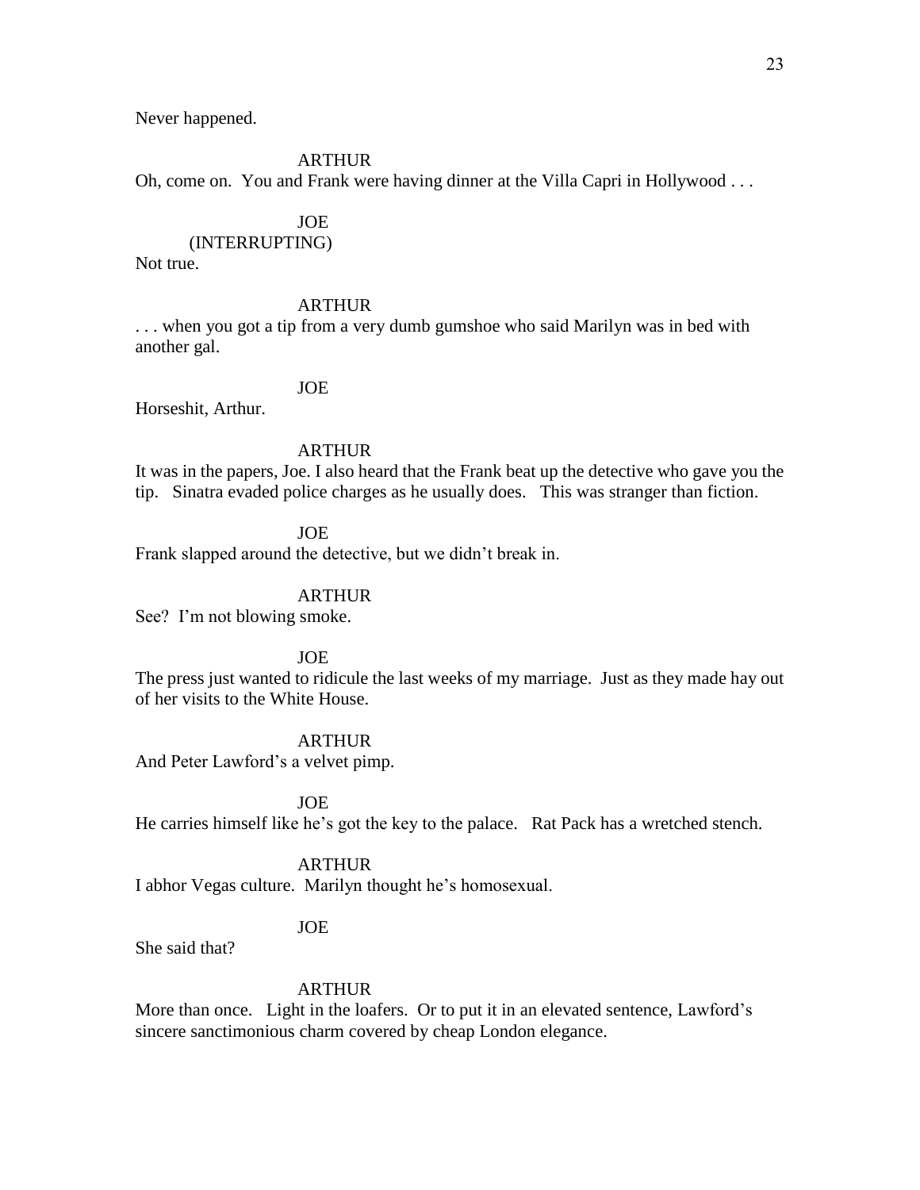Never happened.

ARTHUR

Oh, come on. You and Frank were having dinner at the Villa Capri in Hollywood . . .

JOE

(INTERRUPTING)

Not true.

ARTHUR

. . . when you got a tip from a very dumb gumshoe who said Marilyn was in bed with another gal.

JOE

Horseshit, Arthur.

ARTHUR

It was in the papers, Joe. I also heard that the Frank beat up the detective who gave you the tip. Sinatra evaded police charges as he usually does. This was stranger than fiction.

JOE

Frank slapped around the detective, but we didn't break in.

ARTHUR

See? I'm not blowing smoke.

JOE

The press just wanted to ridicule the last weeks of my marriage. Just as they made hay out of her visits to the White House.

ARTHUR

And Peter Lawford's a velvet pimp.

JOE

He carries himself like he's got the key to the palace. Rat Pack has a wretched stench.

ARTHUR

I abhor Vegas culture. Marilyn thought he's homosexual.

JOE

She said that?

ARTHUR

More than once. Light in the loafers. Or to put it in an elevated sentence, Lawford's sincere sanctimonious charm covered by cheap London elegance.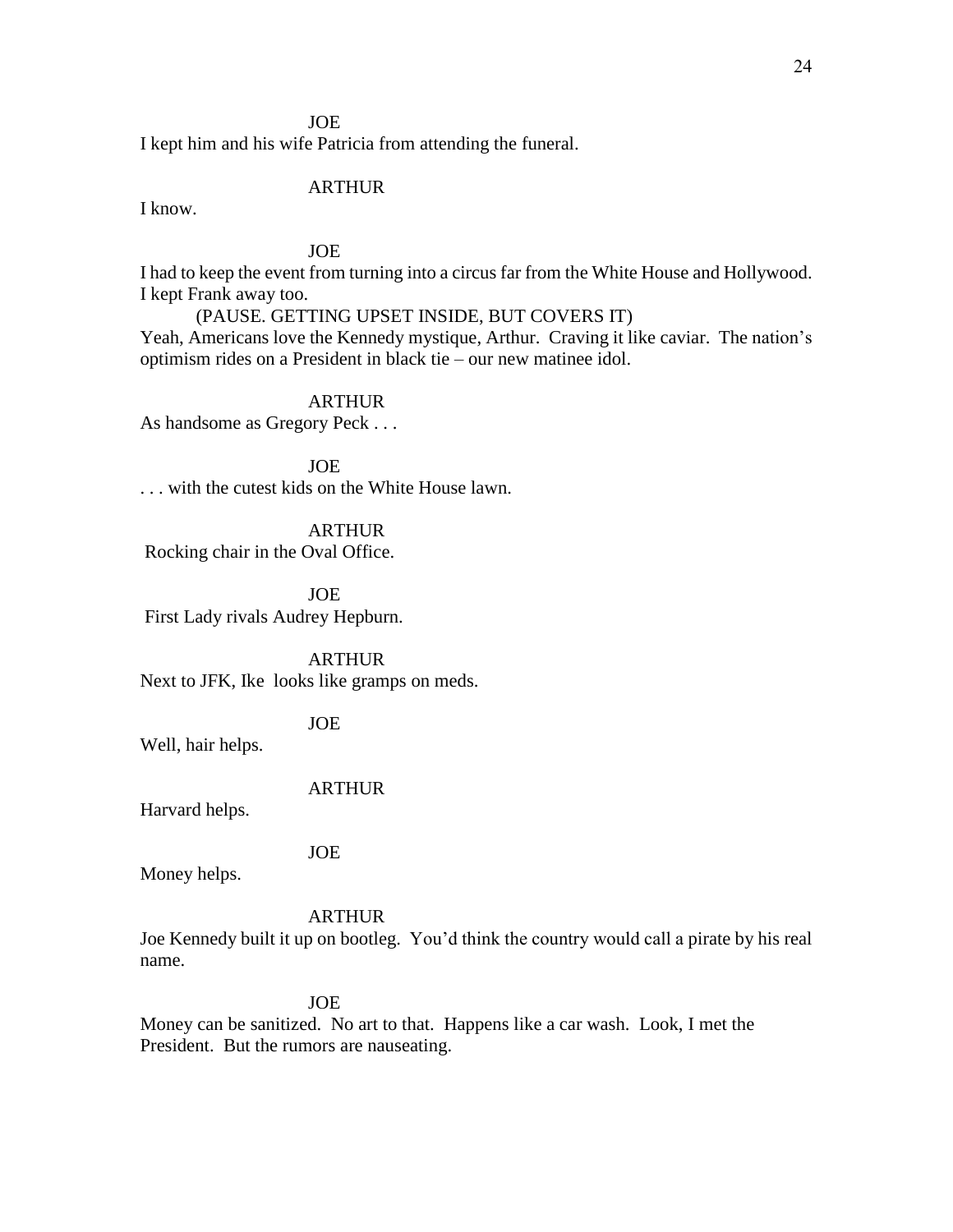JOE

I kept him and his wife Patricia from attending the funeral.

ARTHUR

I know.

JOE

I had to keep the event from turning into a circus far from the White House and Hollywood. I kept Frank away too.

(PAUSE. GETTING UPSET INSIDE, BUT COVERS IT)

Yeah, Americans love the Kennedy mystique, Arthur. Craving it like caviar. The nation's optimism rides on a President in black tie – our new matinee idol.

ARTHUR

As handsome as Gregory Peck . . .

JOE

. . . with the cutest kids on the White House lawn.

ARTHUR

Rocking chair in the Oval Office.

JOE

First Lady rivals Audrey Hepburn.

ARTHUR

Next to JFK, Ike looks like gramps on meds.

JOE

Well, hair helps.

ARTHUR

Harvard helps.

JOE

Money helps.

ARTHUR

Joe Kennedy built it up on bootleg. You'd think the country would call a pirate by his real name.

JOE

Money can be sanitized. No art to that. Happens like a car wash. Look, I met the President. But the rumors are nauseating.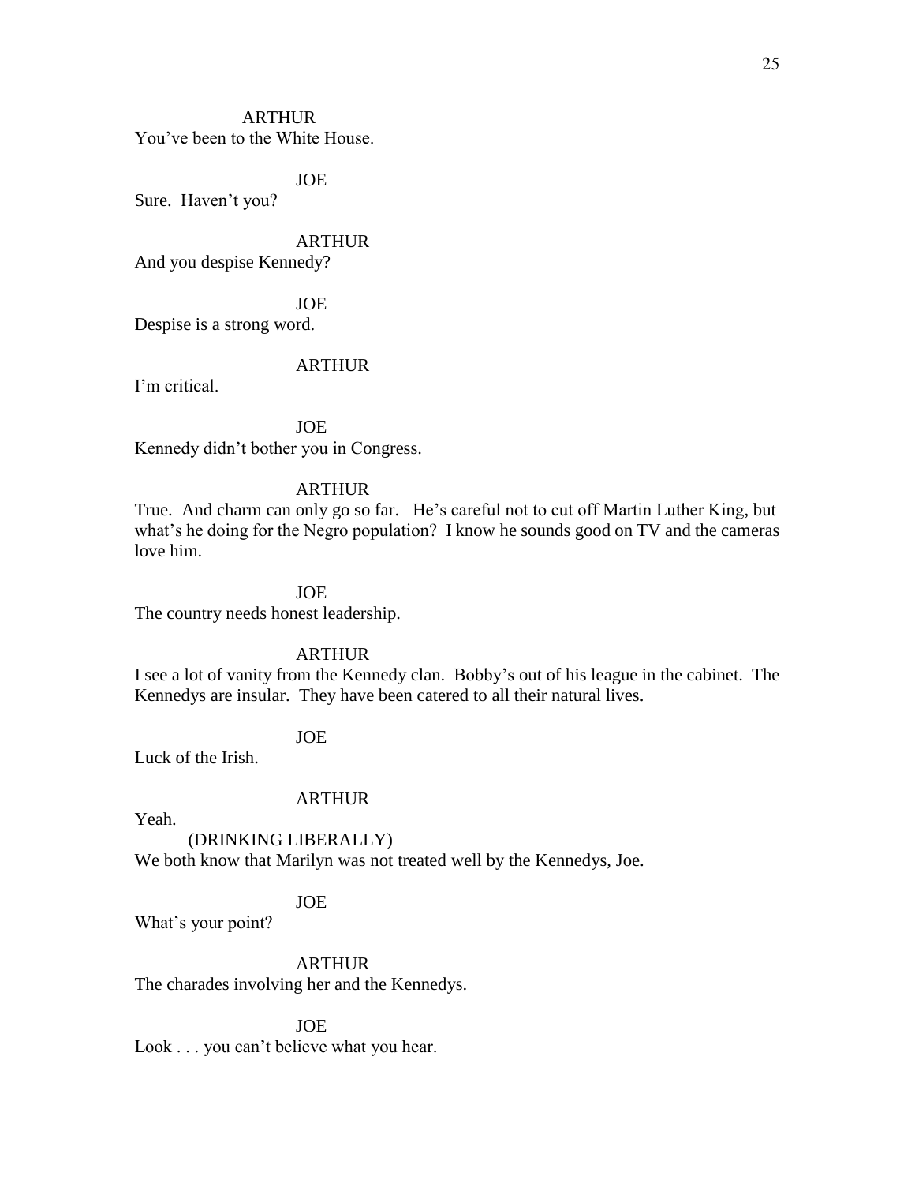ARTHUR

You've been to the White House.

JOE

Sure. Haven't you?

ARTHUR

And you despise Kennedy?

JOE

Despise is a strong word.

ARTHUR

I'm critical.

JOE

Kennedy didn't bother you in Congress.

ARTHUR

True. And charm can only go so far. He's careful not to cut off Martin Luther King, but what's he doing for the Negro population? I know he sounds good on TV and the cameras love him.

JOE

The country needs honest leadership.

ARTHUR

I see a lot of vanity from the Kennedy clan. Bobby's out of his league in the cabinet. The Kennedys are insular. They have been catered to all their natural lives.

JOE

Luck of the Irish.

ARTHUR

Yeah.

(DRINKING LIBERALLY)

We both know that Marilyn was not treated well by the Kennedys, Joe.

JOE

What's your point?

ARTHUR

The charades involving her and the Kennedys.

JOE

Look . . . you can't believe what you hear.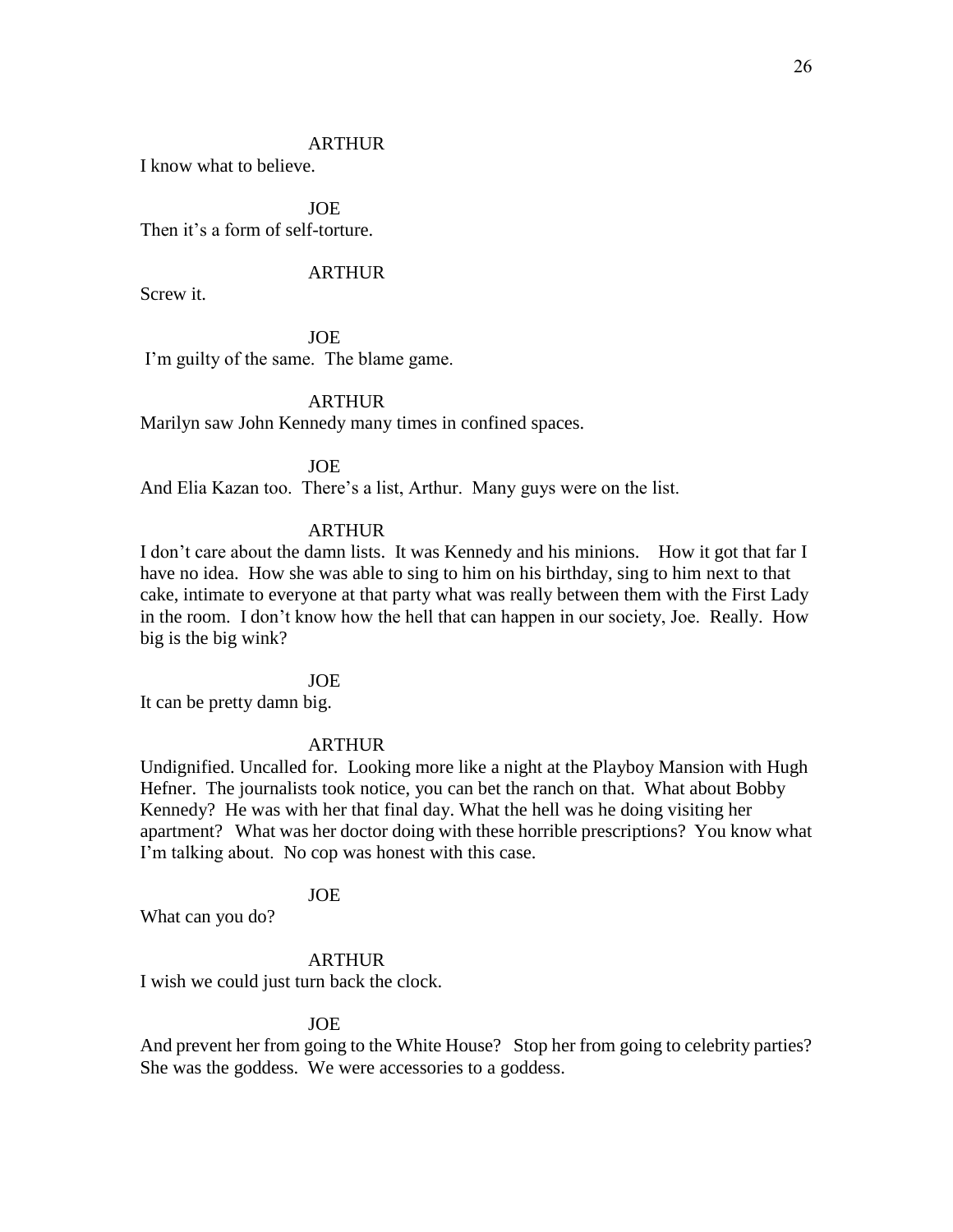ARTHUR

I know what to believe.

JOE

Then it's a form of self-torture.

ARTHUR

Screw it.

JOE

I'm guilty of the same. The blame game.

ARTHUR

Marilyn saw John Kennedy many times in confined spaces.

JOE

And Elia Kazan too. There's a list, Arthur. Many guys were on the list.

ARTHUR

I don't care about the damn lists. It was Kennedy and his minions. How it got that far I have no idea. How she was able to sing to him on his birthday, sing to him next to that cake, intimate to everyone at that party what was really between them with the First Lady in the room. I don't know how the hell that can happen in our society, Joe. Really. How big is the big wink?

JOE

It can be pretty damn big.

ARTHUR

Undignified. Uncalled for. Looking more like a night at the Playboy Mansion with Hugh Hefner. The journalists took notice, you can bet the ranch on that. What about Bobby Kennedy? He was with her that final day. What the hell was he doing visiting her apartment? What was her doctor doing with these horrible prescriptions? You know what I'm talking about. No cop was honest with this case.

JOE

What can you do?

ARTHUR

I wish we could just turn back the clock.

JOE

And prevent her from going to the White House? Stop her from going to celebrity parties? She was the goddess. We were accessories to a goddess.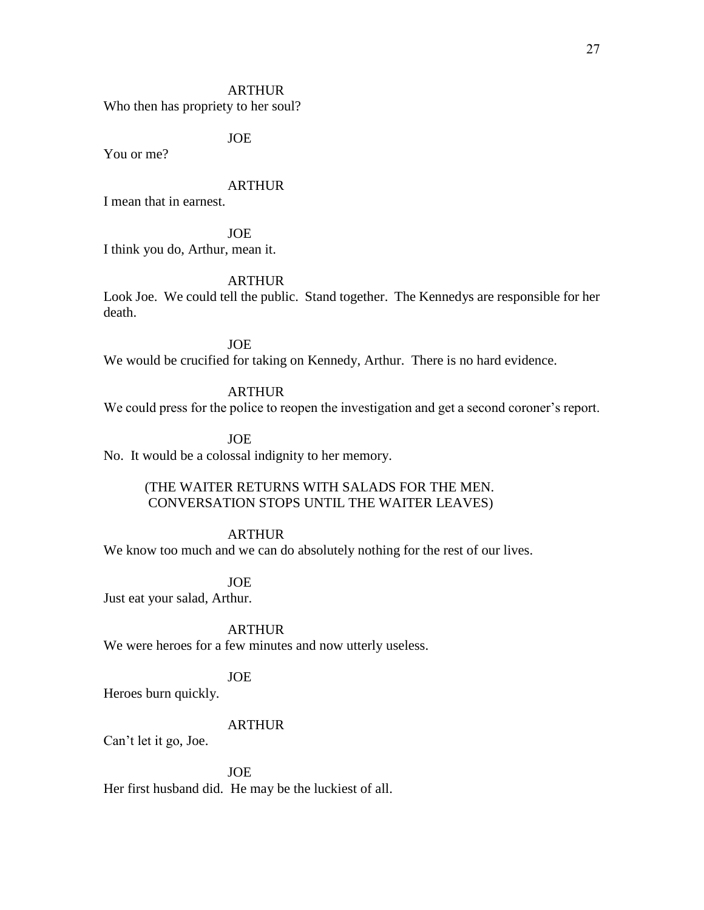ARTHUR

Who then has propriety to her soul?

JOE

You or me?

ARTHUR

I mean that in earnest.

JOE

I think you do, Arthur, mean it.

ARTHUR

Look Joe. We could tell the public. Stand together. The Kennedys are responsible for her death.

JOE

We would be crucified for taking on Kennedy, Arthur. There is no hard evidence.

ARTHUR

We could press for the police to reopen the investigation and get a second coroner's report.

JOE

No. It would be a colossal indignity to her memory.

(THE WAITER RETURNS WITH SALADS FOR THE MEN. CONVERSATION STOPS UNTIL THE WAITER LEAVES)

ARTHUR

We know too much and we can do absolutely nothing for the rest of our lives.

JOE

Just eat your salad, Arthur.

ARTHUR

We were heroes for a few minutes and now utterly useless.

JOE

Heroes burn quickly.

ARTHUR

Can't let it go, Joe.

JOE

Her first husband did. He may be the luckiest of all.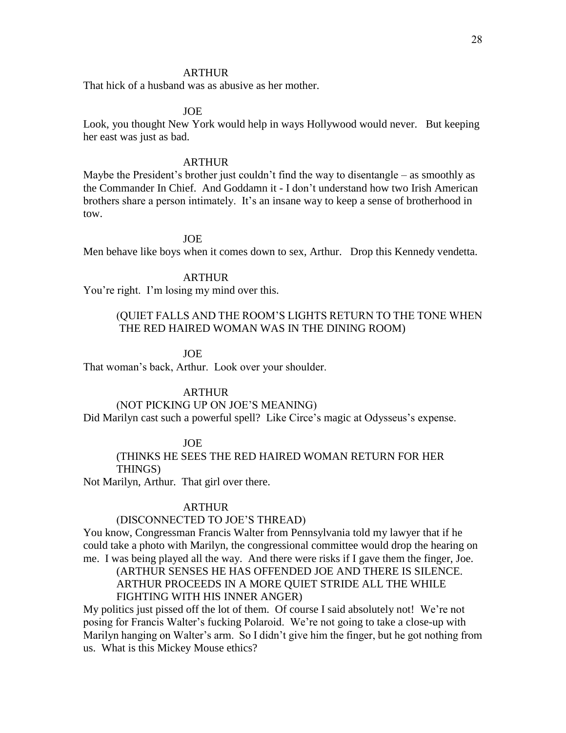ARTHUR

That hick of a husband was as abusive as her mother.

JOE

Look, you thought New York would help in ways Hollywood would never. But keeping her east was just as bad.

ARTHUR

Maybe the President's brother just couldn't find the way to disentangle – as smoothly as the Commander In Chief. And Goddamn it - I don't understand how two Irish American brothers share a person intimately. It's an insane way to keep a sense of brotherhood in tow.

JOE

Men behave like boys when it comes down to sex, Arthur. Drop this Kennedy vendetta.

ARTHUR

You're right. I'm losing my mind over this.

(QUIET FALLS AND THE ROOM'S LIGHTS RETURN TO THE TONE WHEN THE RED HAIRED WOMAN WAS IN THE DINING ROOM)

JOE

That woman's back, Arthur. Look over your shoulder.

ARTHUR

(NOT PICKING UP ON JOE'S MEANING)

Did Marilyn cast such a powerful spell? Like Circe's magic at Odysseus's expense.

JOE

(THINKS HE SEES THE RED HAIRED WOMAN RETURN FOR HER THINGS)

Not Marilyn, Arthur. That girl over there.

ARTHUR

(DISCONNECTED TO JOE'S THREAD)

You know, Congressman Francis Walter from Pennsylvania told my lawyer that if he could take a photo with Marilyn, the congressional committee would drop the hearing on me. I was being played all the way. And there were risks if I gave them the finger, Joe.

(ARTHUR SENSES HE HAS OFFENDED JOE AND THERE IS SILENCE. ARTHUR PROCEEDS IN A MORE QUIET STRIDE ALL THE WHILE FIGHTING WITH HIS INNER ANGER)

My politics just pissed off the lot of them. Of course I said absolutely not! We're not posing for Francis Walter's fucking Polaroid. We're not going to take a close-up with Marilyn hanging on Walter's arm. So I didn't give him the finger, but he got nothing from us. What is this Mickey Mouse ethics?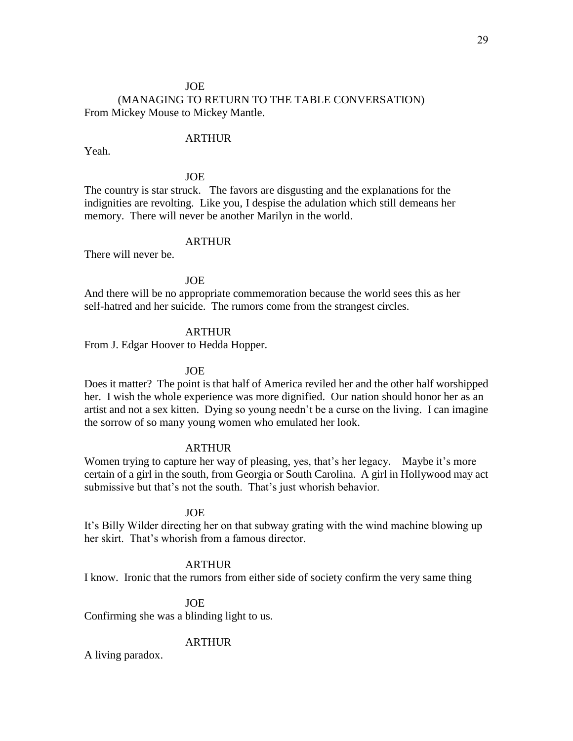JOE

(MANAGING TO RETURN TO THE TABLE CONVERSATION)

From Mickey Mouse to Mickey Mantle.

ARTHUR

Yeah.

JOE

The country is star struck. The favors are disgusting and the explanations for the indignities are revolting. Like you, I despise the adulation which still demeans her memory. There will never be another Marilyn in the world.

ARTHUR

There will never be.

JOE

And there will be no appropriate commemoration because the world sees this as her self-hatred and her suicide. The rumors come from the strangest circles.

ARTHUR

From J. Edgar Hoover to Hedda Hopper.

JOE

Does it matter? The point is that half of America reviled her and the other half worshipped her. I wish the whole experience was more dignified. Our nation should honor her as an artist and not a sex kitten. Dying so young needn't be a curse on the living. I can imagine the sorrow of so many young women who emulated her look.

ARTHUR

Women trying to capture her way of pleasing, yes, that's her legacy. Maybe it's more certain of a girl in the south, from Georgia or South Carolina. A girl in Hollywood may act submissive but that's not the south. That's just whorish behavior.

JOE

It's Billy Wilder directing her on that subway grating with the wind machine blowing up her skirt. That's whorish from a famous director.

ARTHUR

I know. Ironic that the rumors from either side of society confirm the very same thing

JOE

Confirming she was a blinding light to us.

ARTHUR

A living paradox.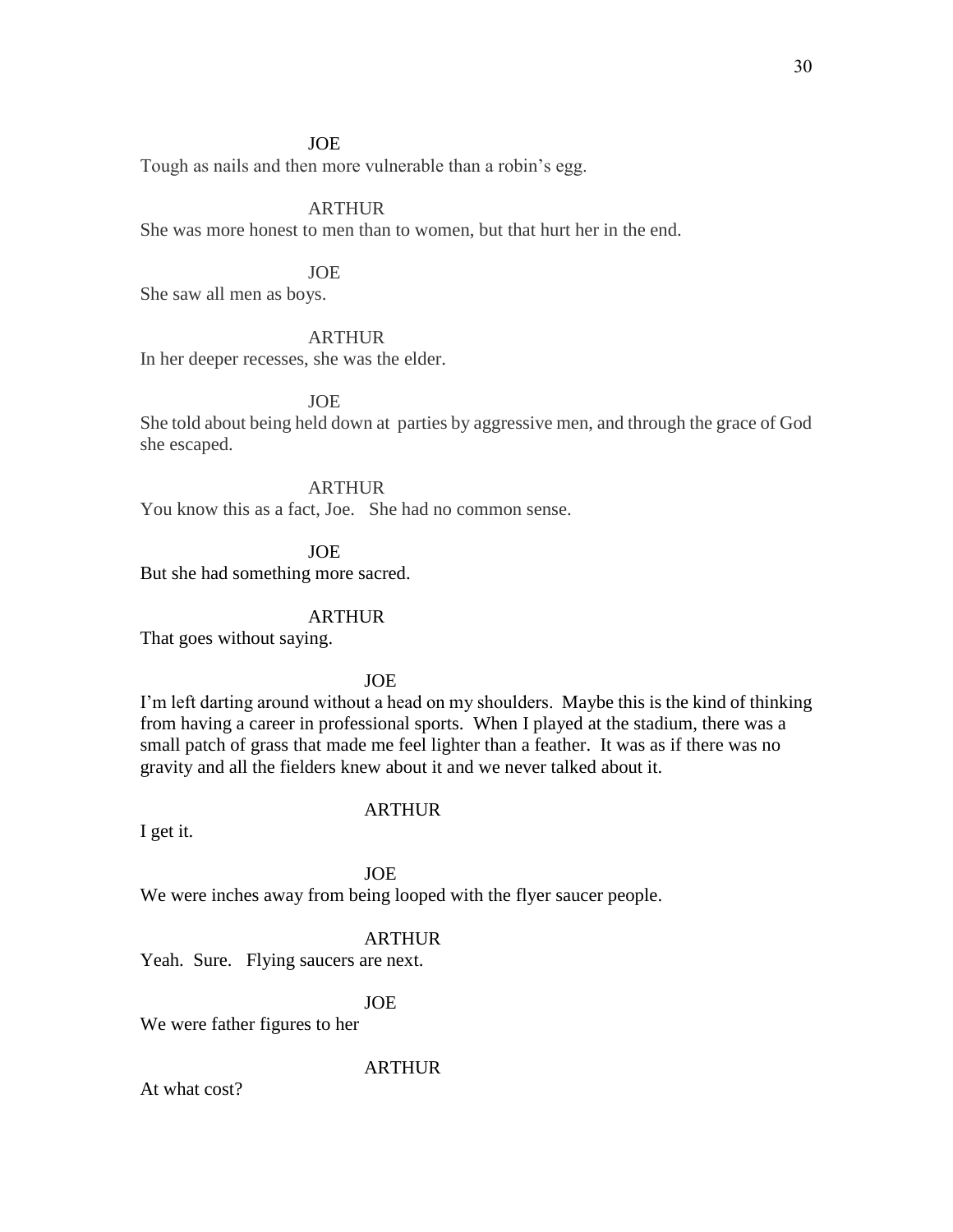JOE

Tough as nails and then more vulnerable than a robin's egg.

ARTHUR

She was more honest to men than to women, but that hurt her in the end.

JOE

She saw all men as boys.

ARTHUR

In her deeper recesses, she was the elder.

JOE

She told about being held down at  parties by aggressive men, and through the grace of God she escaped.

ARTHUR

You know this as a fact, Joe.   She had no common sense.

JOE

But she had something more sacred.

ARTHUR

That goes without saying.

JOE

I'm left darting around without a head on my shoulders.  Maybe this is the kind of thinking from having a career in professional sports.  When I played at the stadium, there was a small patch of grass that made me feel lighter than a feather.  It was as if there was no gravity and all the fielders knew about it and we never talked about it.

ARTHUR

I get it.

JOE

We were inches away from being looped with the flyer saucer people.

ARTHUR

Yeah.  Sure.   Flying saucers are next.

JOE

We were father figures to her

ARTHUR

At what cost?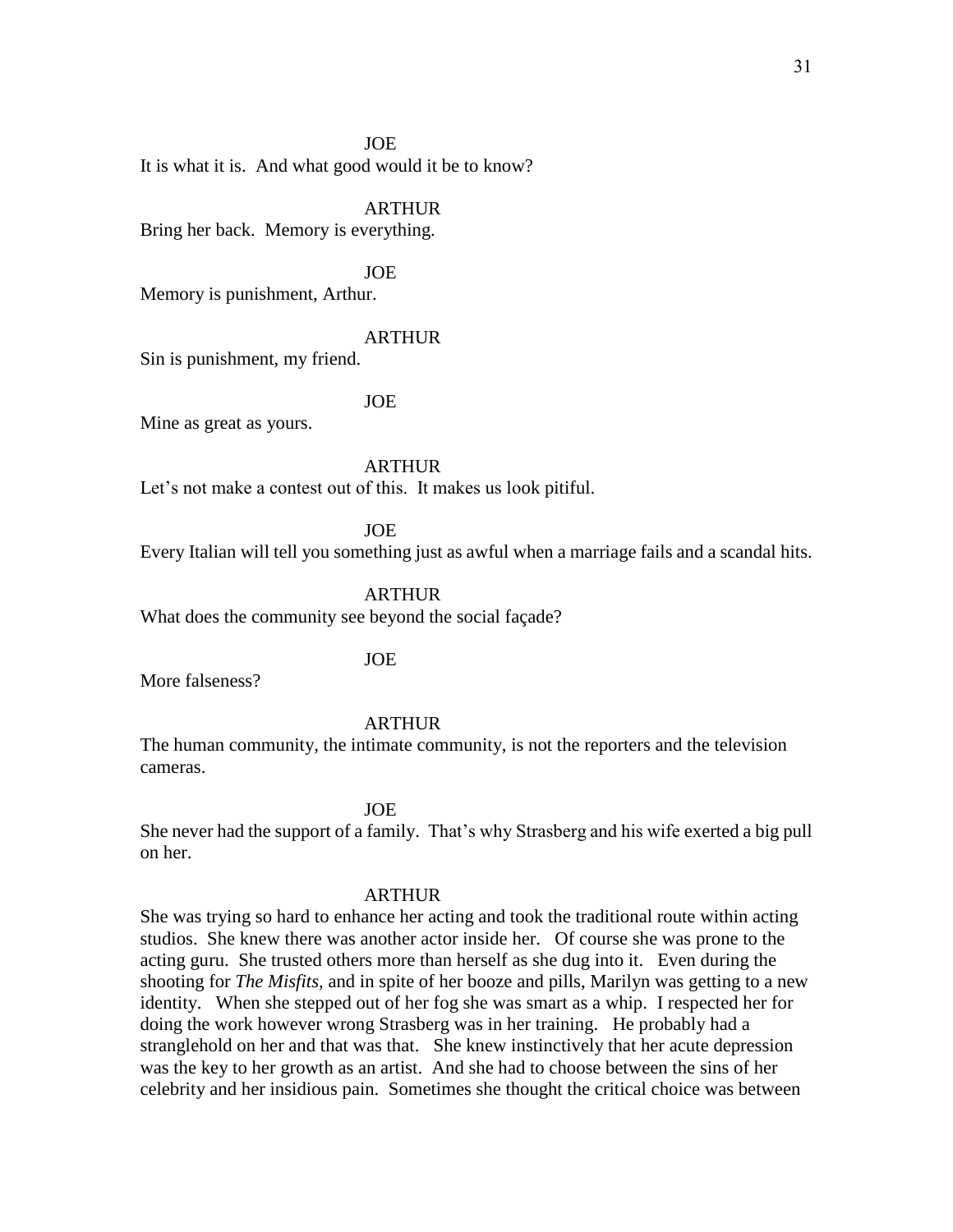JOE

It is what it is.  And what good would it be to know?

ARTHUR

Bring her back.  Memory is everything.

JOE

Memory is punishment, Arthur.

ARTHUR

Sin is punishment, my friend.

JOE

Mine as great as yours.

ARTHUR

Let's not make a contest out of this.  It makes us look pitiful.

JOE

Every Italian will tell you something just as awful when a marriage fails and a scandal hits.

ARTHUR

What does the community see beyond the social façade?

JOE

More falseness?

ARTHUR

The human community, the intimate community, is not the reporters and the television cameras.

JOE

She never had the support of a family.  That's why Strasberg and his wife exerted a big pull on her.

ARTHUR

She was trying so hard to enhance her acting and took the traditional route within acting studios.  She knew there was another actor inside her.   Of course she was prone to the acting guru.  She trusted others more than herself as she dug into it.   Even during the shooting for *The Misfits*, and in spite of her booze and pills, Marilyn was getting to a new identity.   When she stepped out of her fog she was smart as a whip.  I respected her for doing the work however wrong Strasberg was in her training.   He probably had a stranglehold on her and that was that.   She knew instinctively that her acute depression was the key to her growth as an artist.  And she had to choose between the sins of her celebrity and her insidious pain.  Sometimes she thought the critical choice was between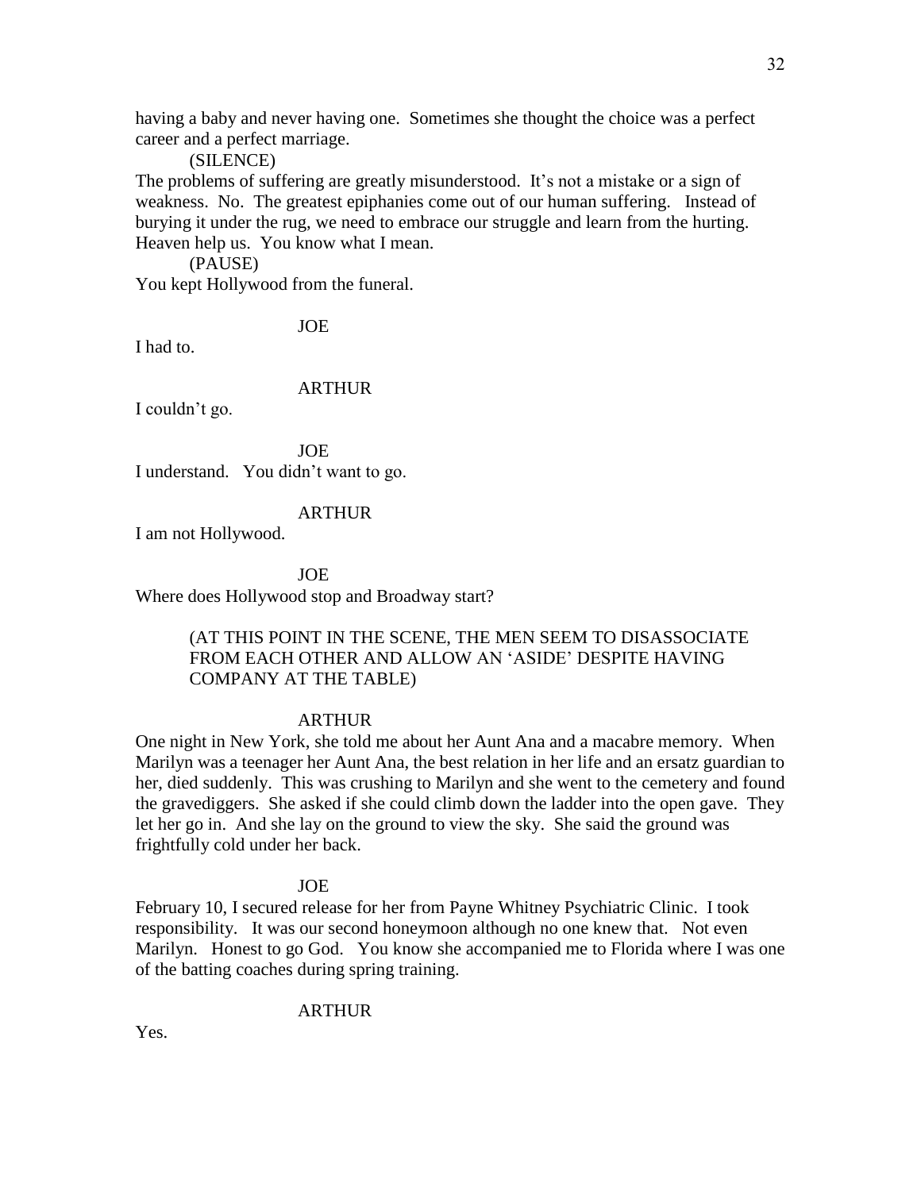having a baby and never having one. Sometimes she thought the choice was a perfect career and a perfect marriage.

(SILENCE)

The problems of suffering are greatly misunderstood. It's not a mistake or a sign of weakness. No. The greatest epiphanies come out of our human suffering. Instead of burying it under the rug, we need to embrace our struggle and learn from the hurting. Heaven help us. You know what I mean.

(PAUSE)

You kept Hollywood from the funeral.

JOE

I had to.

ARTHUR

I couldn't go.

JOE

I understand. You didn't want to go.

ARTHUR

I am not Hollywood.

JOE

Where does Hollywood stop and Broadway start?

(AT THIS POINT IN THE SCENE, THE MEN SEEM TO DISASSOCIATE FROM EACH OTHER AND ALLOW AN 'ASIDE' DESPITE HAVING COMPANY AT THE TABLE)

ARTHUR

One night in New York, she told me about her Aunt Ana and a macabre memory. When Marilyn was a teenager her Aunt Ana, the best relation in her life and an ersatz guardian to her, died suddenly. This was crushing to Marilyn and she went to the cemetery and found the gravediggers. She asked if she could climb down the ladder into the open gave. They let her go in. And she lay on the ground to view the sky. She said the ground was frightfully cold under her back.

JOE

February 10, I secured release for her from Payne Whitney Psychiatric Clinic. I took responsibility. It was our second honeymoon although no one knew that. Not even Marilyn. Honest to go God. You know she accompanied me to Florida where I was one of the batting coaches during spring training.

ARTHUR

Yes.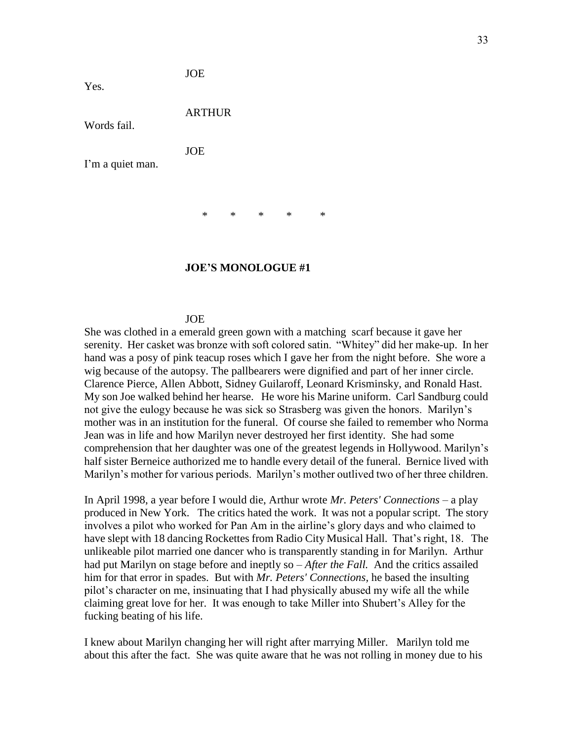JOE

Yes.

ARTHUR

Words fail.

JOE

I'm a quiet man.

\*      \*      \*      \*      \*

**JOE'S MONOLOGUE #1**

JOE

She was clothed in a emerald green gown with a matching  scarf because it gave her serenity.  Her casket was bronze with soft colored satin.  "Whitey" did her make-up.  In her hand was a posy of pink teacup roses which I gave her from the night before.  She wore a wig because of the autopsy. The pallbearers were dignified and part of her inner circle. Clarence Pierce, Allen Abbott, Sidney Guilaroff, Leonard Krisminsky, and Ronald Hast. My son Joe walked behind her hearse.   He wore his Marine uniform.  Carl Sandburg could not give the eulogy because he was sick so Strasberg was given the honors.  Marilyn's mother was in an institution for the funeral.  Of course she failed to remember who Norma Jean was in life and how Marilyn never destroyed her first identity.  She had some comprehension that her daughter was one of the greatest legends in Hollywood. Marilyn's half sister Berneice authorized me to handle every detail of the funeral.  Bernice lived with Marilyn's mother for various periods.  Marilyn's mother outlived two of her three children.

In April 1998, a year before I would die, Arthur wrote *Mr. Peters' Connections* – a play produced in New York.   The critics hated the work.  It was not a popular script.  The story involves a pilot who worked for Pan Am in the airline's glory days and who claimed to have slept with 18 dancing Rockettes from Radio City Musical Hall.  That's right, 18.   The unlikeable pilot married one dancer who is transparently standing in for Marilyn.  Arthur had put Marilyn on stage before and ineptly so – *After the Fall.*  And the critics assailed him for that error in spades.  But with *Mr. Peters' Connections,* he based the insulting pilot's character on me, insinuating that I had physically abused my wife all the while claiming great love for her.  It was enough to take Miller into Shubert's Alley for the fucking beating of his life.

I knew about Marilyn changing her will right after marrying Miller.   Marilyn told me about this after the fact.  She was quite aware that he was not rolling in money due to his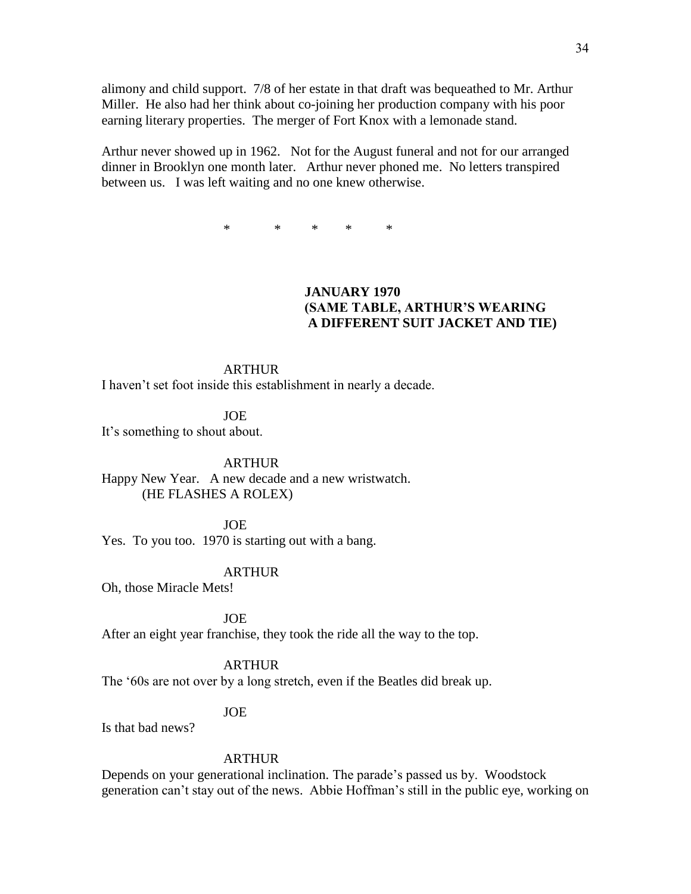alimony and child support. 7/8 of her estate in that draft was bequeathed to Mr. Arthur Miller. He also had her think about co-joining her production company with his poor earning literary properties. The merger of Fort Knox with a lemonade stand.

Arthur never showed up in 1962. Not for the August funeral and not for our arranged dinner in Brooklyn one month later. Arthur never phoned me. No letters transpired between us. I was left waiting and no one knew otherwise.

\* \* \* \* \*

**JANUARY 1970**
**(SAME TABLE, ARTHUR'S WEARING A DIFFERENT SUIT JACKET AND TIE)**

ARTHUR
I haven't set foot inside this establishment in nearly a decade.

JOE
It's something to shout about.

ARTHUR
Happy New Year. A new decade and a new wristwatch.
(HE FLASHES A ROLEX)

JOE
Yes. To you too. 1970 is starting out with a bang.

ARTHUR
Oh, those Miracle Mets!

JOE
After an eight year franchise, they took the ride all the way to the top.

ARTHUR
The '60s are not over by a long stretch, even if the Beatles did break up.

JOE
Is that bad news?

ARTHUR
Depends on your generational inclination. The parade's passed us by. Woodstock generation can't stay out of the news. Abbie Hoffman's still in the public eye, working on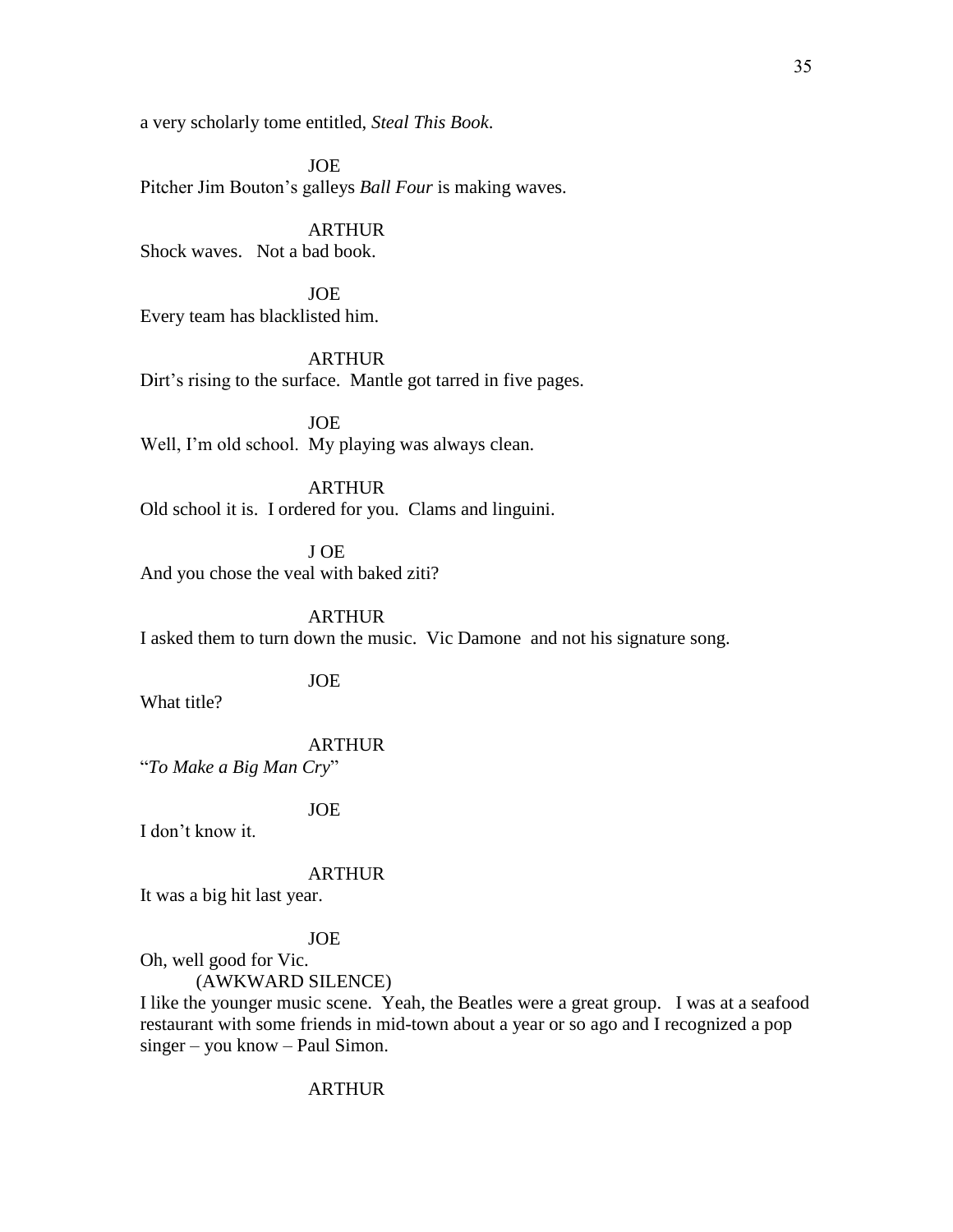a very scholarly tome entitled, *Steal This Book*.

JOE

Pitcher Jim Bouton's galleys *Ball Four* is making waves.

ARTHUR

Shock waves. Not a bad book.

JOE

Every team has blacklisted him.

ARTHUR

Dirt's rising to the surface. Mantle got tarred in five pages.

JOE

Well, I'm old school. My playing was always clean.

ARTHUR

Old school it is. I ordered for you. Clams and linguini.

J OE

And you chose the veal with baked ziti?

ARTHUR

I asked them to turn down the music. Vic Damone and not his signature song.

JOE

What title?

ARTHUR

"*To Make a Big Man Cry*"

JOE

I don't know it.

ARTHUR

It was a big hit last year.

JOE

Oh, well good for Vic.

(AWKWARD SILENCE)

I like the younger music scene. Yeah, the Beatles were a great group. I was at a seafood restaurant with some friends in mid-town about a year or so ago and I recognized a pop singer – you know – Paul Simon.

ARTHUR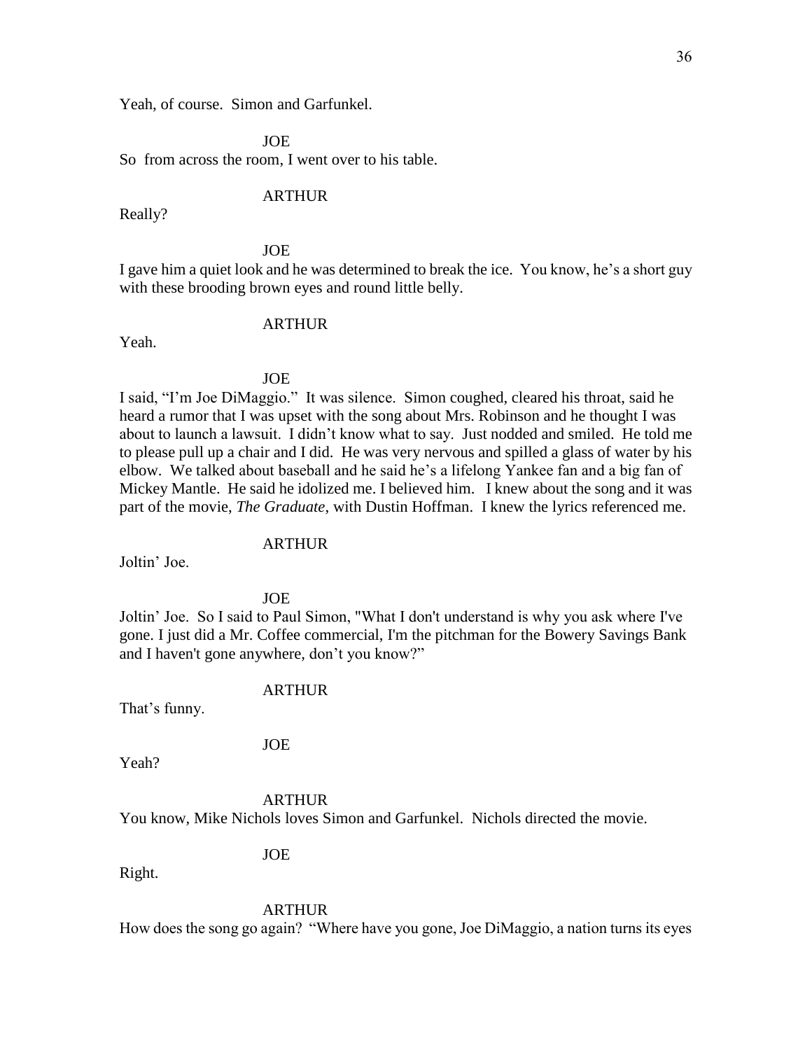Yeah, of course. Simon and Garfunkel.

JOE

So from across the room, I went over to his table.

ARTHUR

Really?

JOE

I gave him a quiet look and he was determined to break the ice. You know, he's a short guy with these brooding brown eyes and round little belly.

ARTHUR

Yeah.

JOE

I said, "I'm Joe DiMaggio." It was silence. Simon coughed, cleared his throat, said he heard a rumor that I was upset with the song about Mrs. Robinson and he thought I was about to launch a lawsuit. I didn't know what to say. Just nodded and smiled. He told me to please pull up a chair and I did. He was very nervous and spilled a glass of water by his elbow. We talked about baseball and he said he's a lifelong Yankee fan and a big fan of Mickey Mantle. He said he idolized me. I believed him. I knew about the song and it was part of the movie, *The Graduate*, with Dustin Hoffman. I knew the lyrics referenced me.

ARTHUR

Joltin' Joe.

JOE

Joltin' Joe. So I said to Paul Simon, "What I don't understand is why you ask where I've gone. I just did a Mr. Coffee commercial, I'm the pitchman for the Bowery Savings Bank and I haven't gone anywhere, don't you know?"

ARTHUR

That's funny.

JOE

Yeah?

ARTHUR

You know, Mike Nichols loves Simon and Garfunkel. Nichols directed the movie.

JOE

Right.

ARTHUR

How does the song go again? "Where have you gone, Joe DiMaggio, a nation turns its eyes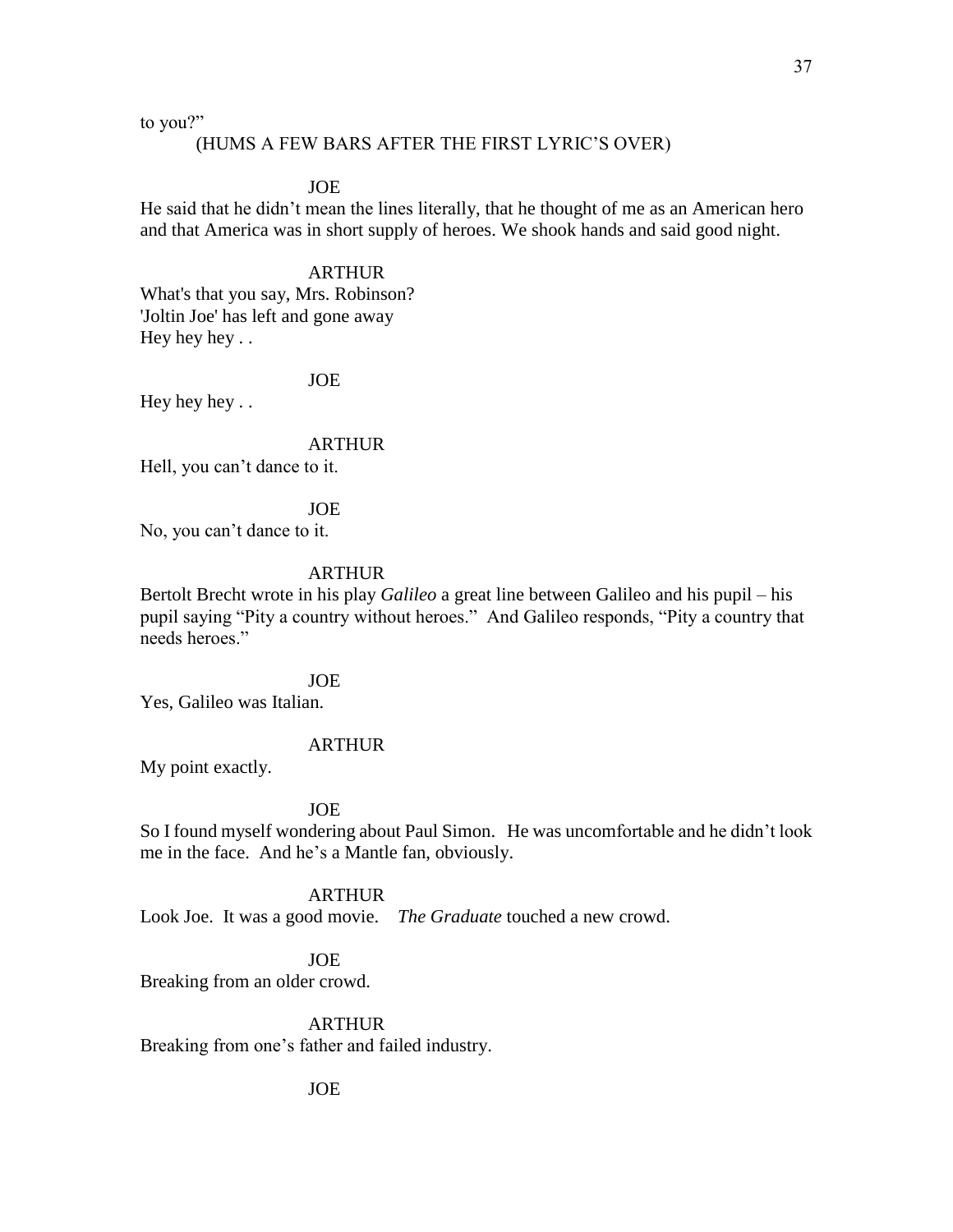to you?"

(HUMS A FEW BARS AFTER THE FIRST LYRIC'S OVER)

JOE

He said that he didn't mean the lines literally, that he thought of me as an American hero and that America was in short supply of heroes. We shook hands and said good night.

ARTHUR

What's that you say, Mrs. Robinson?
'Joltin Joe' has left and gone away
Hey hey hey . .

JOE

Hey hey hey . .

ARTHUR

Hell, you can't dance to it.

JOE

No, you can't dance to it.

ARTHUR

Bertolt Brecht wrote in his play *Galileo* a great line between Galileo and his pupil – his pupil saying "Pity a country without heroes." And Galileo responds, "Pity a country that needs heroes."

JOE

Yes, Galileo was Italian.

ARTHUR

My point exactly.

JOE

So I found myself wondering about Paul Simon. He was uncomfortable and he didn't look me in the face. And he's a Mantle fan, obviously.

ARTHUR

Look Joe. It was a good movie. *The Graduate* touched a new crowd.

JOE

Breaking from an older crowd.

ARTHUR

Breaking from one's father and failed industry.

JOE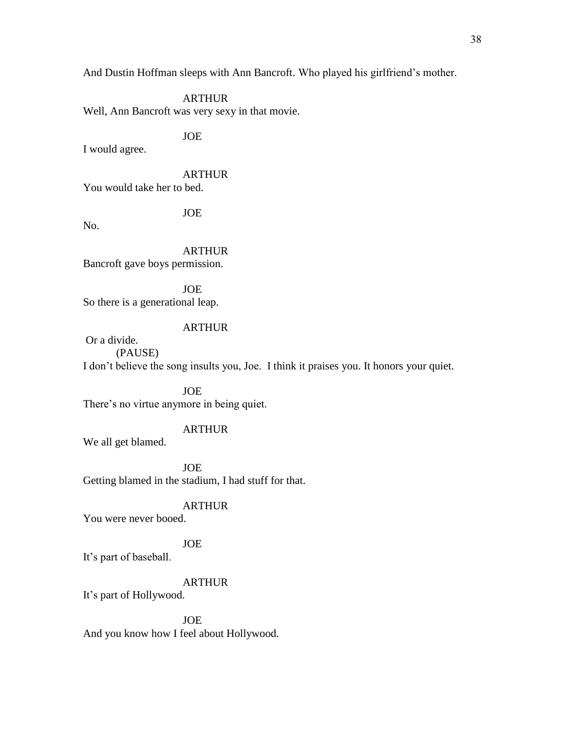And Dustin Hoffman sleeps with Ann Bancroft. Who played his girlfriend's mother.

ARTHUR

Well, Ann Bancroft was very sexy in that movie.

JOE

I would agree.

ARTHUR

You would take her to bed.

JOE

No.

ARTHUR

Bancroft gave boys permission.

JOE

So there is a generational leap.

ARTHUR

Or a divide.

(PAUSE)

I don't believe the song insults you, Joe. I think it praises you. It honors your quiet.

JOE

There's no virtue anymore in being quiet.

ARTHUR

We all get blamed.

JOE

Getting blamed in the stadium, I had stuff for that.

ARTHUR

You were never booed.

JOE

It's part of baseball.

ARTHUR

It's part of Hollywood.

JOE

And you know how I feel about Hollywood.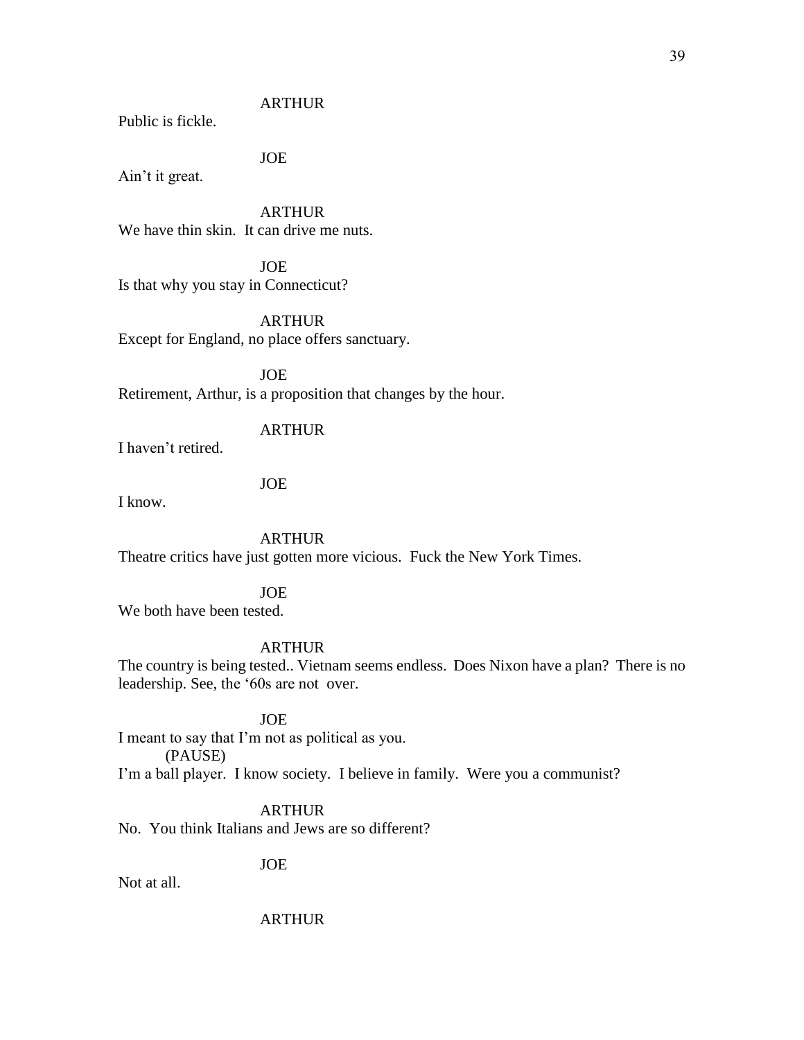ARTHUR

Public is fickle.

JOE

Ain't it great.

ARTHUR

We have thin skin. It can drive me nuts.

JOE

Is that why you stay in Connecticut?

ARTHUR

Except for England, no place offers sanctuary.

JOE

Retirement, Arthur, is a proposition that changes by the hour.

ARTHUR

I haven't retired.

JOE

I know.

ARTHUR

Theatre critics have just gotten more vicious. Fuck the New York Times.

JOE

We both have been tested.

ARTHUR

The country is being tested.. Vietnam seems endless. Does Nixon have a plan? There is no leadership. See, the '60s are not over.

JOE

I meant to say that I'm not as political as you.

(PAUSE)

I'm a ball player. I know society. I believe in family. Were you a communist?

ARTHUR

No. You think Italians and Jews are so different?

JOE

Not at all.

ARTHUR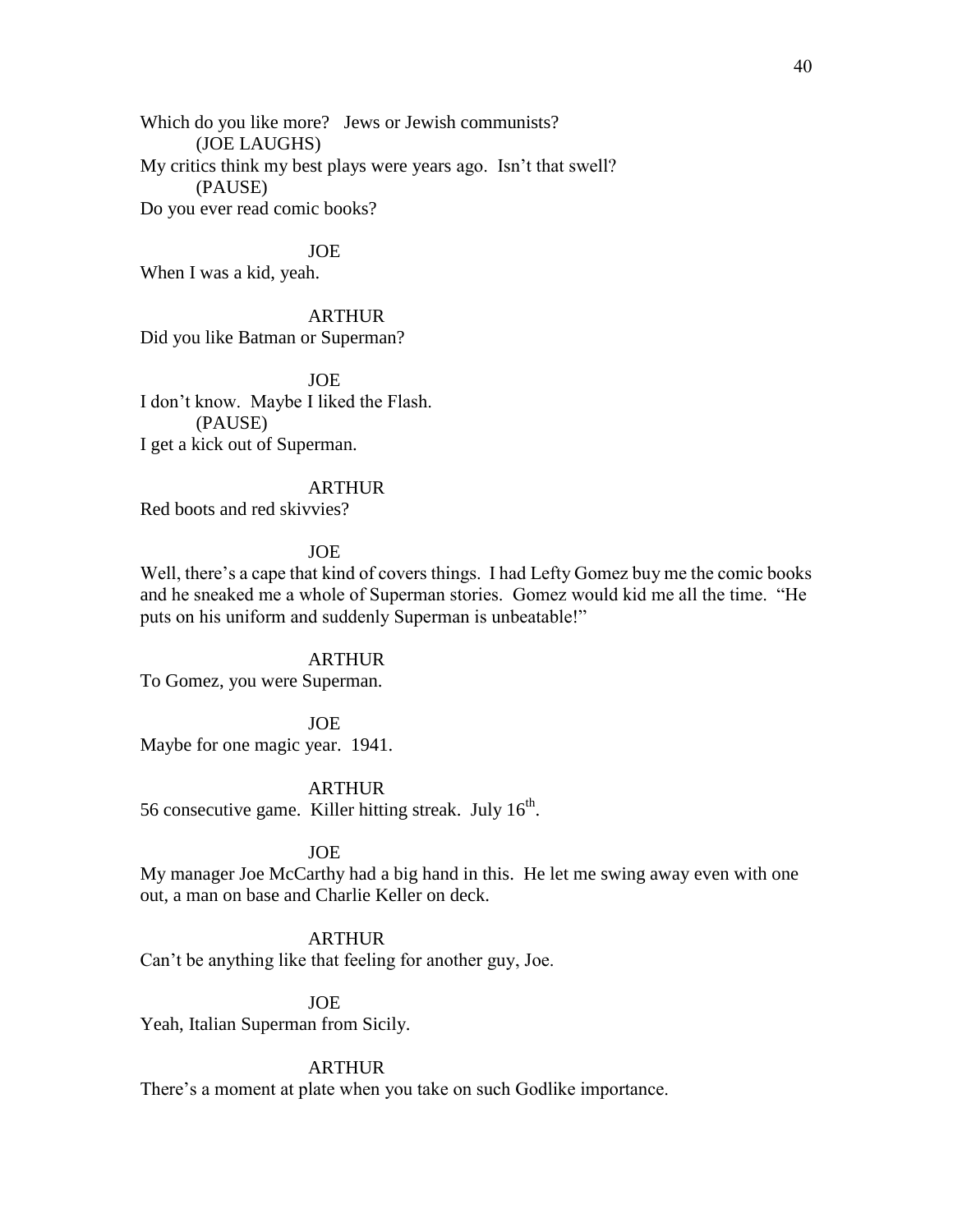Which do you like more? Jews or Jewish communists?
(JOE LAUGHS)
My critics think my best plays were years ago. Isn't that swell?
(PAUSE)
Do you ever read comic books?

JOE
When I was a kid, yeah.

ARTHUR
Did you like Batman or Superman?

JOE
I don't know. Maybe I liked the Flash.
(PAUSE)
I get a kick out of Superman.

ARTHUR
Red boots and red skivvies?

JOE
Well, there's a cape that kind of covers things. I had Lefty Gomez buy me the comic books and he sneaked me a whole of Superman stories. Gomez would kid me all the time. "He puts on his uniform and suddenly Superman is unbeatable!"

ARTHUR
To Gomez, you were Superman.

JOE
Maybe for one magic year. 1941.

ARTHUR
56 consecutive game. Killer hitting streak. July 16th.

JOE
My manager Joe McCarthy had a big hand in this. He let me swing away even with one out, a man on base and Charlie Keller on deck.

ARTHUR
Can't be anything like that feeling for another guy, Joe.

JOE
Yeah, Italian Superman from Sicily.

ARTHUR
There's a moment at plate when you take on such Godlike importance.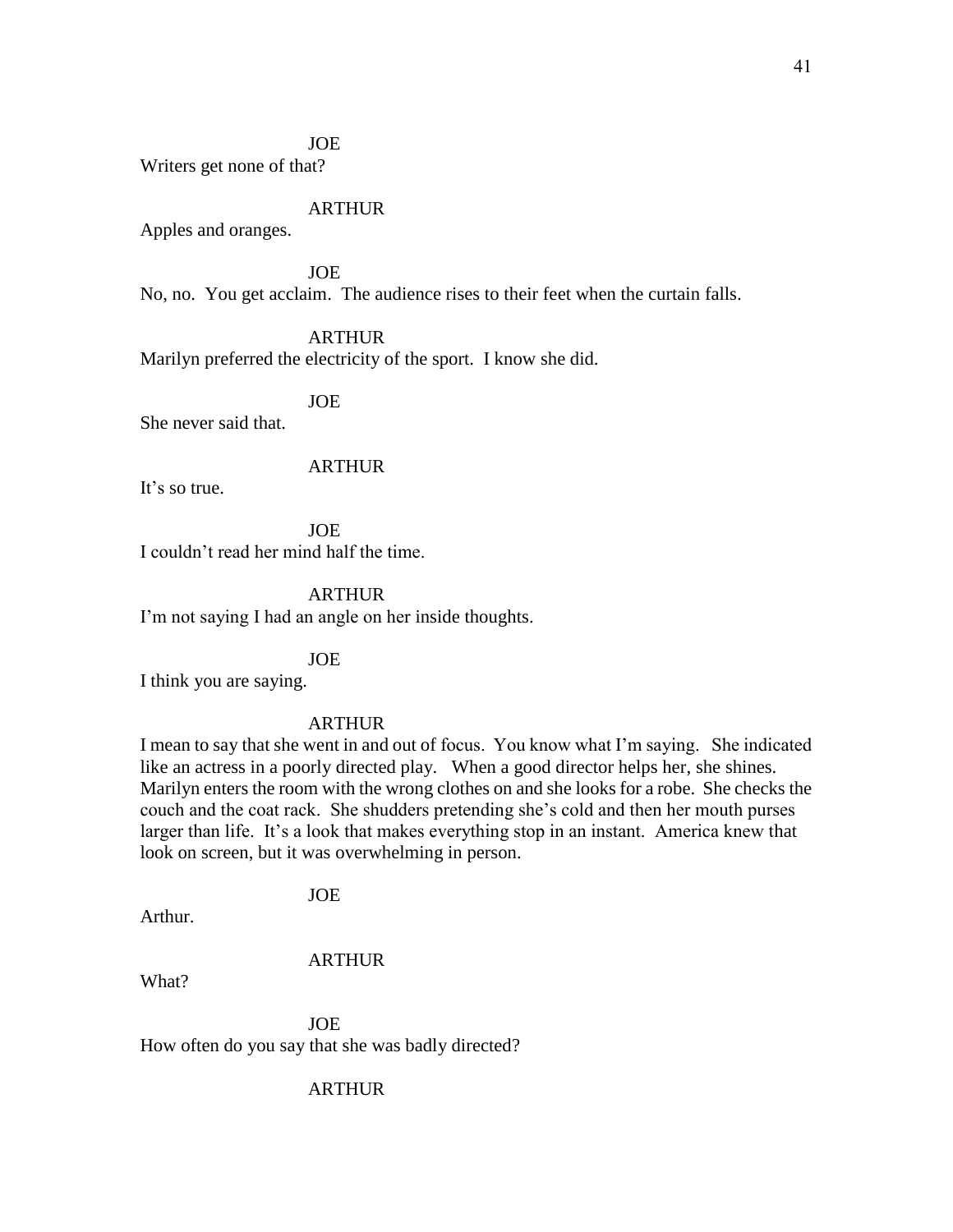JOE

Writers get none of that?

ARTHUR

Apples and oranges.

JOE

No, no. You get acclaim. The audience rises to their feet when the curtain falls.

ARTHUR

Marilyn preferred the electricity of the sport. I know she did.

JOE

She never said that.

ARTHUR

It's so true.

JOE

I couldn't read her mind half the time.

ARTHUR

I'm not saying I had an angle on her inside thoughts.

JOE

I think you are saying.

ARTHUR

I mean to say that she went in and out of focus. You know what I'm saying. She indicated like an actress in a poorly directed play. When a good director helps her, she shines. Marilyn enters the room with the wrong clothes on and she looks for a robe. She checks the couch and the coat rack. She shudders pretending she's cold and then her mouth purses larger than life. It's a look that makes everything stop in an instant. America knew that look on screen, but it was overwhelming in person.

JOE

Arthur.

ARTHUR

What?

JOE

How often do you say that she was badly directed?

ARTHUR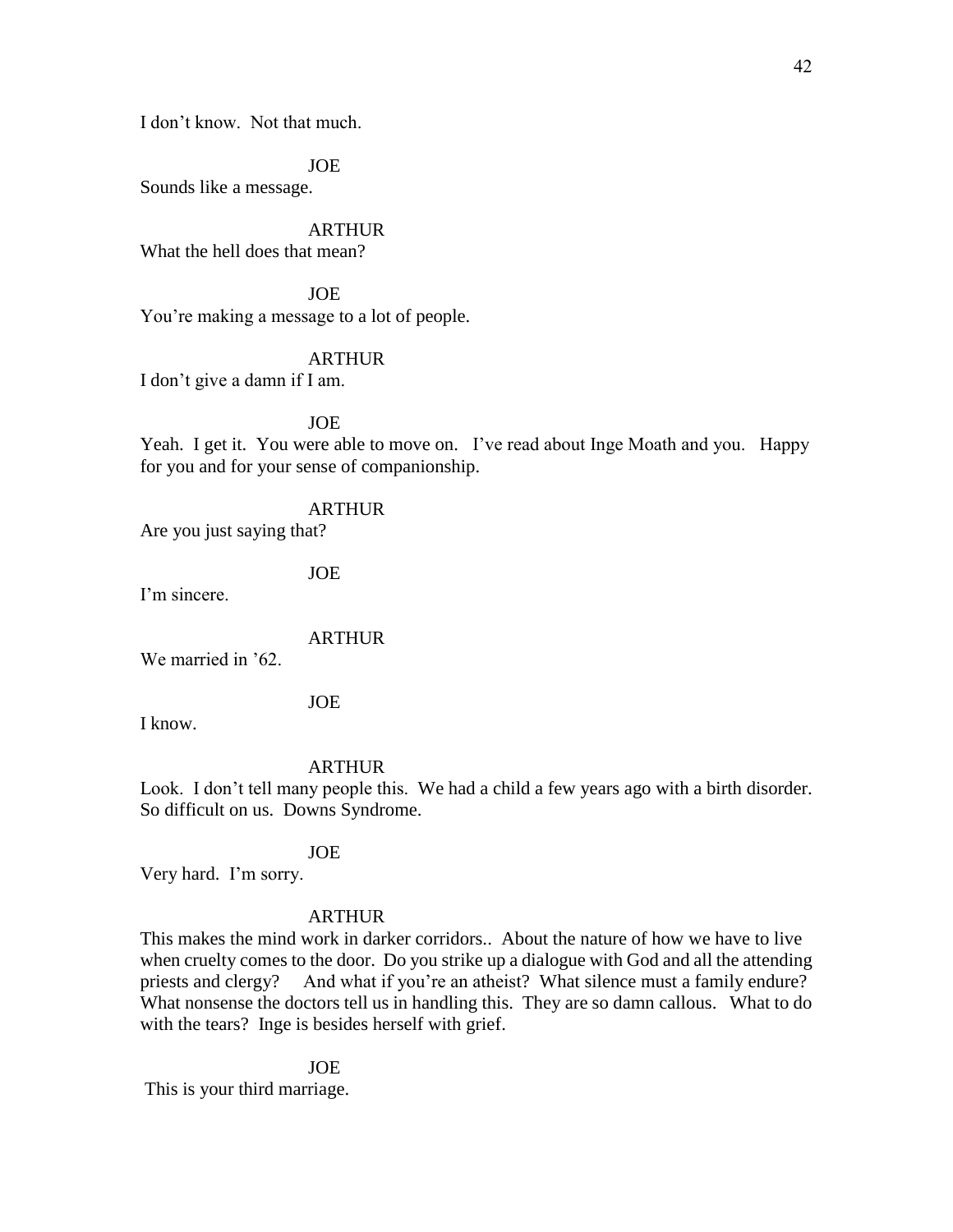I don't know. Not that much.

JOE

Sounds like a message.

ARTHUR

What the hell does that mean?

JOE

You're making a message to a lot of people.

ARTHUR

I don't give a damn if I am.

JOE

Yeah. I get it. You were able to move on. I've read about Inge Moath and you. Happy for you and for your sense of companionship.

ARTHUR

Are you just saying that?

JOE

I'm sincere.

ARTHUR

We married in '62.

JOE

I know.

ARTHUR

Look. I don't tell many people this. We had a child a few years ago with a birth disorder. So difficult on us. Downs Syndrome.

JOE

Very hard. I'm sorry.

ARTHUR

This makes the mind work in darker corridors.. About the nature of how we have to live when cruelty comes to the door. Do you strike up a dialogue with God and all the attending priests and clergy? And what if you're an atheist? What silence must a family endure? What nonsense the doctors tell us in handling this. They are so damn callous. What to do with the tears? Inge is besides herself with grief.

JOE

This is your third marriage.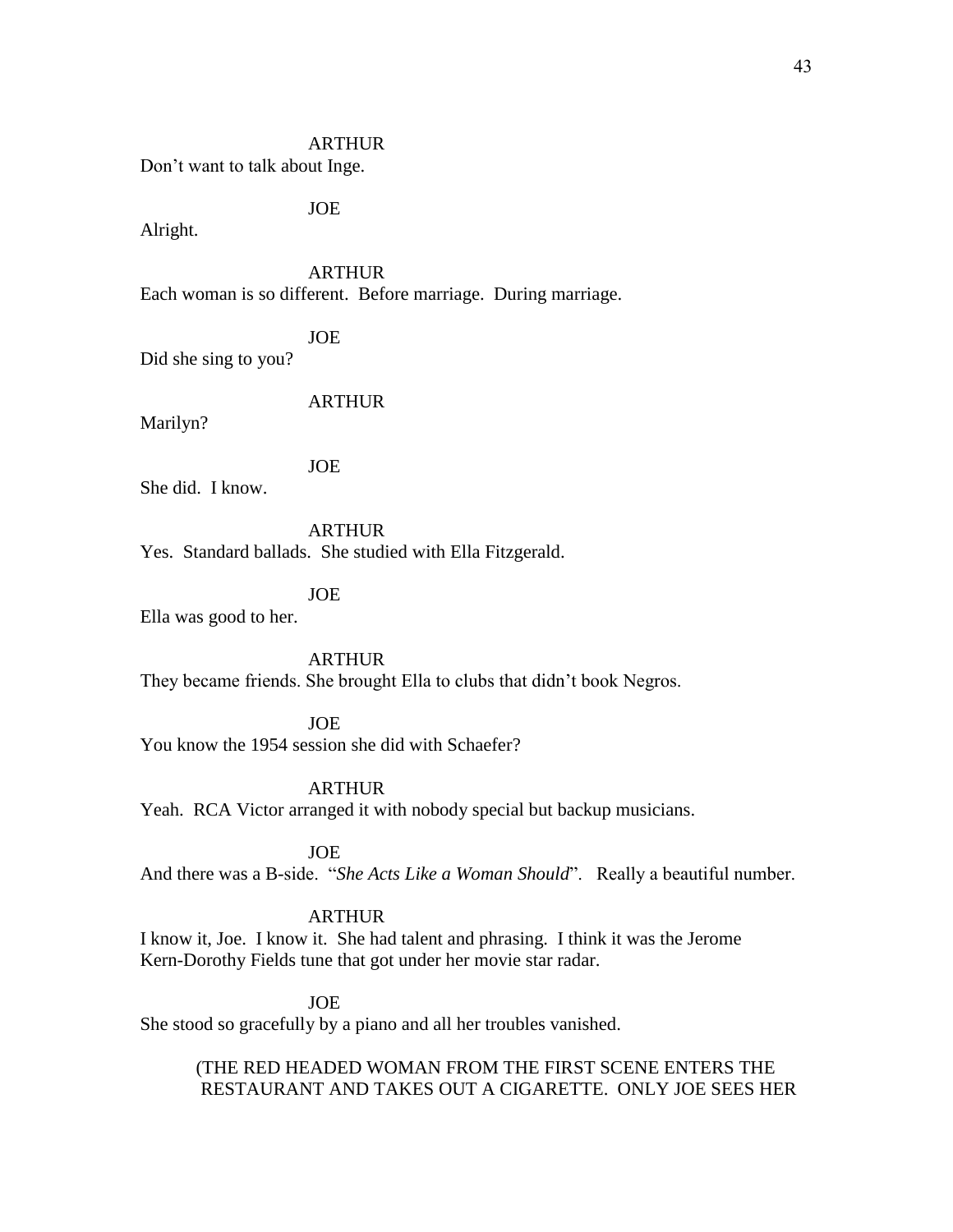ARTHUR

Don't want to talk about Inge.

JOE

Alright.

ARTHUR

Each woman is so different. Before marriage. During marriage.

JOE

Did she sing to you?

ARTHUR

Marilyn?

JOE

She did. I know.

ARTHUR

Yes. Standard ballads. She studied with Ella Fitzgerald.

JOE

Ella was good to her.

ARTHUR

They became friends. She brought Ella to clubs that didn't book Negros.

JOE

You know the 1954 session she did with Schaefer?

ARTHUR

Yeah. RCA Victor arranged it with nobody special but backup musicians.

JOE

And there was a B-side. "*She Acts Like a Woman Should*". Really a beautiful number.

ARTHUR

I know it, Joe. I know it. She had talent and phrasing. I think it was the Jerome Kern-Dorothy Fields tune that got under her movie star radar.

JOE

She stood so gracefully by a piano and all her troubles vanished.

(THE RED HEADED WOMAN FROM THE FIRST SCENE ENTERS THE RESTAURANT AND TAKES OUT A CIGARETTE. ONLY JOE SEES HER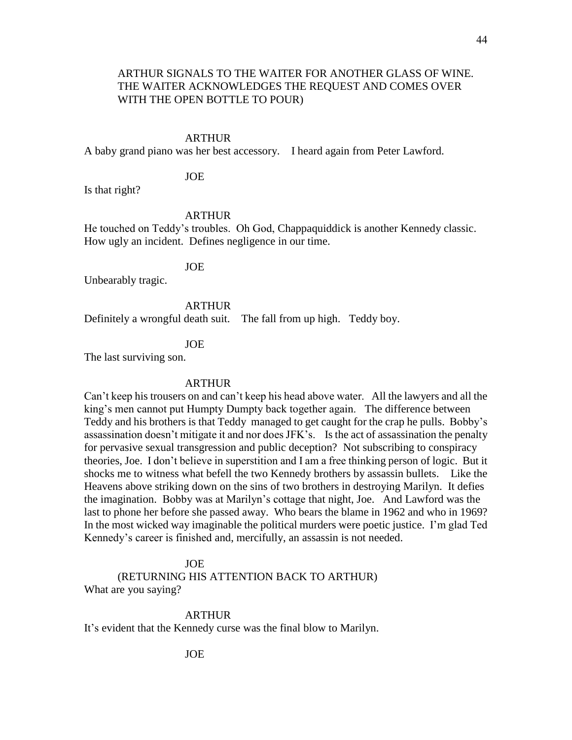ARTHUR SIGNALS TO THE WAITER FOR ANOTHER GLASS OF WINE. THE WAITER ACKNOWLEDGES THE REQUEST AND COMES OVER WITH THE OPEN BOTTLE TO POUR)

ARTHUR

A baby grand piano was her best accessory. I heard again from Peter Lawford.

JOE

Is that right?

ARTHUR

He touched on Teddy's troubles. Oh God, Chappaquiddick is another Kennedy classic. How ugly an incident. Defines negligence in our time.

JOE

Unbearably tragic.

ARTHUR

Definitely a wrongful death suit. The fall from up high. Teddy boy.

JOE

The last surviving son.

ARTHUR

Can't keep his trousers on and can't keep his head above water. All the lawyers and all the king's men cannot put Humpty Dumpty back together again. The difference between Teddy and his brothers is that Teddy managed to get caught for the crap he pulls. Bobby's assassination doesn't mitigate it and nor does JFK's. Is the act of assassination the penalty for pervasive sexual transgression and public deception? Not subscribing to conspiracy theories, Joe. I don't believe in superstition and I am a free thinking person of logic. But it shocks me to witness what befell the two Kennedy brothers by assassin bullets. Like the Heavens above striking down on the sins of two brothers in destroying Marilyn. It defies the imagination. Bobby was at Marilyn's cottage that night, Joe. And Lawford was the last to phone her before she passed away. Who bears the blame in 1962 and who in 1969? In the most wicked way imaginable the political murders were poetic justice. I'm glad Ted Kennedy's career is finished and, mercifully, an assassin is not needed.

JOE

(RETURNING HIS ATTENTION BACK TO ARTHUR)

What are you saying?

ARTHUR

It's evident that the Kennedy curse was the final blow to Marilyn.

JOE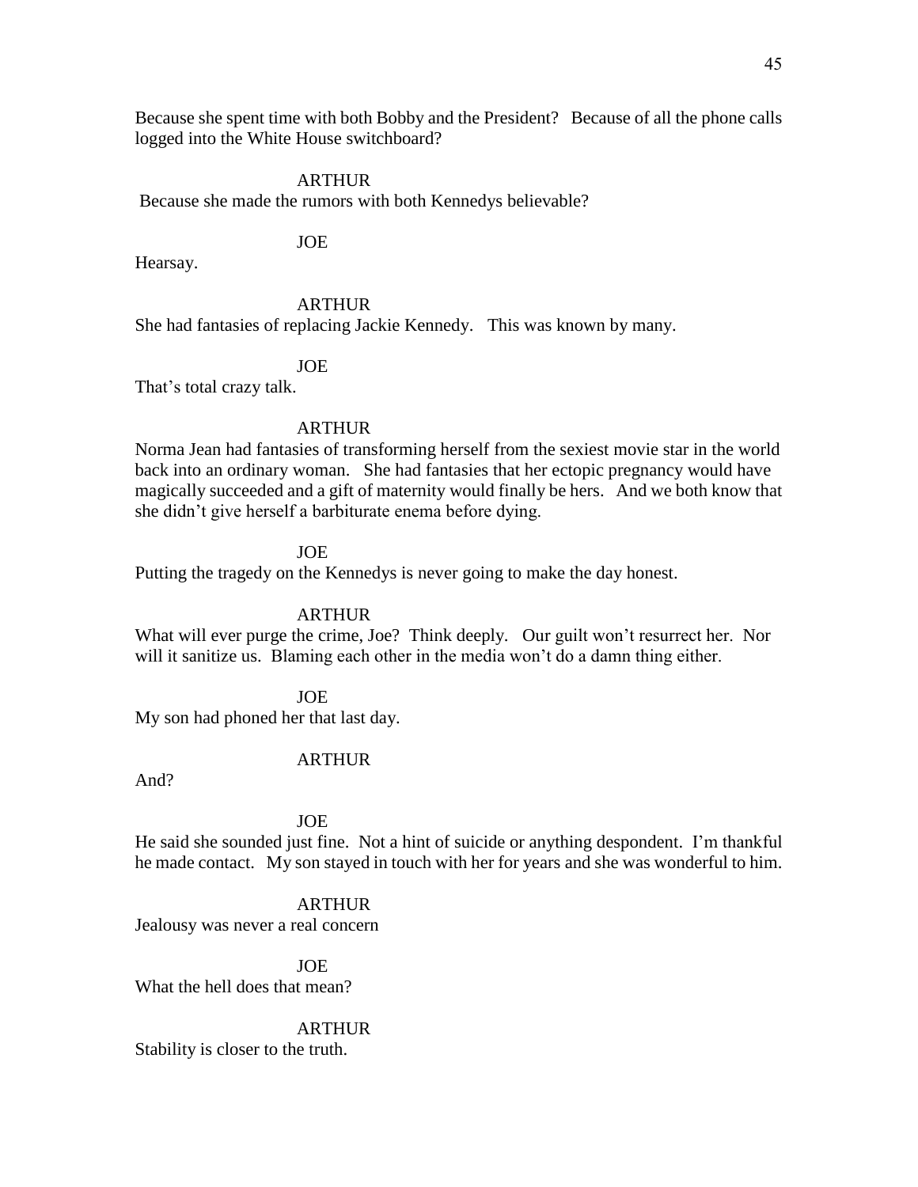Because she spent time with both Bobby and the President? Because of all the phone calls logged into the White House switchboard?

ARTHUR

Because she made the rumors with both Kennedys believable?

JOE

Hearsay.

ARTHUR

She had fantasies of replacing Jackie Kennedy. This was known by many.

JOE

That's total crazy talk.

ARTHUR

Norma Jean had fantasies of transforming herself from the sexiest movie star in the world back into an ordinary woman. She had fantasies that her ectopic pregnancy would have magically succeeded and a gift of maternity would finally be hers. And we both know that she didn't give herself a barbiturate enema before dying.

JOE

Putting the tragedy on the Kennedys is never going to make the day honest.

ARTHUR

What will ever purge the crime, Joe? Think deeply. Our guilt won't resurrect her. Nor will it sanitize us. Blaming each other in the media won't do a damn thing either.

JOE

My son had phoned her that last day.

ARTHUR

And?

JOE

He said she sounded just fine. Not a hint of suicide or anything despondent. I'm thankful he made contact. My son stayed in touch with her for years and she was wonderful to him.

ARTHUR

Jealousy was never a real concern

JOE

What the hell does that mean?

ARTHUR

Stability is closer to the truth.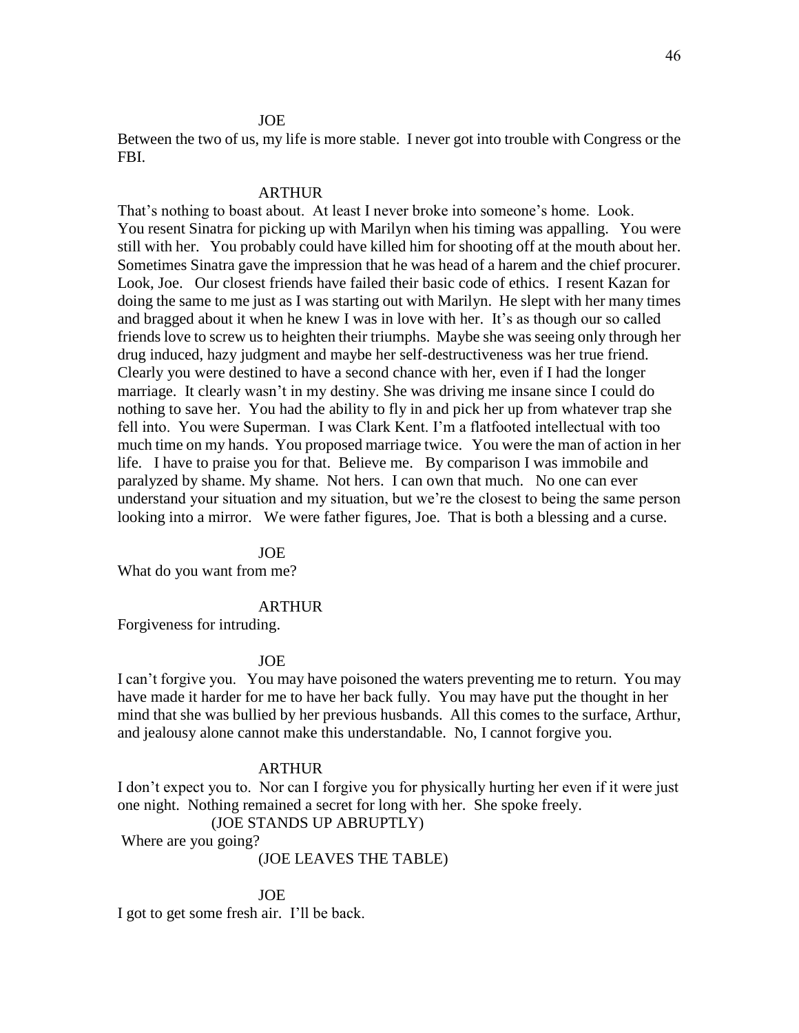JOE

Between the two of us, my life is more stable. I never got into trouble with Congress or the FBI.

ARTHUR

That's nothing to boast about. At least I never broke into someone's home. Look. You resent Sinatra for picking up with Marilyn when his timing was appalling. You were still with her. You probably could have killed him for shooting off at the mouth about her. Sometimes Sinatra gave the impression that he was head of a harem and the chief procurer. Look, Joe. Our closest friends have failed their basic code of ethics. I resent Kazan for doing the same to me just as I was starting out with Marilyn. He slept with her many times and bragged about it when he knew I was in love with her. It's as though our so called friends love to screw us to heighten their triumphs. Maybe she was seeing only through her drug induced, hazy judgment and maybe her self-destructiveness was her true friend. Clearly you were destined to have a second chance with her, even if I had the longer marriage. It clearly wasn't in my destiny. She was driving me insane since I could do nothing to save her. You had the ability to fly in and pick her up from whatever trap she fell into. You were Superman. I was Clark Kent. I'm a flatfooted intellectual with too much time on my hands. You proposed marriage twice. You were the man of action in her life. I have to praise you for that. Believe me. By comparison I was immobile and paralyzed by shame. My shame. Not hers. I can own that much. No one can ever understand your situation and my situation, but we're the closest to being the same person looking into a mirror. We were father figures, Joe. That is both a blessing and a curse.

JOE

What do you want from me?

ARTHUR

Forgiveness for intruding.

JOE

I can't forgive you. You may have poisoned the waters preventing me to return. You may have made it harder for me to have her back fully. You may have put the thought in her mind that she was bullied by her previous husbands. All this comes to the surface, Arthur, and jealousy alone cannot make this understandable. No, I cannot forgive you.

ARTHUR

I don't expect you to. Nor can I forgive you for physically hurting her even if it were just one night. Nothing remained a secret for long with her. She spoke freely.

(JOE STANDS UP ABRUPTLY)

Where are you going?

(JOE LEAVES THE TABLE)

JOE

I got to get some fresh air. I'll be back.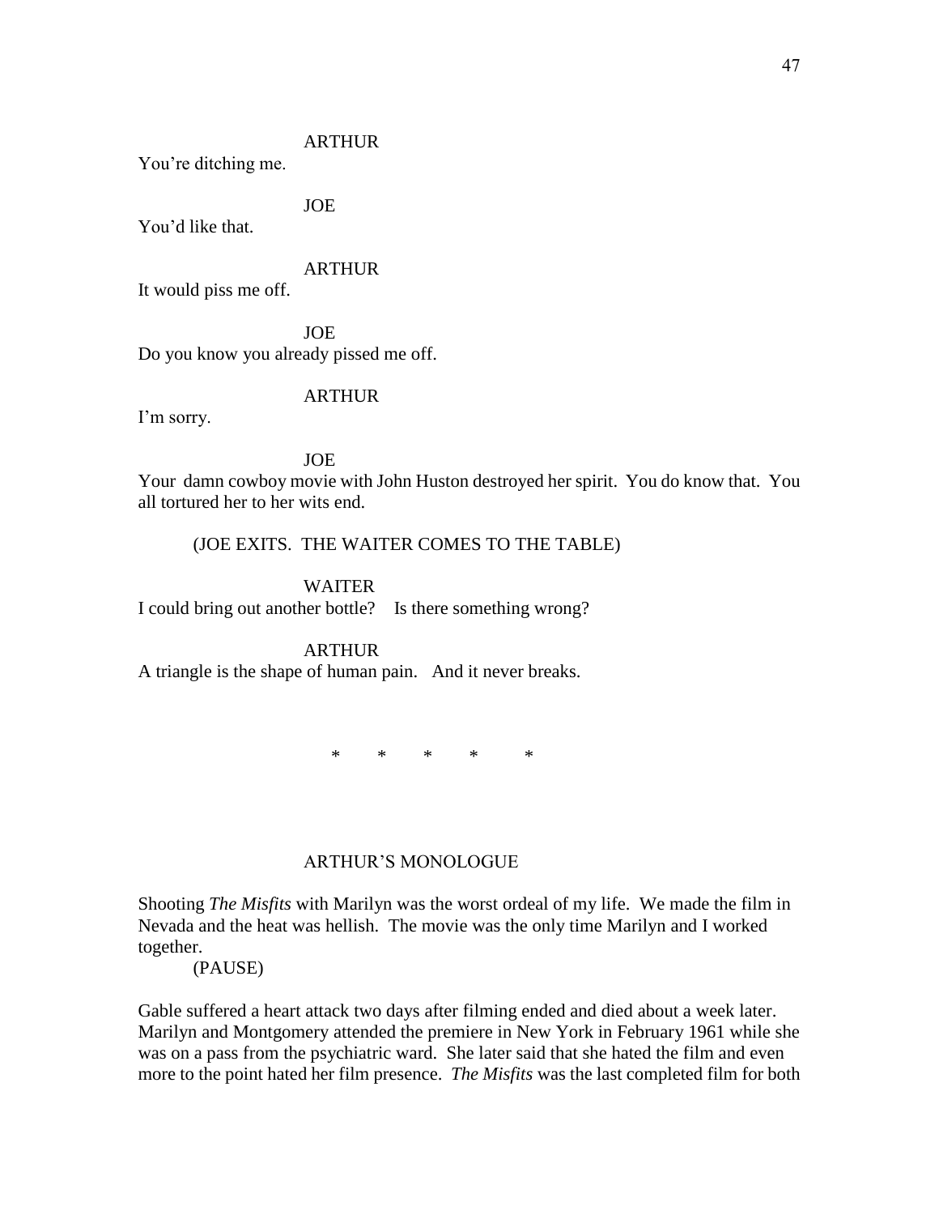ARTHUR

You're ditching me.

JOE

You'd like that.

ARTHUR

It would piss me off.

JOE

Do you know you already pissed me off.

ARTHUR

I'm sorry.

JOE

Your damn cowboy movie with John Huston destroyed her spirit. You do know that. You all tortured her to her wits end.

(JOE EXITS. THE WAITER COMES TO THE TABLE)

WAITER

I could bring out another bottle? Is there something wrong?

ARTHUR

A triangle is the shape of human pain. And it never breaks.

\* \* \* \* \*

ARTHUR'S MONOLOGUE

Shooting *The Misfits* with Marilyn was the worst ordeal of my life. We made the film in Nevada and the heat was hellish. The movie was the only time Marilyn and I worked together.

(PAUSE)

Gable suffered a heart attack two days after filming ended and died about a week later. Marilyn and Montgomery attended the premiere in New York in February 1961 while she was on a pass from the psychiatric ward. She later said that she hated the film and even more to the point hated her film presence. *The Misfits* was the last completed film for both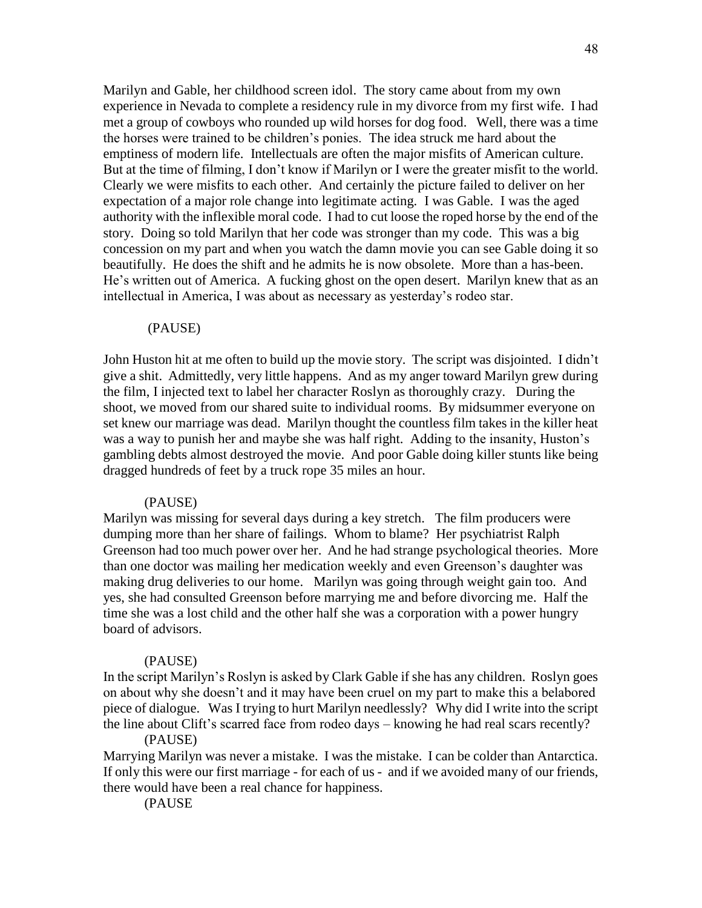Marilyn and Gable, her childhood screen idol. The story came about from my own experience in Nevada to complete a residency rule in my divorce from my first wife. I had met a group of cowboys who rounded up wild horses for dog food. Well, there was a time the horses were trained to be children's ponies. The idea struck me hard about the emptiness of modern life. Intellectuals are often the major misfits of American culture. But at the time of filming, I don't know if Marilyn or I were the greater misfit to the world. Clearly we were misfits to each other. And certainly the picture failed to deliver on her expectation of a major role change into legitimate acting. I was Gable. I was the aged authority with the inflexible moral code. I had to cut loose the roped horse by the end of the story. Doing so told Marilyn that her code was stronger than my code. This was a big concession on my part and when you watch the damn movie you can see Gable doing it so beautifully. He does the shift and he admits he is now obsolete. More than a has-been. He's written out of America. A fucking ghost on the open desert. Marilyn knew that as an intellectual in America, I was about as necessary as yesterday's rodeo star.

(PAUSE)

John Huston hit at me often to build up the movie story. The script was disjointed. I didn't give a shit. Admittedly, very little happens. And as my anger toward Marilyn grew during the film, I injected text to label her character Roslyn as thoroughly crazy. During the shoot, we moved from our shared suite to individual rooms. By midsummer everyone on set knew our marriage was dead. Marilyn thought the countless film takes in the killer heat was a way to punish her and maybe she was half right. Adding to the insanity, Huston's gambling debts almost destroyed the movie. And poor Gable doing killer stunts like being dragged hundreds of feet by a truck rope 35 miles an hour.

(PAUSE)

Marilyn was missing for several days during a key stretch. The film producers were dumping more than her share of failings. Whom to blame? Her psychiatrist Ralph Greenson had too much power over her. And he had strange psychological theories. More than one doctor was mailing her medication weekly and even Greenson's daughter was making drug deliveries to our home. Marilyn was going through weight gain too. And yes, she had consulted Greenson before marrying me and before divorcing me. Half the time she was a lost child and the other half she was a corporation with a power hungry board of advisors.

(PAUSE)

In the script Marilyn's Roslyn is asked by Clark Gable if she has any children. Roslyn goes on about why she doesn't and it may have been cruel on my part to make this a belabored piece of dialogue. Was I trying to hurt Marilyn needlessly? Why did I write into the script the line about Clift's scarred face from rodeo days – knowing he had real scars recently?

(PAUSE)

Marrying Marilyn was never a mistake. I was the mistake. I can be colder than Antarctica. If only this were our first marriage - for each of us - and if we avoided many of our friends, there would have been a real chance for happiness.

(PAUSE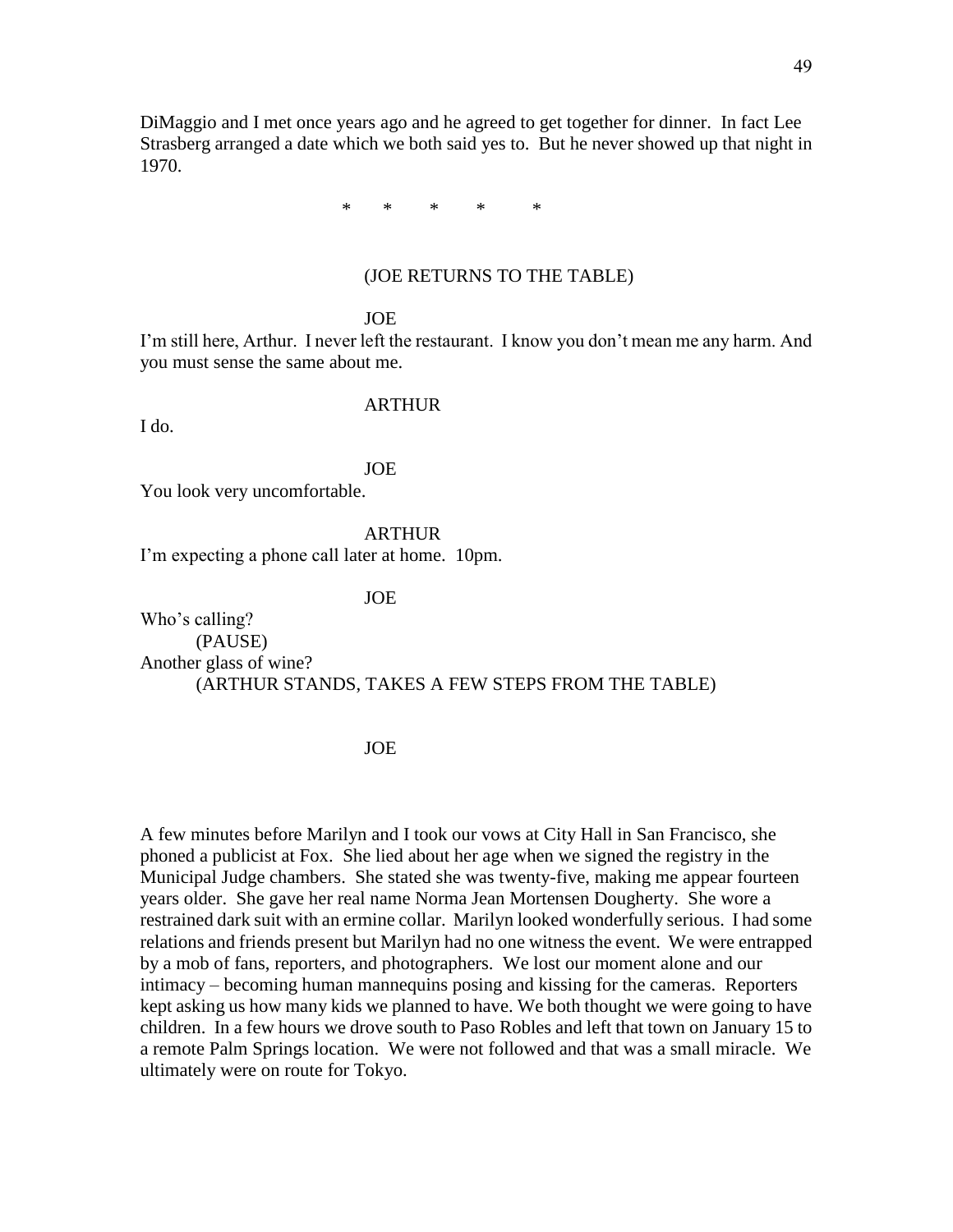DiMaggio and I met once years ago and he agreed to get together for dinner. In fact Lee Strasberg arranged a date which we both said yes to. But he never showed up that night in 1970.

\* \* \* \* \*

(JOE RETURNS TO THE TABLE)

JOE

I'm still here, Arthur. I never left the restaurant. I know you don't mean me any harm. And you must sense the same about me.

ARTHUR

I do.

JOE

You look very uncomfortable.

ARTHUR

I'm expecting a phone call later at home. 10pm.

JOE

Who's calling?

(PAUSE)

Another glass of wine?

(ARTHUR STANDS, TAKES A FEW STEPS FROM THE TABLE)

JOE

A few minutes before Marilyn and I took our vows at City Hall in San Francisco, she phoned a publicist at Fox. She lied about her age when we signed the registry in the Municipal Judge chambers. She stated she was twenty-five, making me appear fourteen years older. She gave her real name Norma Jean Mortensen Dougherty. She wore a restrained dark suit with an ermine collar. Marilyn looked wonderfully serious. I had some relations and friends present but Marilyn had no one witness the event. We were entrapped by a mob of fans, reporters, and photographers. We lost our moment alone and our intimacy – becoming human mannequins posing and kissing for the cameras. Reporters kept asking us how many kids we planned to have. We both thought we were going to have children. In a few hours we drove south to Paso Robles and left that town on January 15 to a remote Palm Springs location. We were not followed and that was a small miracle. We ultimately were on route for Tokyo.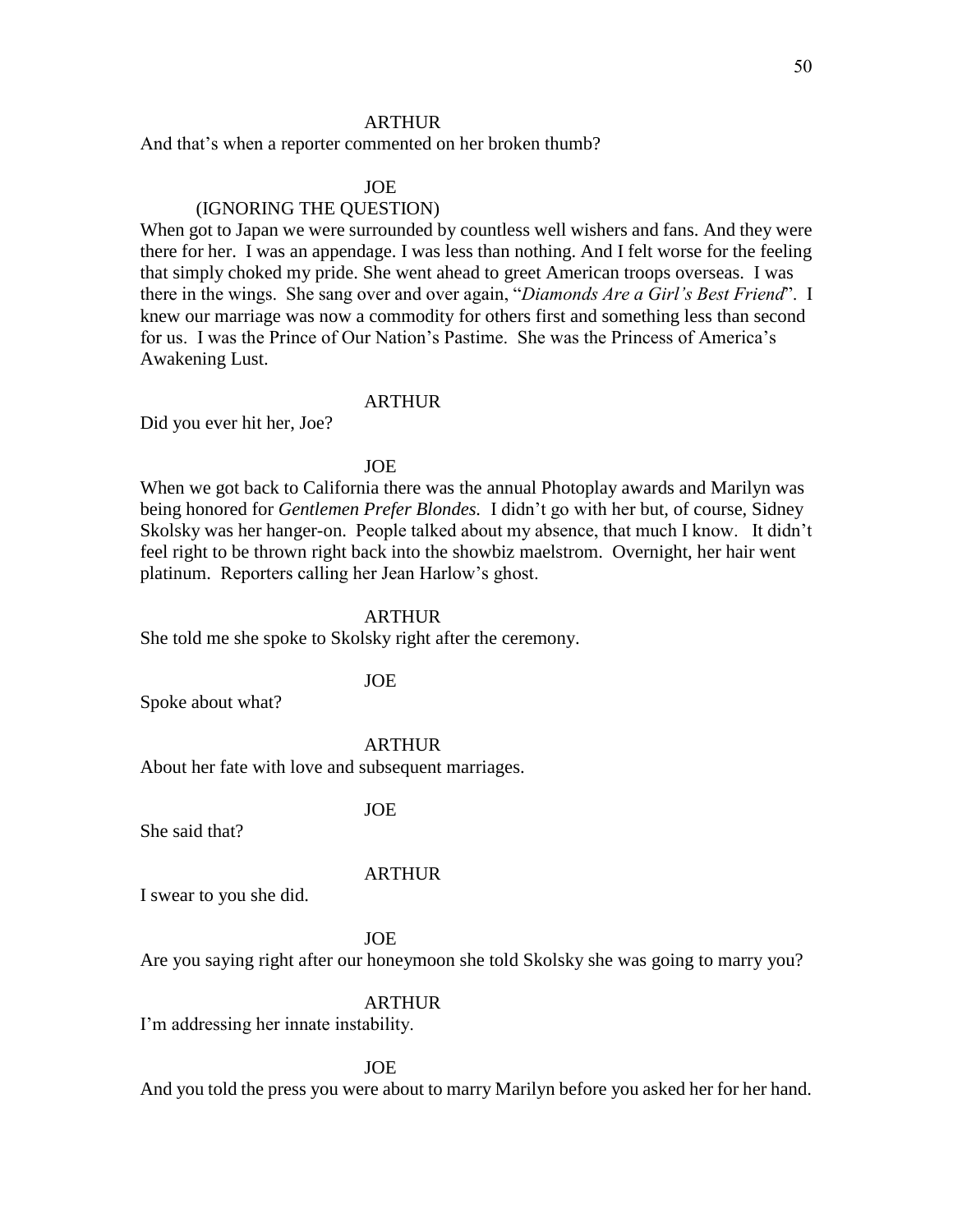ARTHUR

And that's when a reporter commented on her broken thumb?

JOE

(IGNORING THE QUESTION)

When got to Japan we were surrounded by countless well wishers and fans. And they were there for her. I was an appendage. I was less than nothing. And I felt worse for the feeling that simply choked my pride. She went ahead to greet American troops overseas. I was there in the wings. She sang over and over again, "*Diamonds Are a Girl's Best Friend*". I knew our marriage was now a commodity for others first and something less than second for us. I was the Prince of Our Nation's Pastime. She was the Princess of America's Awakening Lust.

ARTHUR

Did you ever hit her, Joe?

JOE

When we got back to California there was the annual Photoplay awards and Marilyn was being honored for *Gentlemen Prefer Blondes.* I didn't go with her but, of course, Sidney Skolsky was her hanger-on. People talked about my absence, that much I know. It didn't feel right to be thrown right back into the showbiz maelstrom. Overnight, her hair went platinum. Reporters calling her Jean Harlow's ghost.

ARTHUR

She told me she spoke to Skolsky right after the ceremony.

JOE

Spoke about what?

ARTHUR

About her fate with love and subsequent marriages.

JOE

She said that?

ARTHUR

I swear to you she did.

JOE

Are you saying right after our honeymoon she told Skolsky she was going to marry you?

ARTHUR

I'm addressing her innate instability.

JOE

And you told the press you were about to marry Marilyn before you asked her for her hand.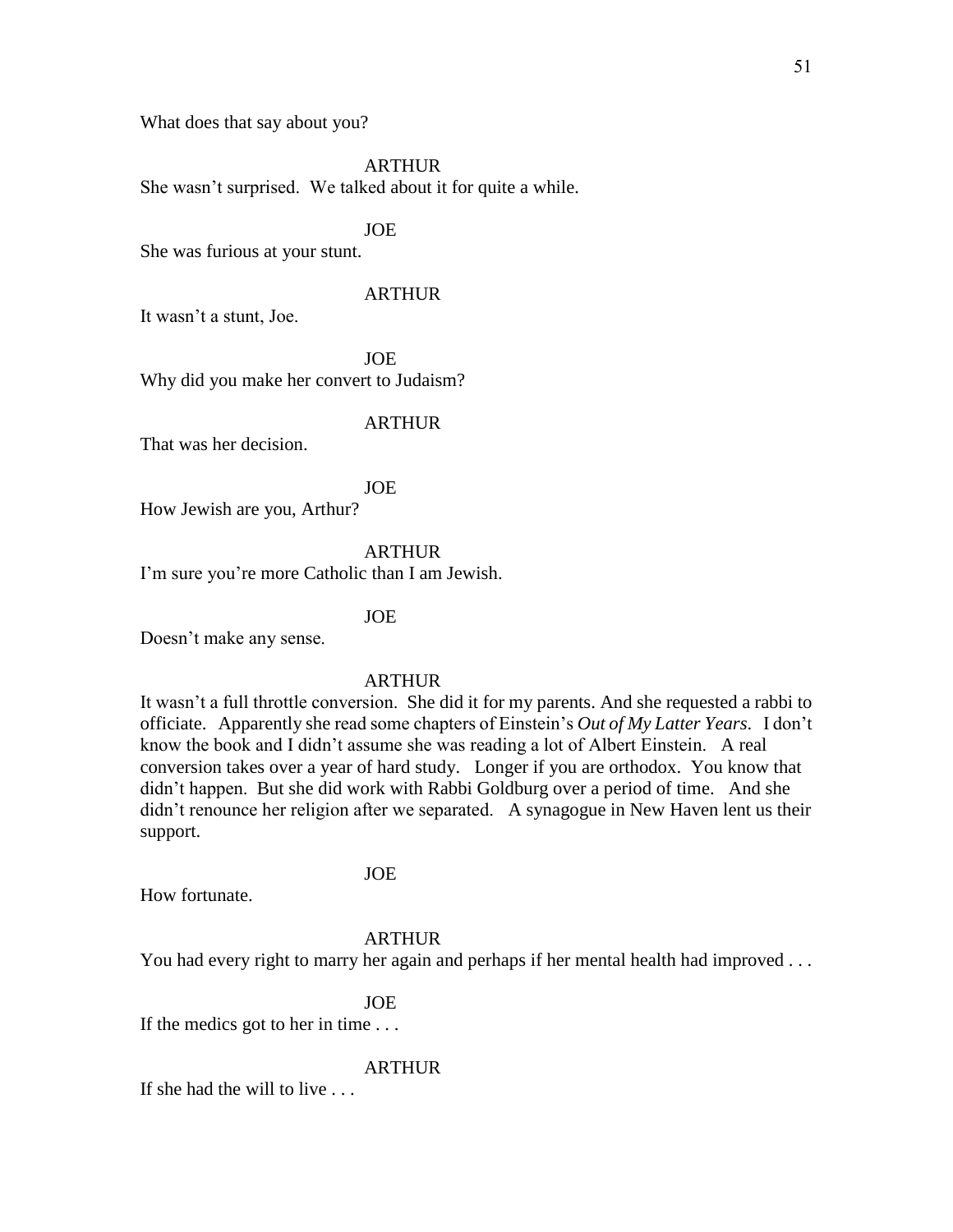What does that say about you?

ARTHUR

She wasn't surprised. We talked about it for quite a while.

JOE

She was furious at your stunt.

ARTHUR

It wasn't a stunt, Joe.

JOE

Why did you make her convert to Judaism?

ARTHUR

That was her decision.

JOE

How Jewish are you, Arthur?

ARTHUR

I'm sure you're more Catholic than I am Jewish.

JOE

Doesn't make any sense.

ARTHUR

It wasn't a full throttle conversion. She did it for my parents. And she requested a rabbi to officiate. Apparently she read some chapters of Einstein's *Out of My Latter Years*. I don't know the book and I didn't assume she was reading a lot of Albert Einstein. A real conversion takes over a year of hard study. Longer if you are orthodox. You know that didn't happen. But she did work with Rabbi Goldburg over a period of time. And she didn't renounce her religion after we separated. A synagogue in New Haven lent us their support.

JOE

How fortunate.

ARTHUR

You had every right to marry her again and perhaps if her mental health had improved . . .

JOE

If the medics got to her in time . . .

ARTHUR

If she had the will to live . . .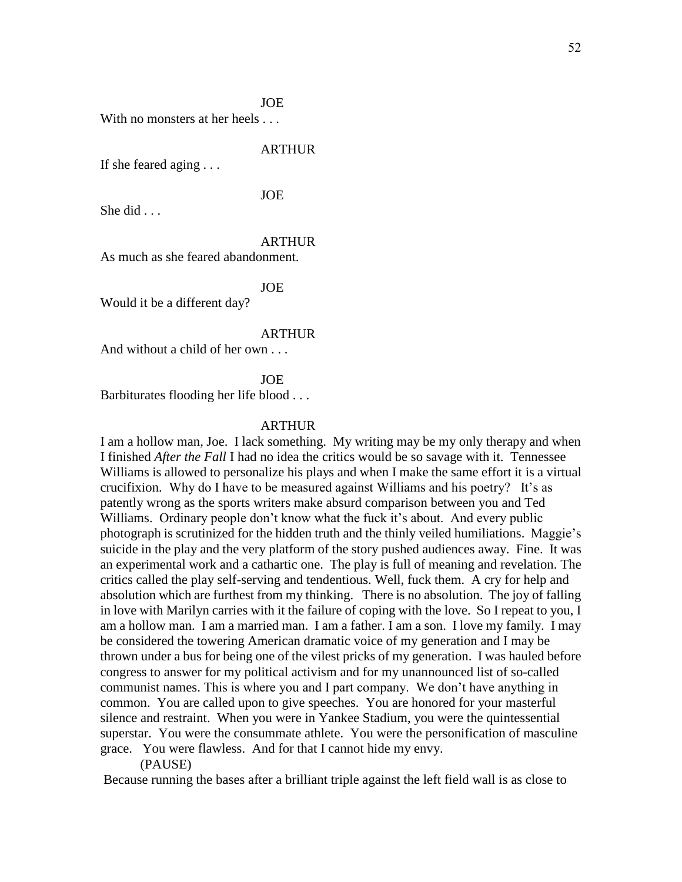JOE

With no monsters at her heels . . .

ARTHUR

If she feared aging . . .

JOE

She did . . .

ARTHUR

As much as she feared abandonment.

JOE

Would it be a different day?

ARTHUR

And without a child of her own . . .

JOE

Barbiturates flooding her life blood . . .

ARTHUR

I am a hollow man, Joe. I lack something. My writing may be my only therapy and when I finished *After the Fall* I had no idea the critics would be so savage with it. Tennessee Williams is allowed to personalize his plays and when I make the same effort it is a virtual crucifixion. Why do I have to be measured against Williams and his poetry? It's as patently wrong as the sports writers make absurd comparison between you and Ted Williams. Ordinary people don't know what the fuck it's about. And every public photograph is scrutinized for the hidden truth and the thinly veiled humiliations. Maggie's suicide in the play and the very platform of the story pushed audiences away. Fine. It was an experimental work and a cathartic one. The play is full of meaning and revelation. The critics called the play self-serving and tendentious. Well, fuck them. A cry for help and absolution which are furthest from my thinking. There is no absolution. The joy of falling in love with Marilyn carries with it the failure of coping with the love. So I repeat to you, I am a hollow man. I am a married man. I am a father. I am a son. I love my family. I may be considered the towering American dramatic voice of my generation and I may be thrown under a bus for being one of the vilest pricks of my generation. I was hauled before congress to answer for my political activism and for my unannounced list of so-called communist names. This is where you and I part company. We don't have anything in common. You are called upon to give speeches. You are honored for your masterful silence and restraint. When you were in Yankee Stadium, you were the quintessential superstar. You were the consummate athlete. You were the personification of masculine grace. You were flawless. And for that I cannot hide my envy.

(PAUSE)

Because running the bases after a brilliant triple against the left field wall is as close to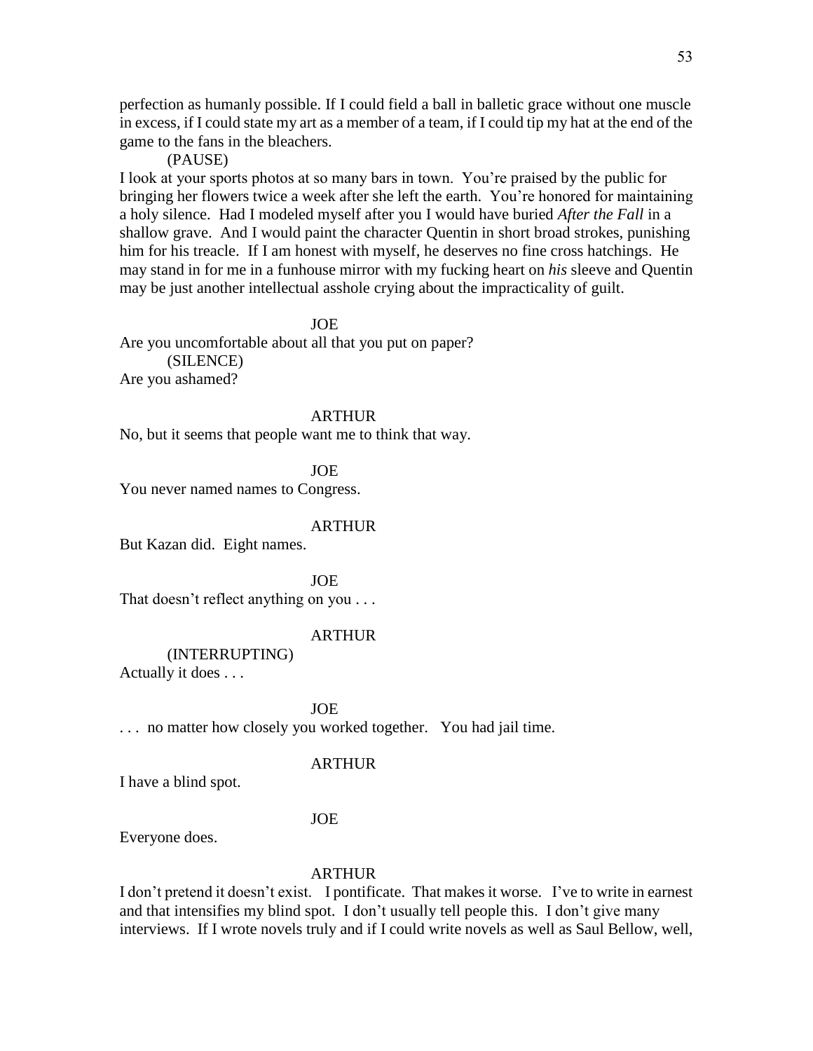perfection as humanly possible. If I could field a ball in balletic grace without one muscle in excess, if I could state my art as a member of a team, if I could tip my hat at the end of the game to the fans in the bleachers.

(PAUSE)

I look at your sports photos at so many bars in town. You're praised by the public for bringing her flowers twice a week after she left the earth. You're honored for maintaining a holy silence. Had I modeled myself after you I would have buried *After the Fall* in a shallow grave. And I would paint the character Quentin in short broad strokes, punishing him for his treacle. If I am honest with myself, he deserves no fine cross hatchings. He may stand in for me in a funhouse mirror with my fucking heart on *his* sleeve and Quentin may be just another intellectual asshole crying about the impracticality of guilt.

JOE

Are you uncomfortable about all that you put on paper?

(SILENCE)

Are you ashamed?

ARTHUR

No, but it seems that people want me to think that way.

JOE

You never named names to Congress.

ARTHUR

But Kazan did. Eight names.

JOE

That doesn't reflect anything on you . . .

ARTHUR

(INTERRUPTING)

Actually it does . . .

JOE

. . . no matter how closely you worked together. You had jail time.

ARTHUR

I have a blind spot.

JOE

Everyone does.

ARTHUR

I don't pretend it doesn't exist. I pontificate. That makes it worse. I've to write in earnest and that intensifies my blind spot. I don't usually tell people this. I don't give many interviews. If I wrote novels truly and if I could write novels as well as Saul Bellow, well,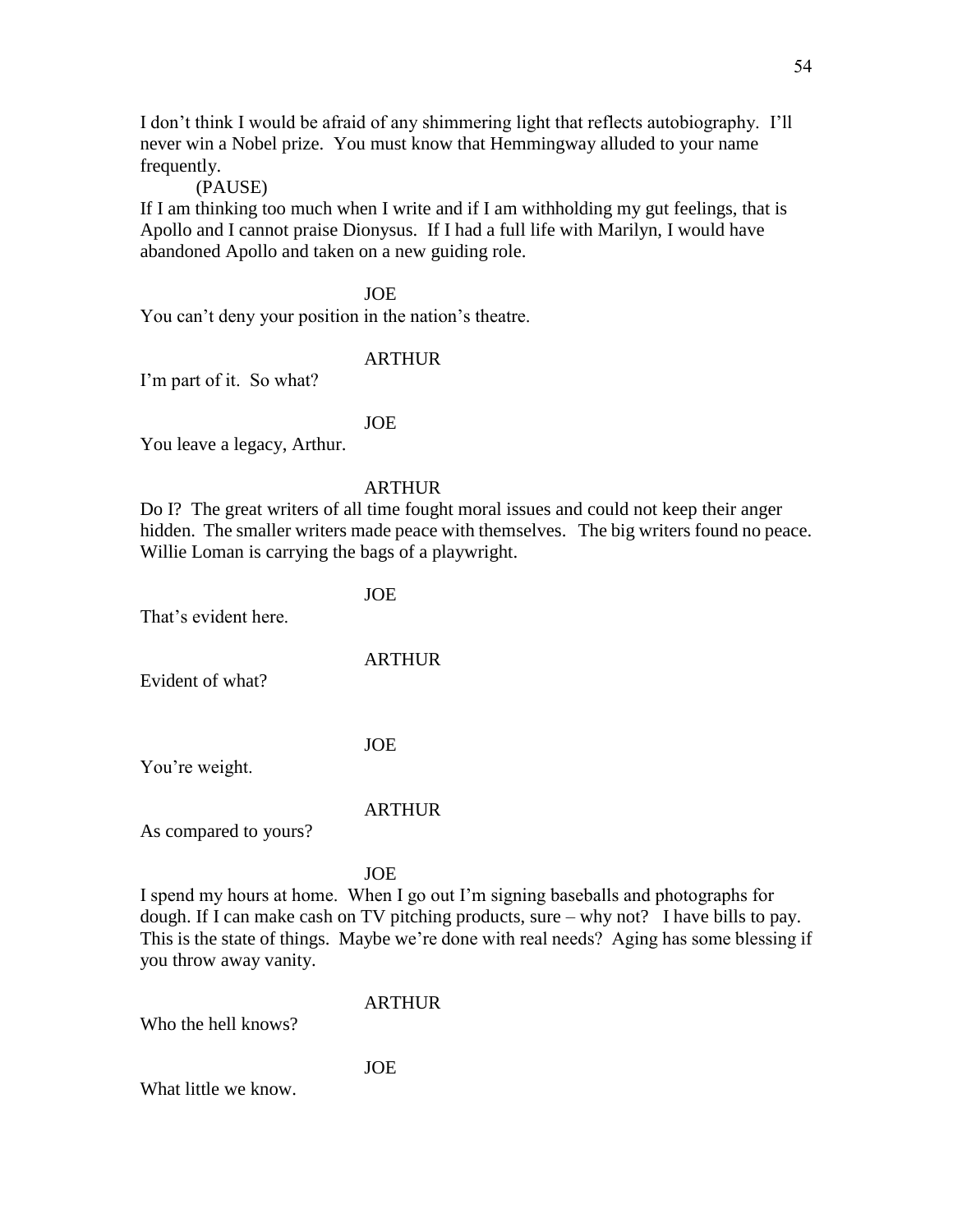I don't think I would be afraid of any shimmering light that reflects autobiography. I'll never win a Nobel prize. You must know that Hemmingway alluded to your name frequently.

(PAUSE)

If I am thinking too much when I write and if I am withholding my gut feelings, that is Apollo and I cannot praise Dionysus. If I had a full life with Marilyn, I would have abandoned Apollo and taken on a new guiding role.

JOE

You can't deny your position in the nation's theatre.

ARTHUR

I'm part of it. So what?

JOE

You leave a legacy, Arthur.

ARTHUR

Do I? The great writers of all time fought moral issues and could not keep their anger hidden. The smaller writers made peace with themselves. The big writers found no peace. Willie Loman is carrying the bags of a playwright.

JOE

That's evident here.

ARTHUR

Evident of what?

JOE

You're weight.

ARTHUR

As compared to yours?

JOE

I spend my hours at home. When I go out I'm signing baseballs and photographs for dough. If I can make cash on TV pitching products, sure – why not? I have bills to pay. This is the state of things. Maybe we're done with real needs? Aging has some blessing if you throw away vanity.

ARTHUR

Who the hell knows?

JOE

What little we know.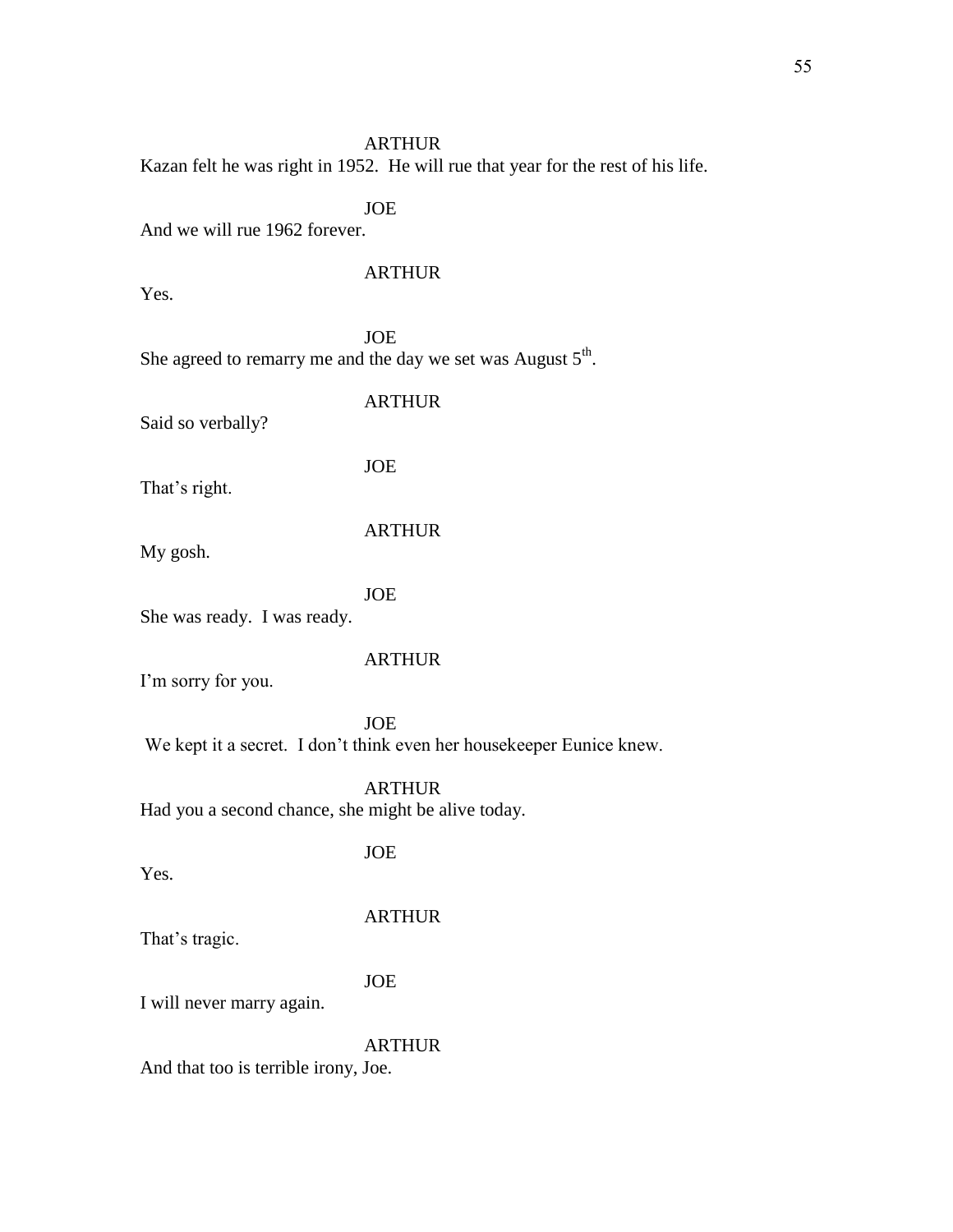ARTHUR

Kazan felt he was right in 1952. He will rue that year for the rest of his life.

JOE

And we will rue 1962 forever.

ARTHUR

Yes.

JOE

She agreed to remarry me and the day we set was August 5th.

ARTHUR

Said so verbally?

JOE

That's right.

ARTHUR

My gosh.

JOE

She was ready. I was ready.

ARTHUR

I'm sorry for you.

JOE

We kept it a secret. I don't think even her housekeeper Eunice knew.

ARTHUR

Had you a second chance, she might be alive today.

JOE

Yes.

ARTHUR

That's tragic.

JOE

I will never marry again.

ARTHUR

And that too is terrible irony, Joe.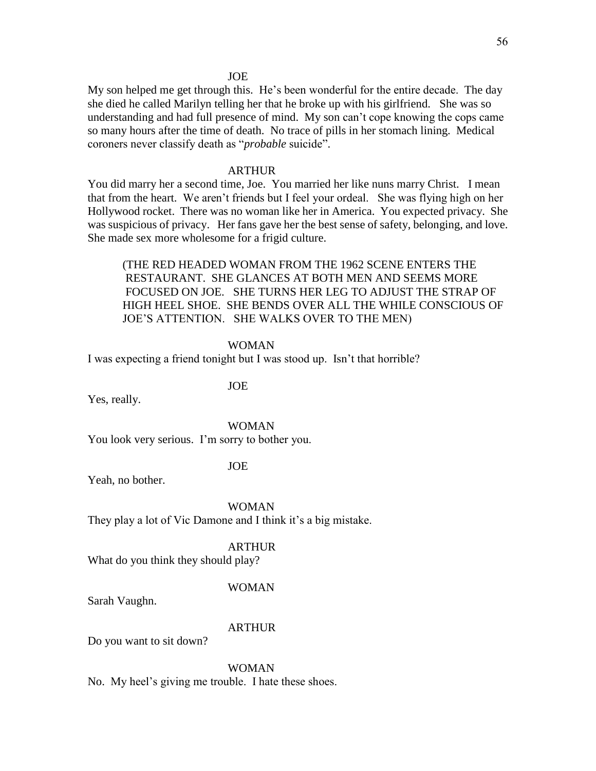JOE

My son helped me get through this. He's been wonderful for the entire decade. The day she died he called Marilyn telling her that he broke up with his girlfriend. She was so understanding and had full presence of mind. My son can't cope knowing the cops came so many hours after the time of death. No trace of pills in her stomach lining. Medical coroners never classify death as "*probable* suicide".

ARTHUR

You did marry her a second time, Joe. You married her like nuns marry Christ. I mean that from the heart. We aren't friends but I feel your ordeal. She was flying high on her Hollywood rocket. There was no woman like her in America. You expected privacy. She was suspicious of privacy. Her fans gave her the best sense of safety, belonging, and love. She made sex more wholesome for a frigid culture.

(THE RED HEADED WOMAN FROM THE 1962 SCENE ENTERS THE RESTAURANT. SHE GLANCES AT BOTH MEN AND SEEMS MORE FOCUSED ON JOE. SHE TURNS HER LEG TO ADJUST THE STRAP OF HIGH HEEL SHOE. SHE BENDS OVER ALL THE WHILE CONSCIOUS OF JOE'S ATTENTION. SHE WALKS OVER TO THE MEN)

WOMAN

I was expecting a friend tonight but I was stood up. Isn't that horrible?

JOE

Yes, really.

WOMAN

You look very serious. I'm sorry to bother you.

JOE

Yeah, no bother.

WOMAN

They play a lot of Vic Damone and I think it's a big mistake.

ARTHUR

What do you think they should play?

WOMAN

Sarah Vaughn.

ARTHUR

Do you want to sit down?

WOMAN

No. My heel's giving me trouble. I hate these shoes.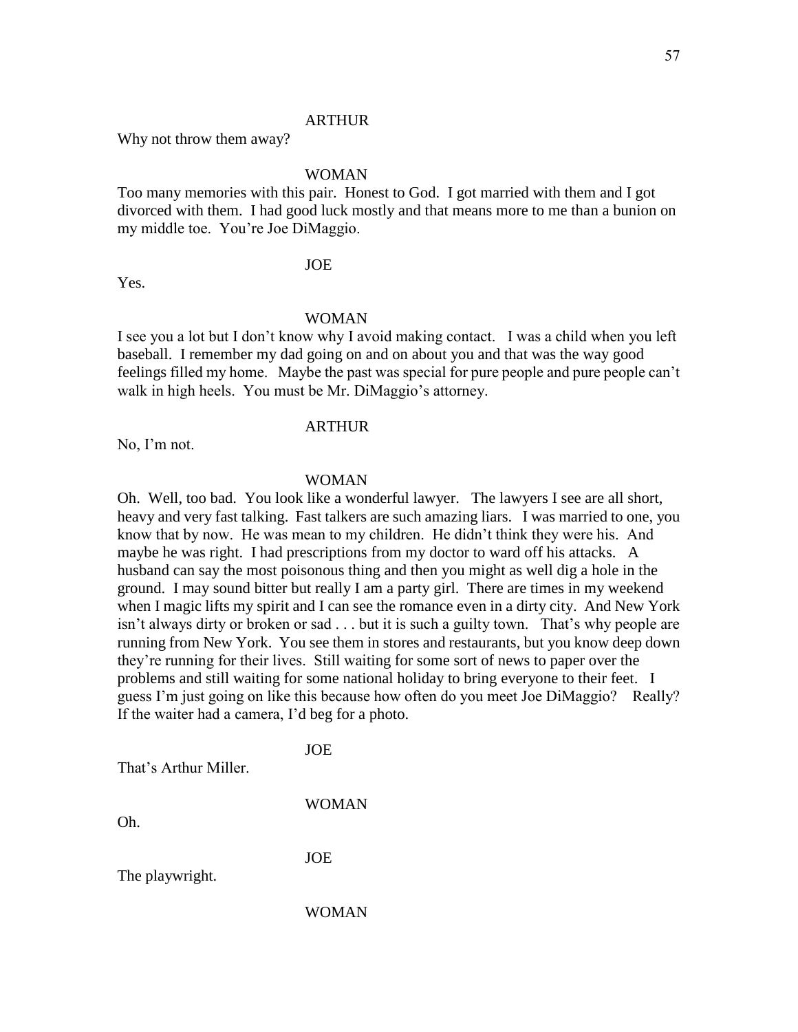ARTHUR

Why not throw them away?

WOMAN

Too many memories with this pair. Honest to God. I got married with them and I got divorced with them. I had good luck mostly and that means more to me than a bunion on my middle toe. You're Joe DiMaggio.

JOE

Yes.

WOMAN

I see you a lot but I don't know why I avoid making contact. I was a child when you left baseball. I remember my dad going on and on about you and that was the way good feelings filled my home. Maybe the past was special for pure people and pure people can't walk in high heels. You must be Mr. DiMaggio's attorney.

ARTHUR

No, I'm not.

WOMAN

Oh. Well, too bad. You look like a wonderful lawyer. The lawyers I see are all short, heavy and very fast talking. Fast talkers are such amazing liars. I was married to one, you know that by now. He was mean to my children. He didn't think they were his. And maybe he was right. I had prescriptions from my doctor to ward off his attacks. A husband can say the most poisonous thing and then you might as well dig a hole in the ground. I may sound bitter but really I am a party girl. There are times in my weekend when I magic lifts my spirit and I can see the romance even in a dirty city. And New York isn't always dirty or broken or sad . . . but it is such a guilty town. That's why people are running from New York. You see them in stores and restaurants, but you know deep down they're running for their lives. Still waiting for some sort of news to paper over the problems and still waiting for some national holiday to bring everyone to their feet. I guess I'm just going on like this because how often do you meet Joe DiMaggio? Really? If the waiter had a camera, I'd beg for a photo.

JOE

That's Arthur Miller.

WOMAN

Oh.

JOE

The playwright.

WOMAN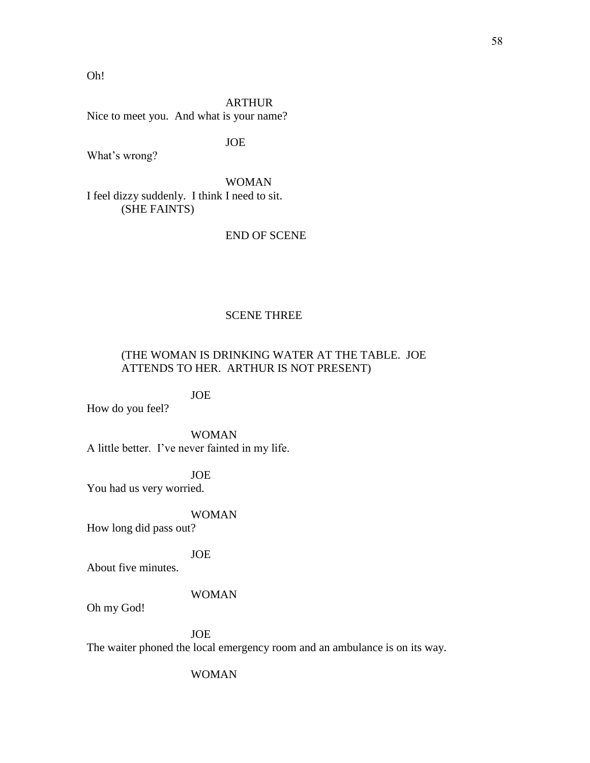Oh!

ARTHUR

Nice to meet you. And what is your name?

JOE

What's wrong?

WOMAN

I feel dizzy suddenly. I think I need to sit.

(SHE FAINTS)

END OF SCENE

SCENE THREE

(THE WOMAN IS DRINKING WATER AT THE TABLE. JOE ATTENDS TO HER. ARTHUR IS NOT PRESENT)

JOE

How do you feel?

WOMAN

A little better. I've never fainted in my life.

JOE

You had us very worried.

WOMAN

How long did pass out?

JOE

About five minutes.

WOMAN

Oh my God!

JOE

The waiter phoned the local emergency room and an ambulance is on its way.

WOMAN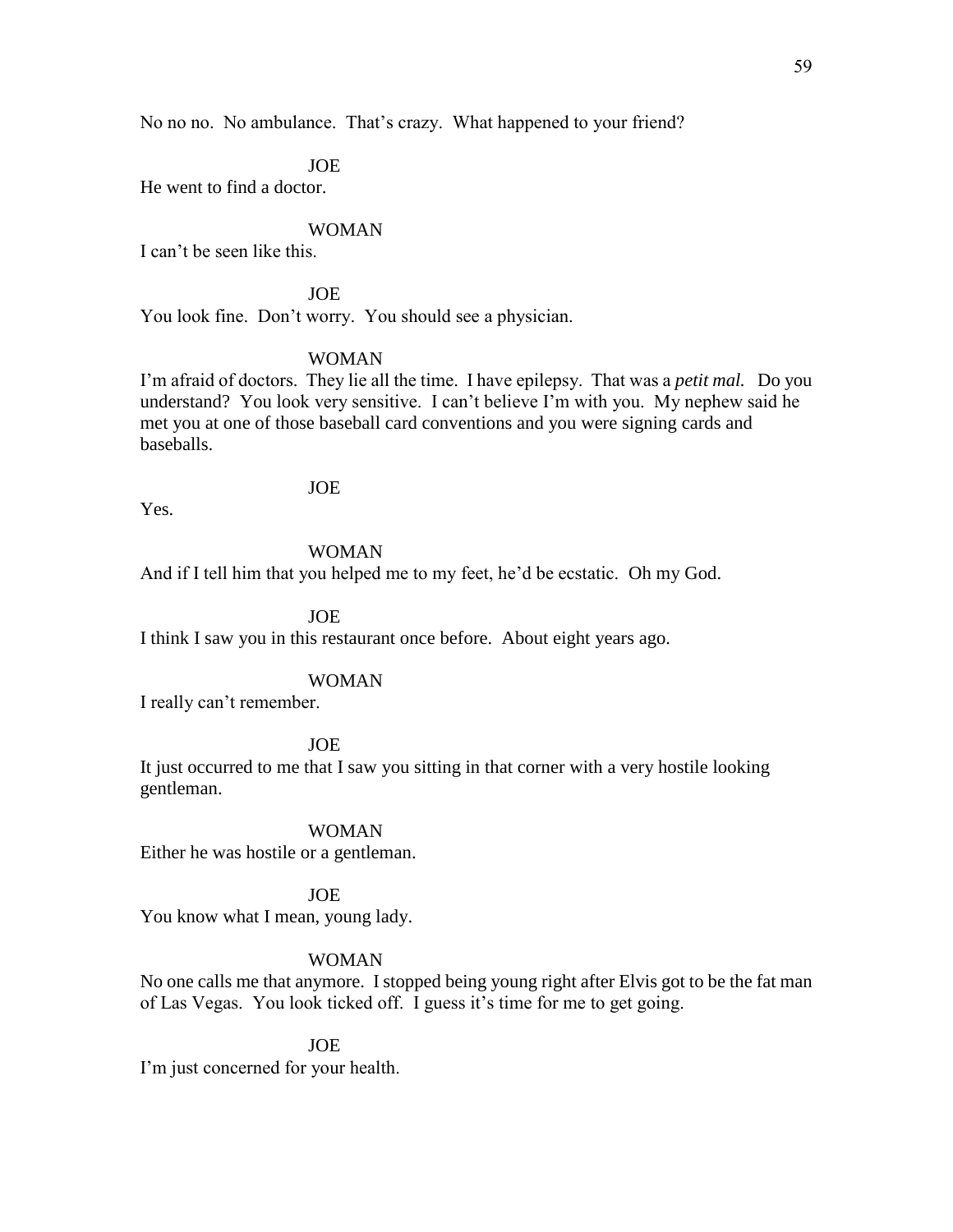No no no. No ambulance. That's crazy. What happened to your friend?

JOE

He went to find a doctor.

WOMAN

I can't be seen like this.

JOE

You look fine. Don't worry. You should see a physician.

WOMAN

I'm afraid of doctors. They lie all the time. I have epilepsy. That was a *petit mal.* Do you understand? You look very sensitive. I can't believe I'm with you. My nephew said he met you at one of those baseball card conventions and you were signing cards and baseballs.

JOE

Yes.

WOMAN

And if I tell him that you helped me to my feet, he'd be ecstatic. Oh my God.

JOE

I think I saw you in this restaurant once before. About eight years ago.

WOMAN

I really can't remember.

JOE

It just occurred to me that I saw you sitting in that corner with a very hostile looking gentleman.

WOMAN

Either he was hostile or a gentleman.

JOE

You know what I mean, young lady.

WOMAN

No one calls me that anymore. I stopped being young right after Elvis got to be the fat man of Las Vegas. You look ticked off. I guess it's time for me to get going.

JOE

I'm just concerned for your health.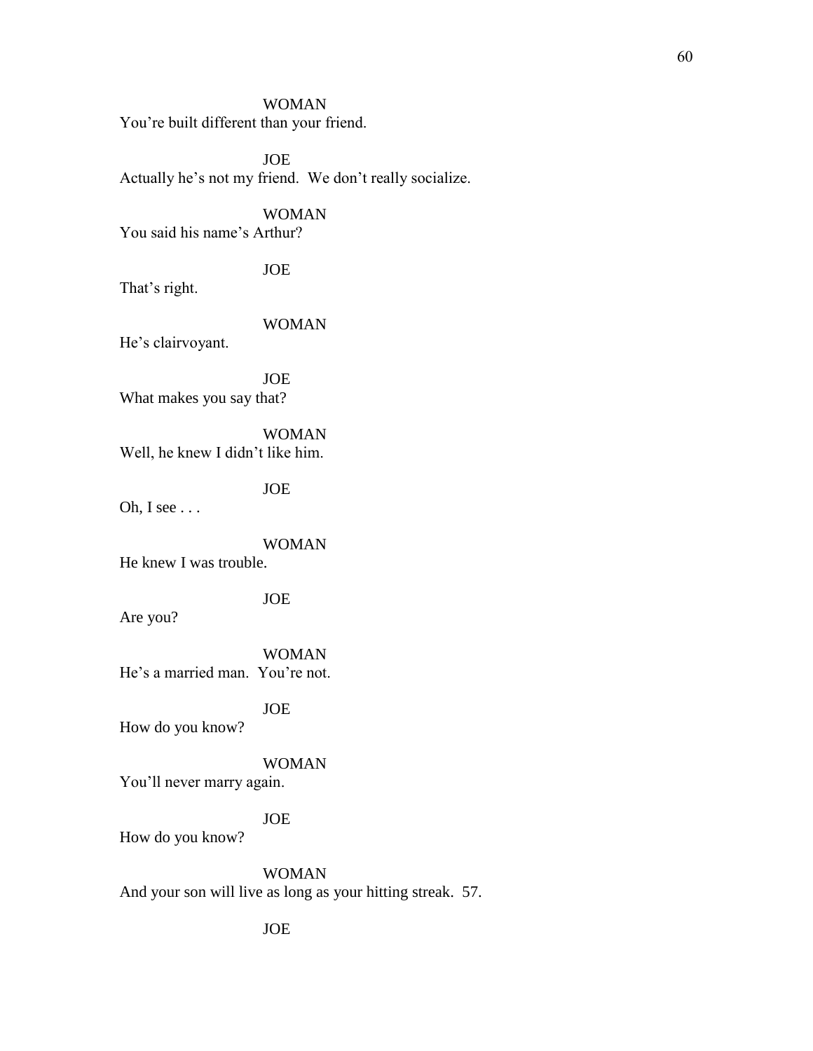WOMAN
You're built different than your friend.

JOE
Actually he's not my friend.  We don't really socialize.

WOMAN
You said his name's Arthur?

JOE
That's right.

WOMAN
He's clairvoyant.

JOE
What makes you say that?

WOMAN
Well, he knew I didn't like him.

JOE
Oh, I see . . .

WOMAN
He knew I was trouble.

JOE
Are you?

WOMAN
He's a married man.  You're not.

JOE
How do you know?

WOMAN
You'll never marry again.

JOE
How do you know?

WOMAN
And your son will live as long as your hitting streak.  57.

JOE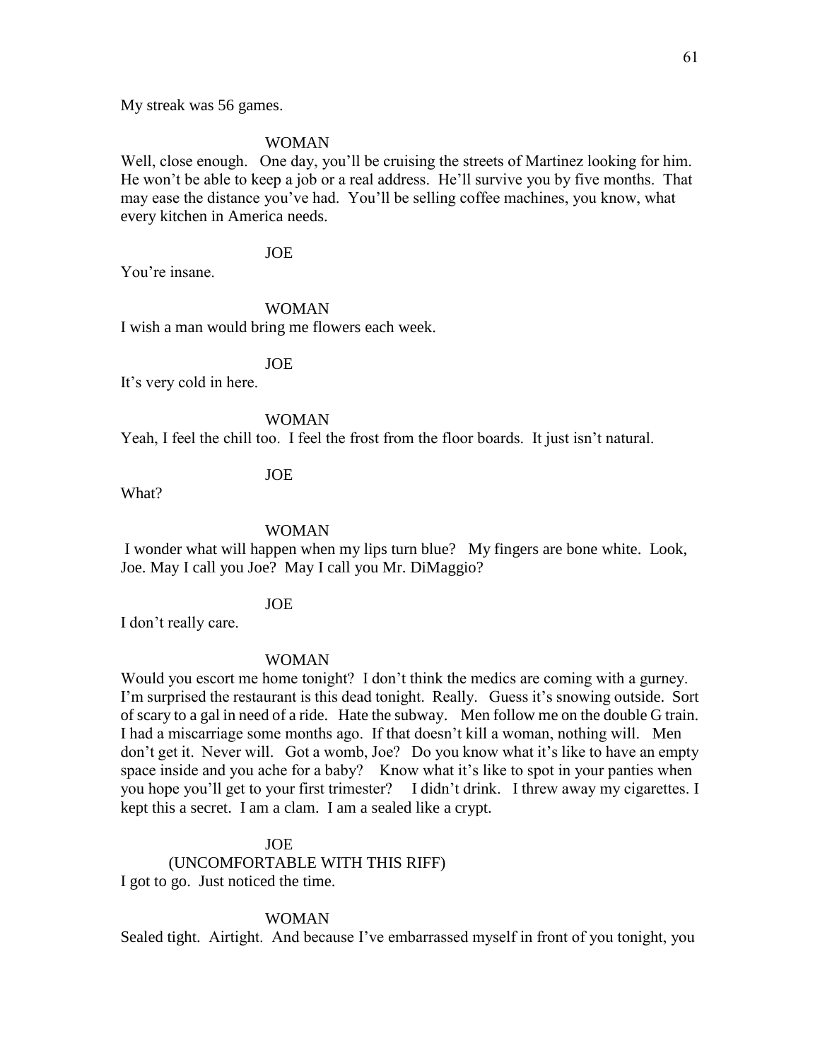My streak was 56 games.

WOMAN

Well, close enough. One day, you'll be cruising the streets of Martinez looking for him. He won't be able to keep a job or a real address. He'll survive you by five months. That may ease the distance you've had. You'll be selling coffee machines, you know, what every kitchen in America needs.

JOE

You're insane.

WOMAN

I wish a man would bring me flowers each week.

JOE

It's very cold in here.

WOMAN

Yeah, I feel the chill too. I feel the frost from the floor boards. It just isn't natural.

JOE

What?

WOMAN

I wonder what will happen when my lips turn blue? My fingers are bone white. Look, Joe. May I call you Joe? May I call you Mr. DiMaggio?

JOE

I don't really care.

WOMAN

Would you escort me home tonight? I don't think the medics are coming with a gurney. I'm surprised the restaurant is this dead tonight. Really. Guess it's snowing outside. Sort of scary to a gal in need of a ride. Hate the subway. Men follow me on the double G train. I had a miscarriage some months ago. If that doesn't kill a woman, nothing will. Men don't get it. Never will. Got a womb, Joe? Do you know what it's like to have an empty space inside and you ache for a baby? Know what it's like to spot in your panties when you hope you'll get to your first trimester? I didn't drink. I threw away my cigarettes. I kept this a secret. I am a clam. I am a sealed like a crypt.

JOE

(UNCOMFORTABLE WITH THIS RIFF)

I got to go. Just noticed the time.

WOMAN

Sealed tight. Airtight. And because I've embarrassed myself in front of you tonight, you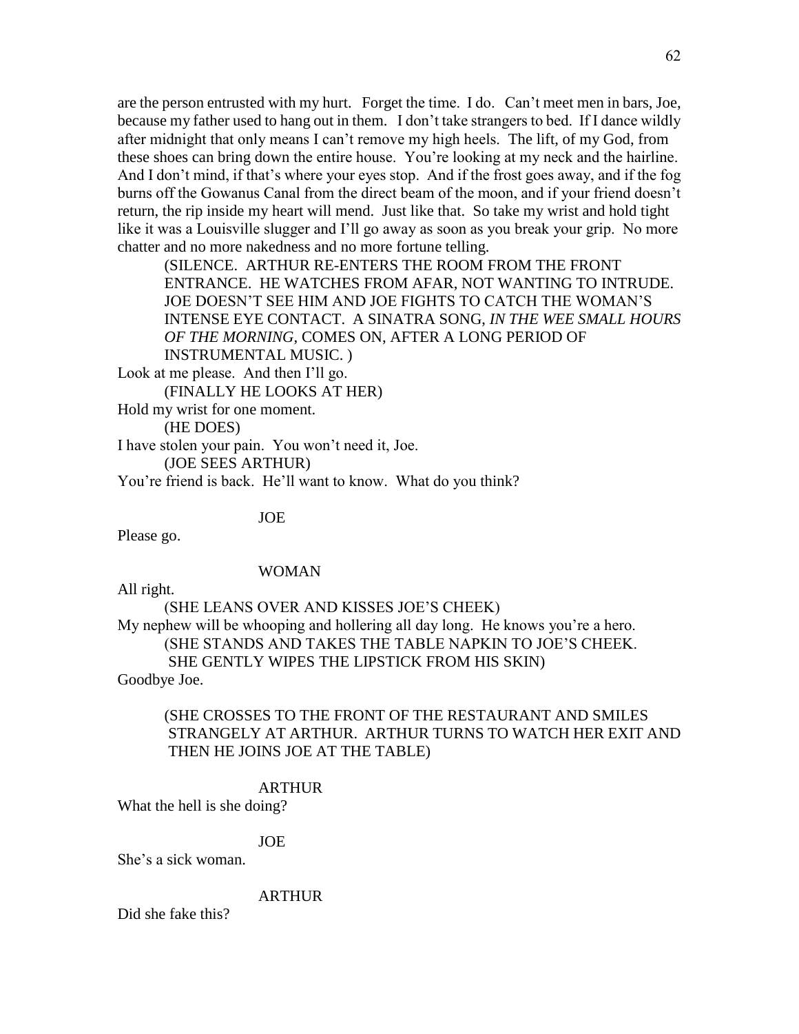are the person entrusted with my hurt. Forget the time. I do. Can't meet men in bars, Joe, because my father used to hang out in them. I don't take strangers to bed. If I dance wildly after midnight that only means I can't remove my high heels. The lift, of my God, from these shoes can bring down the entire house. You're looking at my neck and the hairline. And I don't mind, if that's where your eyes stop. And if the frost goes away, and if the fog burns off the Gowanus Canal from the direct beam of the moon, and if your friend doesn't return, the rip inside my heart will mend. Just like that. So take my wrist and hold tight like it was a Louisville slugger and I'll go away as soon as you break your grip. No more chatter and no more nakedness and no more fortune telling.

(SILENCE. ARTHUR RE-ENTERS THE ROOM FROM THE FRONT ENTRANCE. HE WATCHES FROM AFAR, NOT WANTING TO INTRUDE. JOE DOESN'T SEE HIM AND JOE FIGHTS TO CATCH THE WOMAN'S INTENSE EYE CONTACT. A SINATRA SONG, *IN THE WEE SMALL HOURS OF THE MORNING*, COMES ON, AFTER A LONG PERIOD OF INSTRUMENTAL MUSIC. )

Look at me please. And then I'll go.

(FINALLY HE LOOKS AT HER)

Hold my wrist for one moment.

(HE DOES)

I have stolen your pain. You won't need it, Joe.

(JOE SEES ARTHUR)

You're friend is back. He'll want to know. What do you think?

JOE

Please go.

WOMAN

All right.

(SHE LEANS OVER AND KISSES JOE'S CHEEK)

My nephew will be whooping and hollering all day long. He knows you're a hero.

(SHE STANDS AND TAKES THE TABLE NAPKIN TO JOE'S CHEEK. SHE GENTLY WIPES THE LIPSTICK FROM HIS SKIN)

Goodbye Joe.

(SHE CROSSES TO THE FRONT OF THE RESTAURANT AND SMILES STRANGELY AT ARTHUR. ARTHUR TURNS TO WATCH HER EXIT AND THEN HE JOINS JOE AT THE TABLE)

ARTHUR

What the hell is she doing?

JOE

She's a sick woman.

ARTHUR

Did she fake this?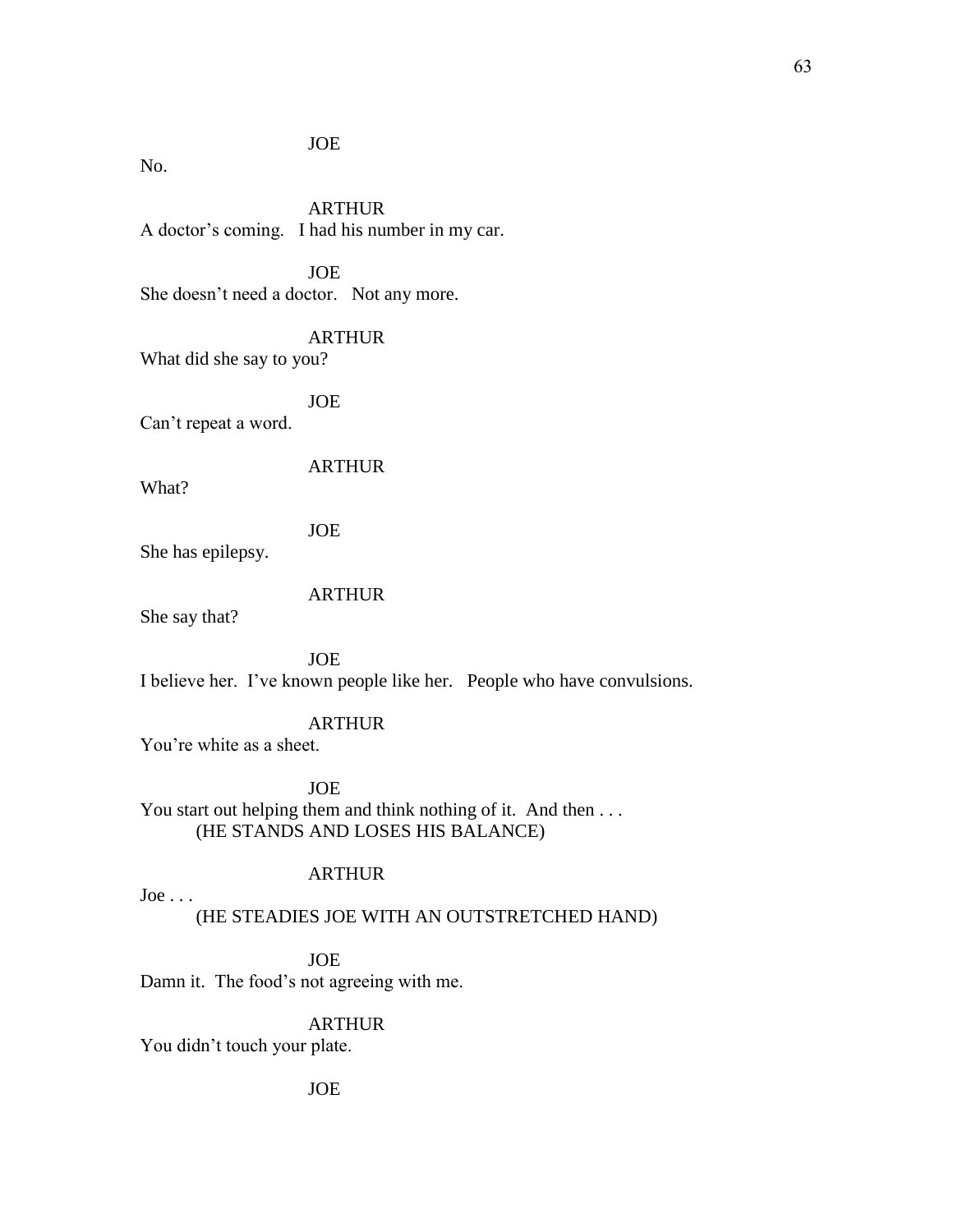JOE

No.

ARTHUR

A doctor's coming. I had his number in my car.

JOE

She doesn't need a doctor. Not any more.

ARTHUR

What did she say to you?

JOE

Can't repeat a word.

ARTHUR

What?

JOE

She has epilepsy.

ARTHUR

She say that?

JOE

I believe her. I've known people like her. People who have convulsions.

ARTHUR

You're white as a sheet.

JOE

You start out helping them and think nothing of it. And then . . .

(HE STANDS AND LOSES HIS BALANCE)

ARTHUR

Joe . . .

(HE STEADIES JOE WITH AN OUTSTRETCHED HAND)

JOE

Damn it. The food's not agreeing with me.

ARTHUR

You didn't touch your plate.

JOE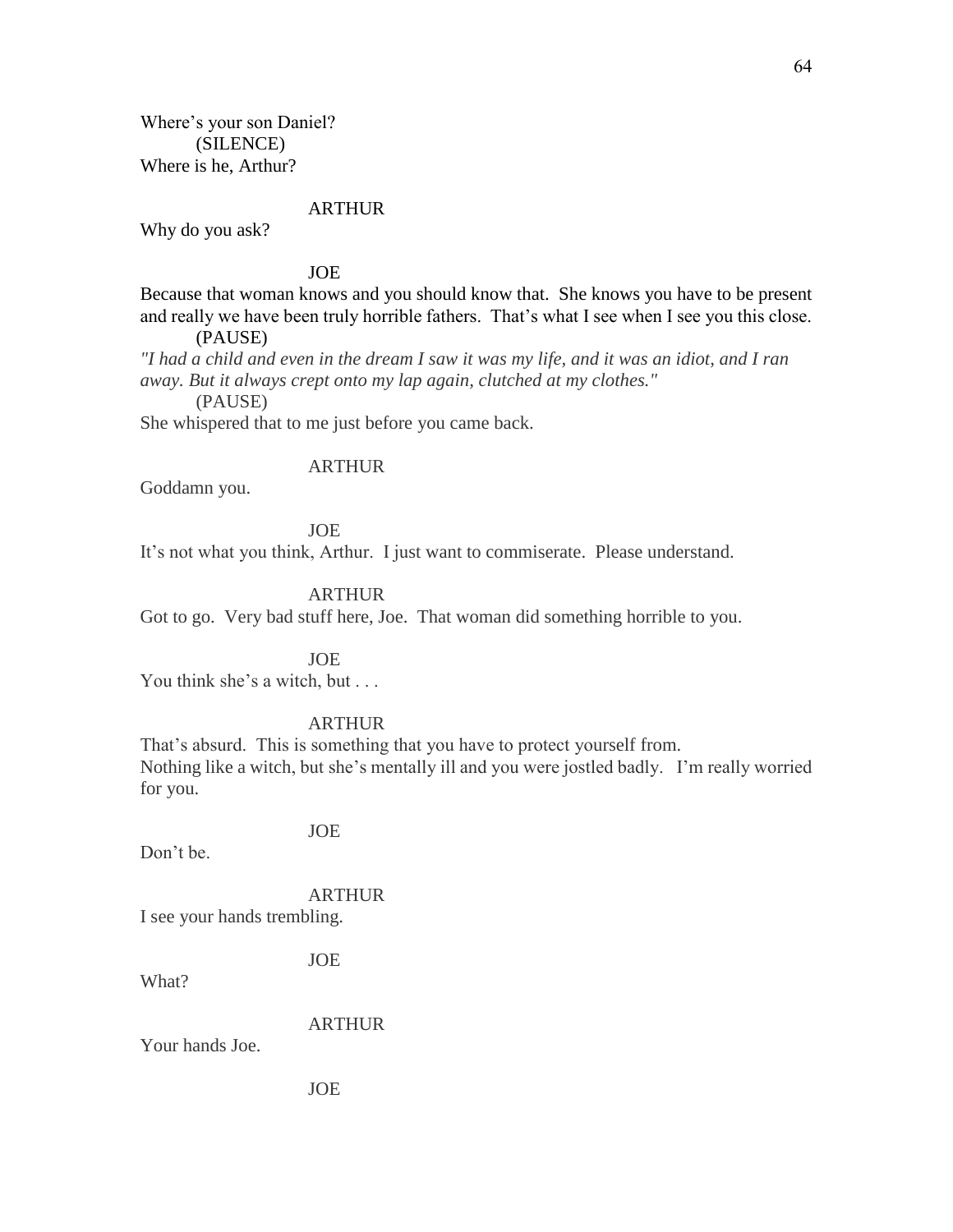Where's your son Daniel?
(SILENCE)
Where is he, Arthur?

ARTHUR

Why do you ask?

JOE

Because that woman knows and you should know that. She knows you have to be present and really we have been truly horrible fathers. That's what I see when I see you this close.
(PAUSE)
*"I had a child and even in the dream I saw it was my life, and it was an idiot, and I ran away. But it always crept onto my lap again, clutched at my clothes."*
(PAUSE)
She whispered that to me just before you came back.

ARTHUR

Goddamn you.

JOE

It's not what you think, Arthur. I just want to commiserate. Please understand.

ARTHUR

Got to go. Very bad stuff here, Joe. That woman did something horrible to you.

JOE

You think she's a witch, but . . .

ARTHUR

That's absurd. This is something that you have to protect yourself from.
Nothing like a witch, but she's mentally ill and you were jostled badly. I'm really worried for you.

JOE

Don't be.

ARTHUR

I see your hands trembling.

JOE

What?

ARTHUR

Your hands Joe.

JOE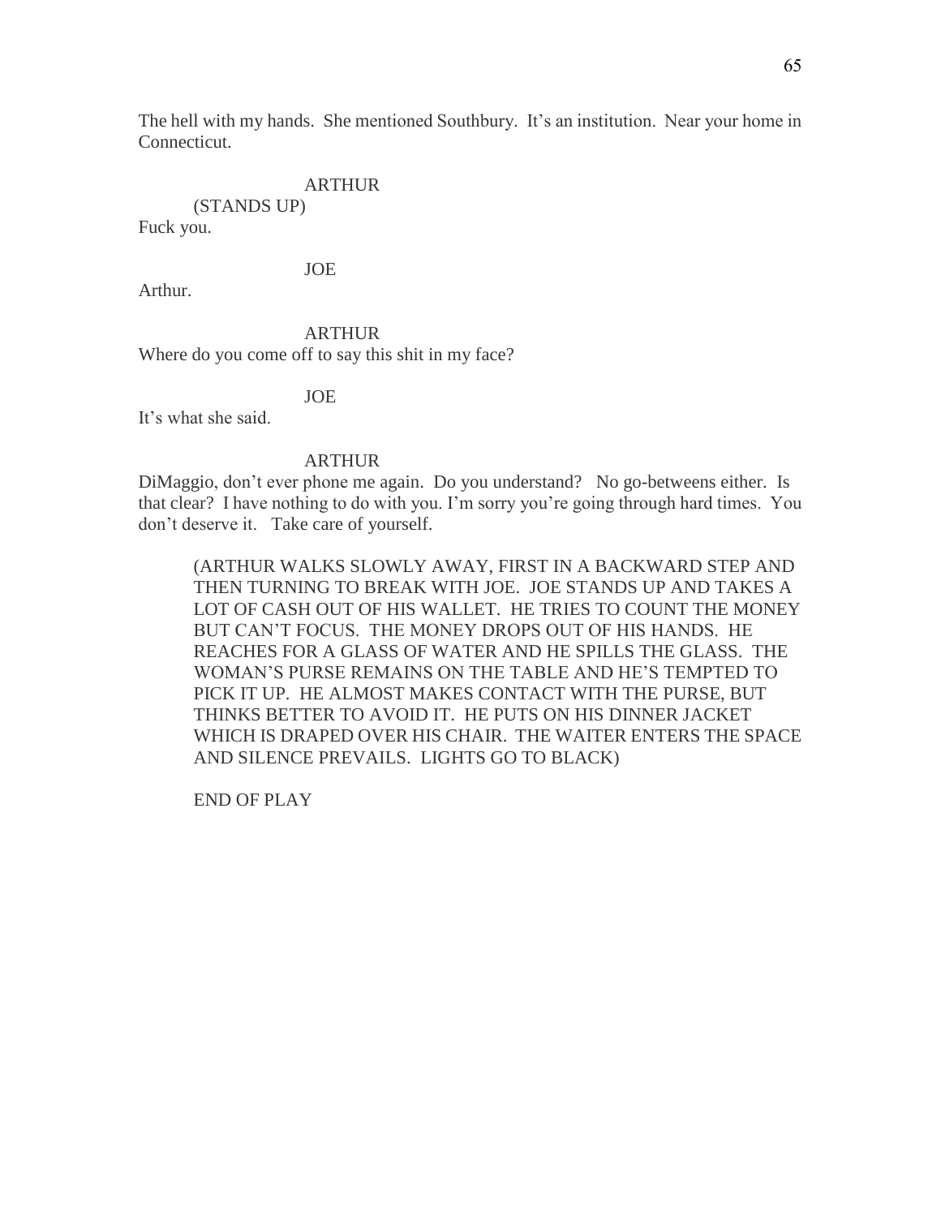The hell with my hands. She mentioned Southbury. It's an institution. Near your home in Connecticut.

ARTHUR

(STANDS UP)

Fuck you.

JOE

Arthur.

ARTHUR

Where do you come off to say this shit in my face?

JOE

It's what she said.

ARTHUR

DiMaggio, don't ever phone me again. Do you understand? No go-betweens either. Is that clear? I have nothing to do with you. I'm sorry you're going through hard times. You don't deserve it. Take care of yourself.

(ARTHUR WALKS SLOWLY AWAY, FIRST IN A BACKWARD STEP AND THEN TURNING TO BREAK WITH JOE. JOE STANDS UP AND TAKES A LOT OF CASH OUT OF HIS WALLET. HE TRIES TO COUNT THE MONEY BUT CAN'T FOCUS. THE MONEY DROPS OUT OF HIS HANDS. HE REACHES FOR A GLASS OF WATER AND HE SPILLS THE GLASS. THE WOMAN'S PURSE REMAINS ON THE TABLE AND HE'S TEMPTED TO PICK IT UP. HE ALMOST MAKES CONTACT WITH THE PURSE, BUT THINKS BETTER TO AVOID IT. HE PUTS ON HIS DINNER JACKET WHICH IS DRAPED OVER HIS CHAIR. THE WAITER ENTERS THE SPACE AND SILENCE PREVAILS. LIGHTS GO TO BLACK)

END OF PLAY